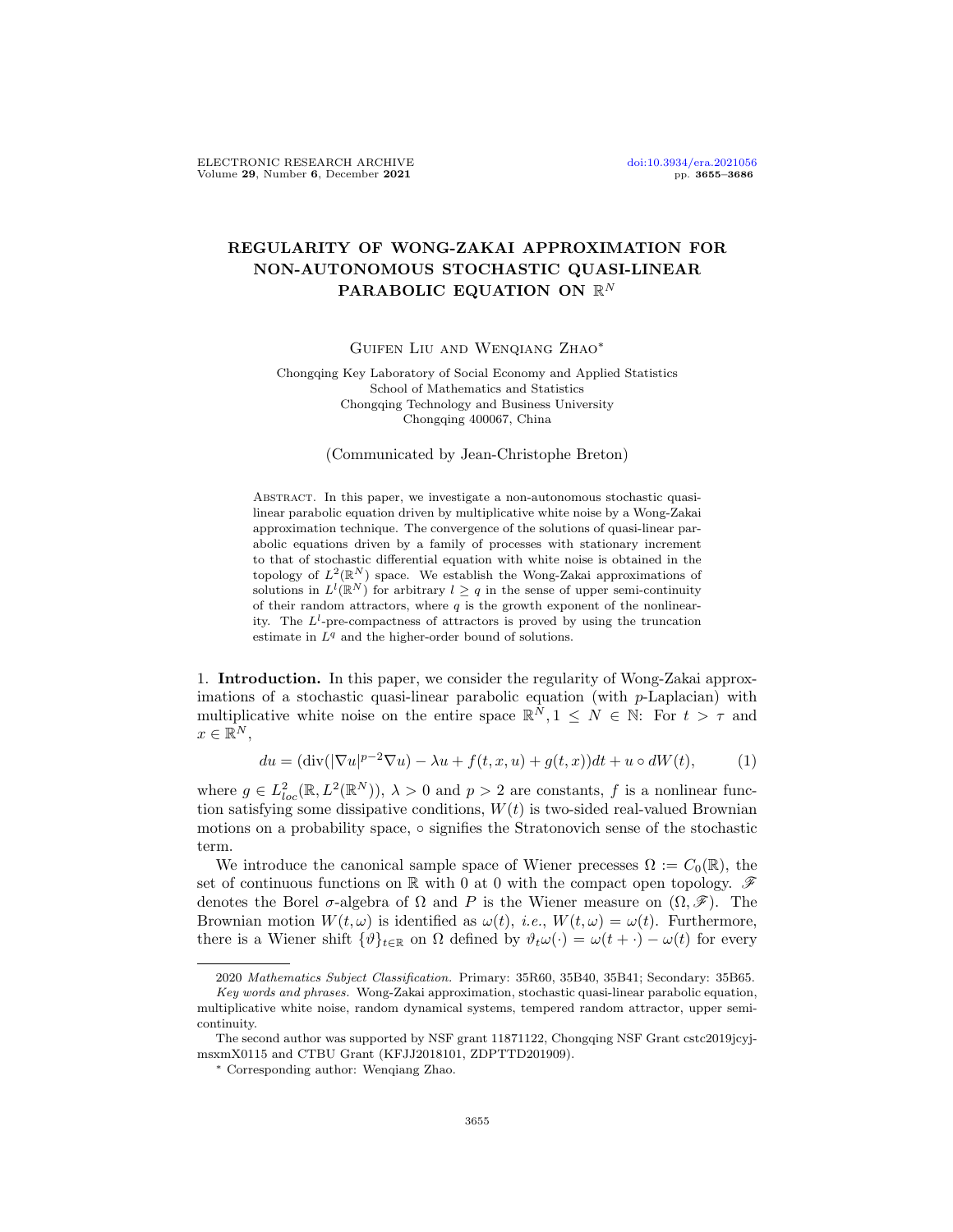# REGULARITY OF WONG-ZAKAI APPROXIMATION FOR NON-AUTONOMOUS STOCHASTIC QUASI-LINEAR PARABOLIC EQUATION ON $\mathbb{R}^N$

Guifen Liu and Wenqiang Zhao*

Chongqing Key Laboratory of Social Economy and Applied Statistics
School of Mathematics and Statistics
Chongqing Technology and Business University
Chongqing 400067, China

(Communicated by Jean-Christophe Breton)

Abstract. In this paper, we investigate a non-autonomous stochastic quasi-linear parabolic equation driven by multiplicative white noise by a Wong-Zakai approximation technique. The convergence of the solutions of quasi-linear parabolic equations driven by a family of processes with stationary increment to that of stochastic differential equation with white noise is obtained in the topology of $L^2(\mathbb{R}^N)$ space. We establish the Wong-Zakai approximations of solutions in $L^l(\mathbb{R}^N)$ for arbitrary $l \geq q$ in the sense of upper semi-continuity of their random attractors, where $q$ is the growth exponent of the nonlinearity. The $L^l$-pre-compactness of attractors is proved by using the truncation estimate in $L^q$ and the higher-order bound of solutions.

## 1. Introduction.

In this paper, we consider the regularity of Wong-Zakai approximations of a stochastic quasi-linear parabolic equation (with $p$-Laplacian) with multiplicative white noise on the entire space $\mathbb{R}^N, 1 \leq N \in \mathbb{N}$: For $t > \tau$ and $x \in \mathbb{R}^N$,

$$du = (\text{div}(|\nabla u|^{p-2}\nabla u) - \lambda u + f(t, x, u) + g(t, x))dt + u \circ dW(t), \tag{1}$$

where $g \in L^2_{loc}(\mathbb{R}, L^2(\mathbb{R}^N))$, $\lambda > 0$ and $p > 2$ are constants, $f$ is a nonlinear function satisfying some dissipative conditions, $W(t)$ is two-sided real-valued Brownian motions on a probability space, $\circ$ signifies the Stratonovich sense of the stochastic term.

We introduce the canonical sample space of Wiener precesses $\Omega := C_0(\mathbb{R})$, the set of continuous functions on $\mathbb{R}$ with 0 at 0 with the compact open topology. $\mathscr{F}$ denotes the Borel $\sigma$-algebra of $\Omega$ and $P$ is the Wiener measure on $(\Omega, \mathscr{F})$. The Brownian motion $W(t, \omega)$ is identified as $\omega(t)$, *i.e.*, $W(t, \omega) = \omega(t)$. Furthermore, there is a Wiener shift $\{\vartheta\}_{t\in\mathbb{R}}$ on $\Omega$ defined by $\vartheta_t\omega(\cdot) = \omega(t + \cdot) - \omega(t)$ for every

---

2020 *Mathematics Subject Classification.* Primary: 35R60, 35B40, 35B41; Secondary: 35B65.

*Key words and phrases.* Wong-Zakai approximation, stochastic quasi-linear parabolic equation, multiplicative white noise, random dynamical systems, tempered random attractor, upper semi-continuity.

The second author was supported by NSF grant 11871122, Chongqing NSF Grant cstc2019jcyj-msxmX0115 and CTBU Grant (KFJJ2018101, ZDPTTD201909).

* Corresponding author: Wenqiang Zhao.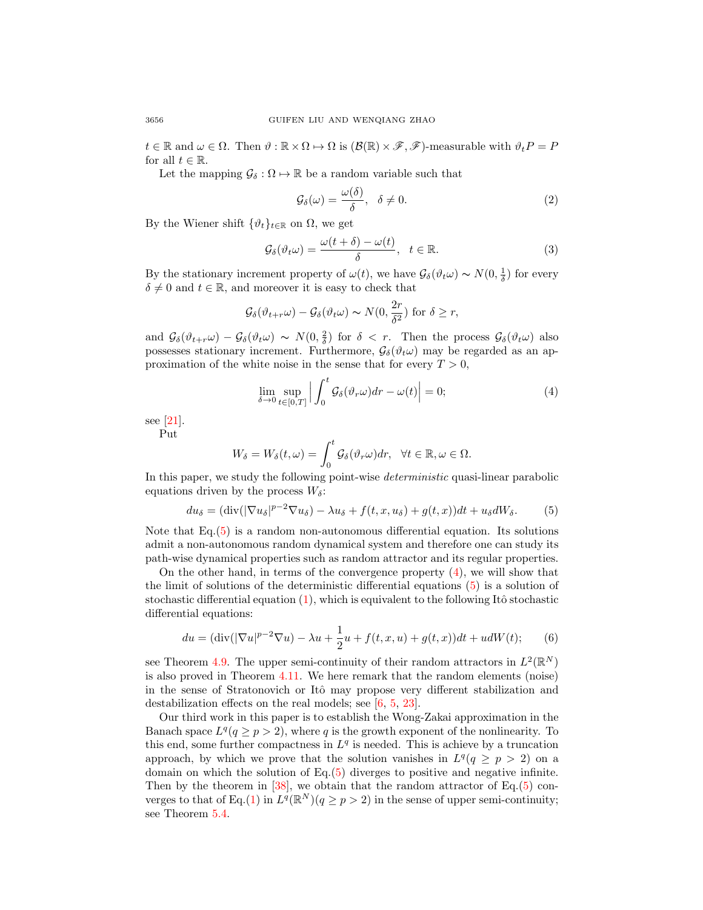$t \in \mathbb{R}$ and $\omega \in \Omega$. Then $\vartheta : \mathbb{R} \times \Omega \mapsto \Omega$ is $(\mathcal{B}(\mathbb{R}) \times \mathscr{F}, \mathscr{F})$-measurable with $\vartheta_t P = P$ for all $t \in \mathbb{R}$.

Let the mapping $\mathcal{G}_\delta : \Omega \mapsto \mathbb{R}$ be a random variable such that

$$\mathcal{G}_\delta(\omega) = \frac{\omega(\delta)}{\delta}, \quad \delta \neq 0. \tag{2}$$

By the Wiener shift $\{\vartheta_t\}_{t\in\mathbb{R}}$ on $\Omega$, we get

$$\mathcal{G}_\delta(\vartheta_t \omega) = \frac{\omega(t+\delta) - \omega(t)}{\delta}, \quad t \in \mathbb{R}. \tag{3}$$

By the stationary increment property of $\omega(t)$, we have $\mathcal{G}_\delta(\vartheta_t\omega) \sim N(0, \frac{1}{\delta})$ for every $\delta \neq 0$ and $t \in \mathbb{R}$, and moreover it is easy to check that

$$\mathcal{G}_\delta(\vartheta_{t+r}\omega) - \mathcal{G}_\delta(\vartheta_t\omega) \sim N(0, \frac{2r}{\delta^2}) \text{ for } \delta \geq r,$$

and $\mathcal{G}_\delta(\vartheta_{t+r}\omega) - \mathcal{G}_\delta(\vartheta_t\omega) \sim N(0, \frac{2}{\delta})$ for $\delta < r$. Then the process $\mathcal{G}_\delta(\vartheta_t\omega)$ also possesses stationary increment. Furthermore, $\mathcal{G}_\delta(\vartheta_t\omega)$ may be regarded as an approximation of the white noise in the sense that for every $T > 0$,

$$\lim_{\delta\to 0} \sup_{t\in[0,T]} \Big| \int_0^t \mathcal{G}_\delta(\vartheta_r\omega)dr - \omega(t)\Big| = 0; \tag{4}$$

see [21].

Put

$$W_\delta = W_\delta(t, \omega) = \int_0^t \mathcal{G}_\delta(\vartheta_r\omega)dr, \quad \forall t \in \mathbb{R}, \omega \in \Omega.$$

In this paper, we study the following point-wise *deterministic* quasi-linear parabolic equations driven by the process $W_\delta$:

$$du_\delta = (\mathrm{div}(|\nabla u_\delta|^{p-2}\nabla u_\delta) - \lambda u_\delta + f(t, x, u_\delta) + g(t, x))dt + u_\delta dW_\delta. \tag{5}$$

Note that Eq.(5) is a random non-autonomous differential equation. Its solutions admit a non-autonomous random dynamical system and therefore one can study its path-wise dynamical properties such as random attractor and its regular properties.

On the other hand, in terms of the convergence property (4), we will show that the limit of solutions of the deterministic differential equations (5) is a solution of stochastic differential equation (1), which is equivalent to the following Itô stochastic differential equations:

$$du = (\mathrm{div}(|\nabla u|^{p-2}\nabla u) - \lambda u + \frac{1}{2}u + f(t, x, u) + g(t, x))dt + udW(t); \tag{6}$$

see Theorem 4.9. The upper semi-continuity of their random attractors in $L^2(\mathbb{R}^N)$ is also proved in Theorem 4.11. We here remark that the random elements (noise) in the sense of Stratonovich or Itô may propose very different stabilization and destabilization effects on the real models; see [6, 5, 23].

Our third work in this paper is to establish the Wong-Zakai approximation in the Banach space $L^q(q \geq p > 2)$, where $q$ is the growth exponent of the nonlinearity. To this end, some further compactness in $L^q$ is needed. This is achieve by a truncation approach, by which we prove that the solution vanishes in $L^q(q \geq p > 2)$ on a domain on which the solution of Eq.(5) diverges to positive and negative infinite. Then by the theorem in [38], we obtain that the random attractor of Eq.(5) converges to that of Eq.(1) in $L^q(\mathbb{R}^N)(q \geq p > 2)$ in the sense of upper semi-continuity; see Theorem 5.4.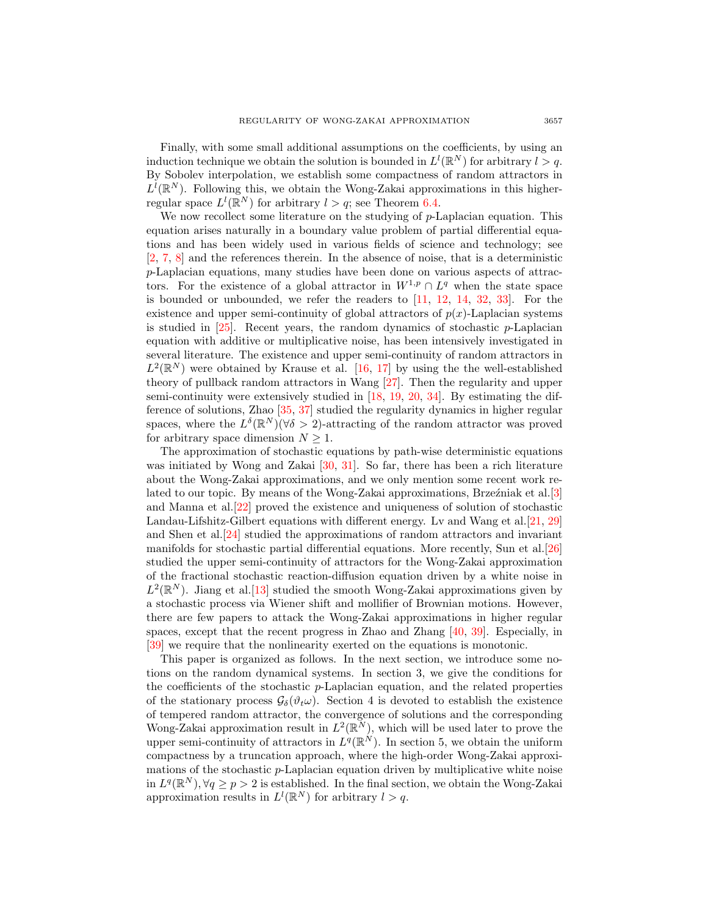Finally, with some small additional assumptions on the coefficients, by using an induction technique we obtain the solution is bounded in $L^l(\mathbb{R}^N)$ for arbitrary $l > q$. By Sobolev interpolation, we establish some compactness of random attractors in $L^l(\mathbb{R}^N)$. Following this, we obtain the Wong-Zakai approximations in this higher-regular space $L^l(\mathbb{R}^N)$ for arbitrary $l > q$; see Theorem 6.4.

We now recollect some literature on the studying of $p$-Laplacian equation. This equation arises naturally in a boundary value problem of partial differential equations and has been widely used in various fields of science and technology; see [2, 7, 8] and the references therein. In the absence of noise, that is a deterministic $p$-Laplacian equations, many studies have been done on various aspects of attractors. For the existence of a global attractor in $W^{1,p} \cap L^q$ when the state space is bounded or unbounded, we refer the readers to [11, 12, 14, 32, 33]. For the existence and upper semi-continuity of global attractors of $p(x)$-Laplacian systems is studied in [25]. Recent years, the random dynamics of stochastic $p$-Laplacian equation with additive or multiplicative noise, has been intensively investigated in several literature. The existence and upper semi-continuity of random attractors in $L^2(\mathbb{R}^N)$ were obtained by Krause et al. [16, 17] by using the the well-established theory of pullback random attractors in Wang [27]. Then the regularity and upper semi-continuity were extensively studied in [18, 19, 20, 34]. By estimating the difference of solutions, Zhao [35, 37] studied the regularity dynamics in higher regular spaces, where the $L^\delta(\mathbb{R}^N)(\forall \delta > 2)$-attracting of the random attractor was proved for arbitrary space dimension $N \geq 1$.

The approximation of stochastic equations by path-wise deterministic equations was initiated by Wong and Zakai [30, 31]. So far, there has been a rich literature about the Wong-Zakai approximations, and we only mention some recent work related to our topic. By means of the Wong-Zakai approximations, Brzeźniak et al.[3] and Manna et al.[22] proved the existence and uniqueness of solution of stochastic Landau-Lifshitz-Gilbert equations with different energy. Lv and Wang et al.[21, 29] and Shen et al.[24] studied the approximations of random attractors and invariant manifolds for stochastic partial differential equations. More recently, Sun et al.[26] studied the upper semi-continuity of attractors for the Wong-Zakai approximation of the fractional stochastic reaction-diffusion equation driven by a white noise in $L^2(\mathbb{R}^N)$. Jiang et al.[13] studied the smooth Wong-Zakai approximations given by a stochastic process via Wiener shift and mollifier of Brownian motions. However, there are few papers to attack the Wong-Zakai approximations in higher regular spaces, except that the recent progress in Zhao and Zhang [40, 39]. Especially, in [39] we require that the nonlinearity exerted on the equations is monotonic.

This paper is organized as follows. In the next section, we introduce some notions on the random dynamical systems. In section 3, we give the conditions for the coefficients of the stochastic $p$-Laplacian equation, and the related properties of the stationary process $\mathcal{G}_\delta(\vartheta_t\omega)$. Section 4 is devoted to establish the existence of tempered random attractor, the convergence of solutions and the corresponding Wong-Zakai approximation result in $L^2(\mathbb{R}^N)$, which will be used later to prove the upper semi-continuity of attractors in $L^q(\mathbb{R}^N)$. In section 5, we obtain the uniform compactness by a truncation approach, where the high-order Wong-Zakai approximations of the stochastic $p$-Laplacian equation driven by multiplicative white noise in $L^q(\mathbb{R}^N), \forall q \geq p > 2$ is established. In the final section, we obtain the Wong-Zakai approximation results in $L^l(\mathbb{R}^N)$ for arbitrary $l > q$.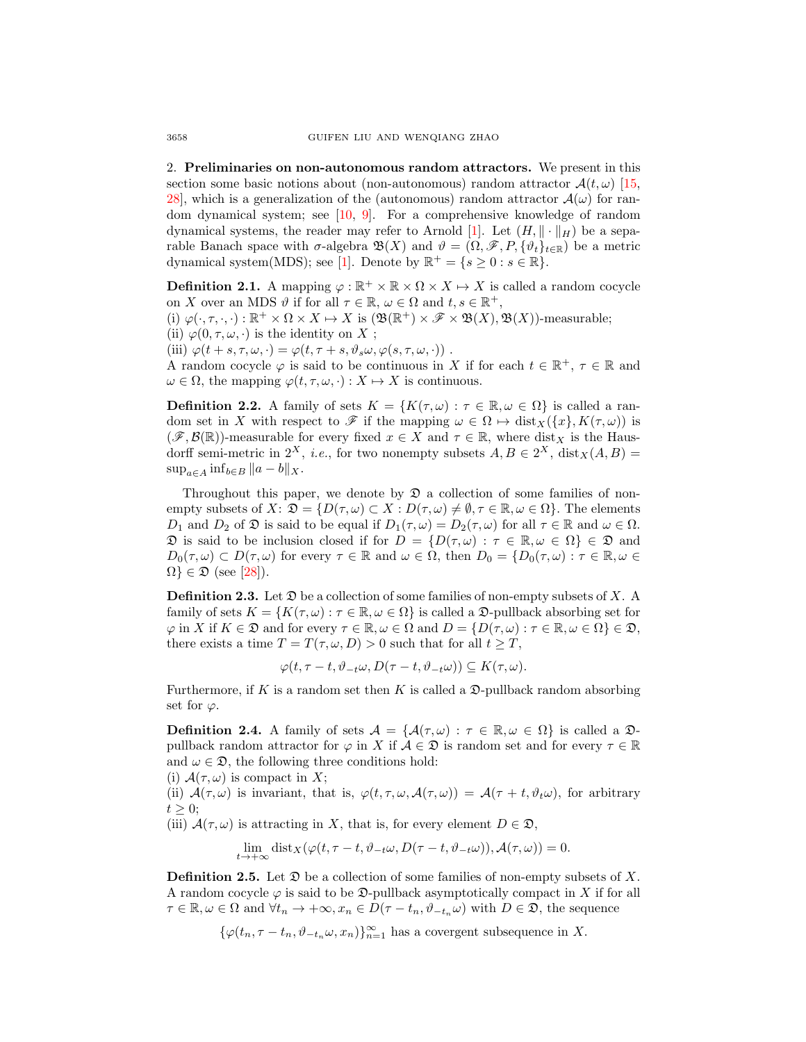2. **Preliminaries on non-autonomous random attractors.** We present in this section some basic notions about (non-autonomous) random attractor $\mathcal{A}(t,\omega)$ [15, 28], which is a generalization of the (autonomous) random attractor $\mathcal{A}(\omega)$ for random dynamical system; see [10, 9]. For a comprehensive knowledge of random dynamical systems, the reader may refer to Arnold [1]. Let $(H, \|\cdot\|_H)$ be a separable Banach space with $\sigma$-algebra $\mathfrak{B}(X)$ and $\vartheta = (\Omega, \mathscr{F}, P, \{\vartheta_t\}_{t\in\mathbb{R}})$ be a metric dynamical system(MDS); see [1]. Denote by $\mathbb{R}^+ = \{s \geq 0 : s \in \mathbb{R}\}$.

**Definition 2.1.** A mapping $\varphi : \mathbb{R}^+ \times \mathbb{R} \times \Omega \times X \mapsto X$ is called a random cocycle on $X$ over an MDS $\vartheta$ if for all $\tau \in \mathbb{R}$, $\omega \in \Omega$ and $t, s \in \mathbb{R}^+$,
(i) $\varphi(\cdot, \tau, \cdot, \cdot) : \mathbb{R}^+ \times \Omega \times X \mapsto X$ is $(\mathfrak{B}(\mathbb{R}^+) \times \mathscr{F} \times \mathfrak{B}(X), \mathfrak{B}(X))$-measurable;
(ii) $\varphi(0, \tau, \omega, \cdot)$ is the identity on $X$ ;
(iii) $\varphi(t + s, \tau, \omega, \cdot) = \varphi(t, \tau + s, \vartheta_s\omega, \varphi(s, \tau, \omega, \cdot))$ .
A random cocycle $\varphi$ is said to be continuous in $X$ if for each $t \in \mathbb{R}^+$, $\tau \in \mathbb{R}$ and $\omega \in \Omega$, the mapping $\varphi(t, \tau, \omega, \cdot) : X \mapsto X$ is continuous.

**Definition 2.2.** A family of sets $K = \{K(\tau, \omega) : \tau \in \mathbb{R}, \omega \in \Omega\}$ is called a random set in $X$ with respect to $\mathscr{F}$ if the mapping $\omega \in \Omega \mapsto \text{dist}_X(\{x\}, K(\tau, \omega))$ is $(\mathscr{F}, \mathcal{B}(\mathbb{R}))$-measurable for every fixed $x \in X$ and $\tau \in \mathbb{R}$, where $\text{dist}_X$ is the Hausdorff semi-metric in $2^X$, *i.e.*, for two nonempty subsets $A, B \in 2^X$, $\text{dist}_X(A, B) = \sup_{a\in A} \inf_{b\in B} \|a - b\|_X$.

Throughout this paper, we denote by $\mathfrak{D}$ a collection of some families of nonempty subsets of $X$: $\mathfrak{D} = \{D(\tau, \omega) \subset X : D(\tau, \omega) \neq \emptyset, \tau \in \mathbb{R}, \omega \in \Omega\}$. The elements $D_1$ and $D_2$ of $\mathfrak{D}$ is said to be equal if $D_1(\tau, \omega) = D_2(\tau, \omega)$ for all $\tau \in \mathbb{R}$ and $\omega \in \Omega$. $\mathfrak{D}$ is said to be inclusion closed if for $D = \{D(\tau, \omega) : \tau \in \mathbb{R}, \omega \in \Omega\} \in \mathfrak{D}$ and $D_0(\tau, \omega) \subset D(\tau, \omega)$ for every $\tau \in \mathbb{R}$ and $\omega \in \Omega$, then $D_0 = \{D_0(\tau, \omega) : \tau \in \mathbb{R}, \omega \in \Omega\} \in \mathfrak{D}$ (see [28]).

**Definition 2.3.** Let $\mathfrak{D}$ be a collection of some families of non-empty subsets of $X$. A family of sets $K = \{K(\tau, \omega) : \tau \in \mathbb{R}, \omega \in \Omega\}$ is called a $\mathfrak{D}$-pullback absorbing set for $\varphi$ in $X$ if $K \in \mathfrak{D}$ and for every $\tau \in \mathbb{R}, \omega \in \Omega$ and $D = \{D(\tau, \omega) : \tau \in \mathbb{R}, \omega \in \Omega\} \in \mathfrak{D}$, there exists a time $T = T(\tau, \omega, D) > 0$ such that for all $t \geq T$,

$$\varphi(t, \tau - t, \vartheta_{-t}\omega, D(\tau - t, \vartheta_{-t}\omega)) \subseteq K(\tau, \omega).$$

Furthermore, if $K$ is a random set then $K$ is called a $\mathfrak{D}$-pullback random absorbing set for $\varphi$.

**Definition 2.4.** A family of sets $\mathcal{A} = \{\mathcal{A}(\tau, \omega) : \tau \in \mathbb{R}, \omega \in \Omega\}$ is called a $\mathfrak{D}$-pullback random attractor for $\varphi$ in $X$ if $\mathcal{A} \in \mathfrak{D}$ is random set and for every $\tau \in \mathbb{R}$ and $\omega \in \mathfrak{D}$, the following three conditions hold:
(i) $\mathcal{A}(\tau, \omega)$ is compact in $X$;
(ii) $\mathcal{A}(\tau, \omega)$ is invariant, that is, $\varphi(t, \tau, \omega, \mathcal{A}(\tau, \omega)) = \mathcal{A}(\tau + t, \vartheta_t\omega)$, for arbitrary $t \geq 0$;
(iii) $\mathcal{A}(\tau, \omega)$ is attracting in $X$, that is, for every element $D \in \mathfrak{D}$,

$$\lim_{t\to+\infty} \text{dist}_X(\varphi(t, \tau - t, \vartheta_{-t}\omega, D(\tau - t, \vartheta_{-t}\omega)), \mathcal{A}(\tau, \omega)) = 0.$$

**Definition 2.5.** Let $\mathfrak{D}$ be a collection of some families of non-empty subsets of $X$. A random cocycle $\varphi$ is said to be $\mathfrak{D}$-pullback asymptotically compact in $X$ if for all $\tau \in \mathbb{R}, \omega \in \Omega$ and $\forall t_n \to +\infty, x_n \in D(\tau - t_n, \vartheta_{-t_n}\omega)$ with $D \in \mathfrak{D}$, the sequence

$$\{\varphi(t_n, \tau - t_n, \vartheta_{-t_n}\omega, x_n)\}_{n=1}^{\infty} \text{ has a covergent subsequence in } X.$$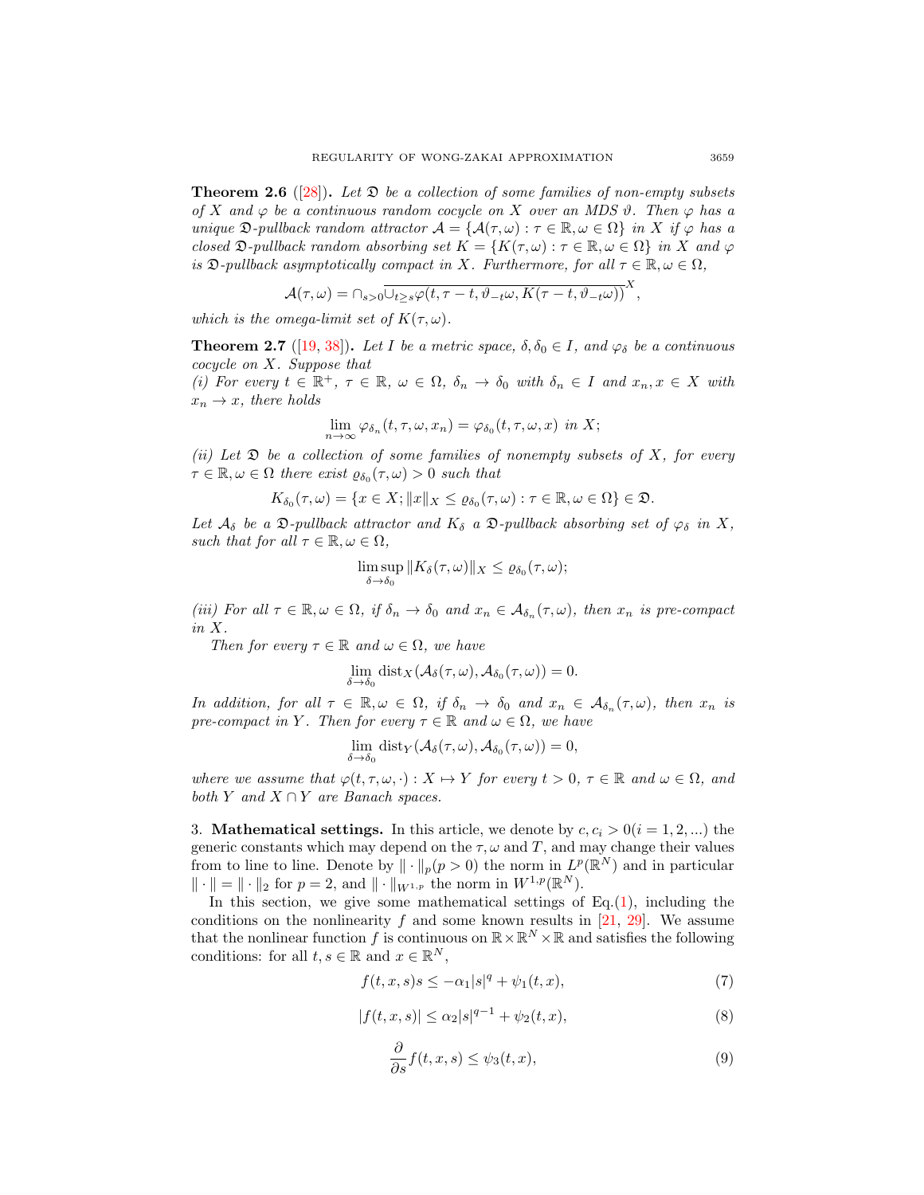**Theorem 2.6** ([28]). *Let $\mathfrak{D}$ be a collection of some families of non-empty subsets of $X$ and $\varphi$ be a continuous random cocycle on $X$ over an MDS $\vartheta$. Then $\varphi$ has a unique $\mathfrak{D}$-pullback random attractor $\mathcal{A} = \{\mathcal{A}(\tau,\omega) : \tau \in \mathbb{R}, \omega \in \Omega\}$ in $X$ if $\varphi$ has a closed $\mathfrak{D}$-pullback random absorbing set $K = \{K(\tau,\omega) : \tau \in \mathbb{R}, \omega \in \Omega\}$ in $X$ and $\varphi$ is $\mathfrak{D}$-pullback asymptotically compact in $X$. Furthermore, for all $\tau \in \mathbb{R}, \omega \in \Omega$,*

$$\mathcal{A}(\tau,\omega) = \cap_{s>0}\overline{\cup_{t\geq s}\varphi(t,\tau-t,\vartheta_{-t}\omega,K(\tau-t,\vartheta_{-t}\omega))}^{X},$$

*which is the omega-limit set of $K(\tau,\omega)$.*

**Theorem 2.7** ([19, 38]). *Let $I$ be a metric space, $\delta,\delta_0 \in I$, and $\varphi_\delta$ be a continuous cocycle on $X$. Suppose that*
*(i) For every $t \in \mathbb{R}^+$, $\tau \in \mathbb{R}$, $\omega \in \Omega$, $\delta_n \to \delta_0$ with $\delta_n \in I$ and $x_n, x \in X$ with $x_n \to x$, there holds*

$$\lim_{n\to\infty}\varphi_{\delta_n}(t,\tau,\omega,x_n) = \varphi_{\delta_0}(t,\tau,\omega,x) \text{ in } X;$$

*(ii) Let $\mathfrak{D}$ be a collection of some families of nonempty subsets of $X$, for every $\tau \in \mathbb{R}, \omega \in \Omega$ there exist $\varrho_{\delta_0}(\tau,\omega) > 0$ such that*

$$K_{\delta_0}(\tau,\omega) = \{x \in X; \|x\|_X \leq \varrho_{\delta_0}(\tau,\omega) : \tau \in \mathbb{R}, \omega \in \Omega\} \in \mathfrak{D}.$$

*Let $\mathcal{A}_\delta$ be a $\mathfrak{D}$-pullback attractor and $K_\delta$ a $\mathfrak{D}$-pullback absorbing set of $\varphi_\delta$ in $X$, such that for all $\tau \in \mathbb{R}, \omega \in \Omega$,*

$$\limsup_{\delta\to\delta_0}\|K_\delta(\tau,\omega)\|_X \leq \varrho_{\delta_0}(\tau,\omega);$$

*(iii) For all $\tau \in \mathbb{R}, \omega \in \Omega$, if $\delta_n \to \delta_0$ and $x_n \in \mathcal{A}_{\delta_n}(\tau,\omega)$, then $x_n$ is pre-compact in $X$.*

*Then for every $\tau \in \mathbb{R}$ and $\omega \in \Omega$, we have*

$$\lim_{\delta\to\delta_0}\operatorname{dist}_X(\mathcal{A}_\delta(\tau,\omega),\mathcal{A}_{\delta_0}(\tau,\omega)) = 0.$$

*In addition, for all $\tau \in \mathbb{R}, \omega \in \Omega$, if $\delta_n \to \delta_0$ and $x_n \in \mathcal{A}_{\delta_n}(\tau,\omega)$, then $x_n$ is pre-compact in $Y$. Then for every $\tau \in \mathbb{R}$ and $\omega \in \Omega$, we have*

$$\lim_{\delta\to\delta_0}\operatorname{dist}_Y(\mathcal{A}_\delta(\tau,\omega),\mathcal{A}_{\delta_0}(\tau,\omega)) = 0,$$

*where we assume that $\varphi(t,\tau,\omega,\cdot) : X \mapsto Y$ for every $t > 0$, $\tau \in \mathbb{R}$ and $\omega \in \Omega$, and both $Y$ and $X \cap Y$ are Banach spaces.*

## 3. Mathematical settings.

In this article, we denote by $c, c_i > 0 (i = 1, 2, ...)$ the generic constants which may depend on the $\tau, \omega$ and $T$, and may change their values from to line to line. Denote by $\|\cdot\|_p (p > 0)$ the norm in $L^p(\mathbb{R}^N)$ and in particular $\|\cdot\| = \|\cdot\|_2$ for $p = 2$, and $\|\cdot\|_{W^{1,p}}$ the norm in $W^{1,p}(\mathbb{R}^N)$.

In this section, we give some mathematical settings of Eq.(1), including the conditions on the nonlinearity $f$ and some known results in [21, 29]. We assume that the nonlinear function $f$ is continuous on $\mathbb{R} \times \mathbb{R}^N \times \mathbb{R}$ and satisfies the following conditions: for all $t, s \in \mathbb{R}$ and $x \in \mathbb{R}^N$,

$$f(t,x,s)s \leq -\alpha_1|s|^q + \psi_1(t,x), \tag{7}$$

$$|f(t,x,s)| \leq \alpha_2|s|^{q-1} + \psi_2(t,x), \tag{8}$$

$$\frac{\partial}{\partial s}f(t,x,s) \leq \psi_3(t,x), \tag{9}$$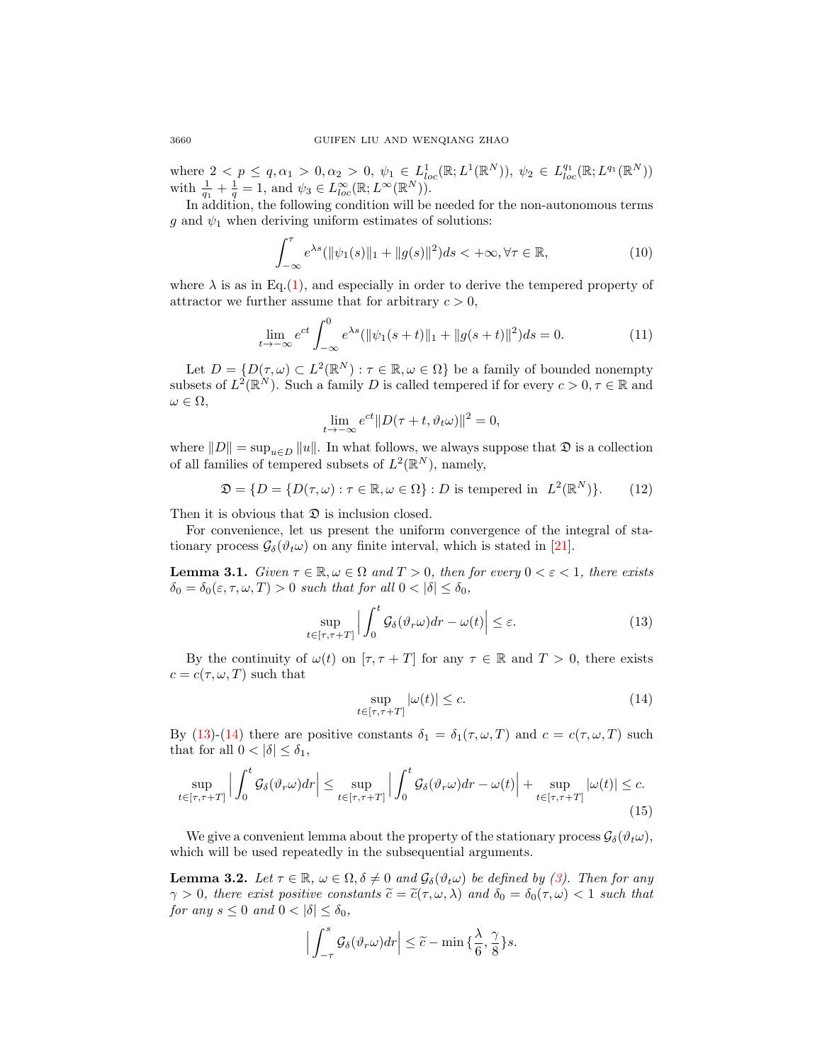where $2 < p \leq q, \alpha_1 > 0, \alpha_2 > 0$, $\psi_1 \in L^1_{loc}(\mathbb{R}; L^1(\mathbb{R}^N))$, $\psi_2 \in L^{q_1}_{loc}(\mathbb{R}; L^{q_1}(\mathbb{R}^N))$ with $\frac{1}{q_1} + \frac{1}{q} = 1$, and $\psi_3 \in L^\infty_{loc}(\mathbb{R}; L^\infty(\mathbb{R}^N))$.

In addition, the following condition will be needed for the non-autonomous terms $g$ and $\psi_1$ when deriving uniform estimates of solutions:

$$\int_{-\infty}^{\tau} e^{\lambda s}(\|\psi_1(s)\|_1 + \|g(s)\|^2)ds < +\infty, \forall \tau \in \mathbb{R}, \tag{10}$$

where $\lambda$ is as in Eq.(1), and especially in order to derive the tempered property of attractor we further assume that for arbitrary $c > 0$,

$$\lim_{t \to -\infty} e^{ct} \int_{-\infty}^{0} e^{\lambda s}(\|\psi_1(s+t)\|_1 + \|g(s+t)\|^2)ds = 0. \tag{11}$$

Let $D = \{D(\tau, \omega) \subset L^2(\mathbb{R}^N) : \tau \in \mathbb{R}, \omega \in \Omega\}$ be a family of bounded nonempty subsets of $L^2(\mathbb{R}^N)$. Such a family $D$ is called tempered if for every $c > 0, \tau \in \mathbb{R}$ and $\omega \in \Omega$,

$$\lim_{t \to -\infty} e^{ct} \|D(\tau + t, \vartheta_t \omega)\|^2 = 0,$$

where $\|D\| = \sup_{u \in D} \|u\|$. In what follows, we always suppose that $\mathfrak{D}$ is a collection of all families of tempered subsets of $L^2(\mathbb{R}^N)$, namely,

$$\mathfrak{D} = \{D = \{D(\tau, \omega) : \tau \in \mathbb{R}, \omega \in \Omega\} : D \text{ is tempered in } L^2(\mathbb{R}^N)\}. \tag{12}$$

Then it is obvious that $\mathfrak{D}$ is inclusion closed.

For convenience, let us present the uniform convergence of the integral of stationary process $\mathcal{G}_\delta(\vartheta_t \omega)$ on any finite interval, which is stated in [21].

**Lemma 3.1.** *Given $\tau \in \mathbb{R}, \omega \in \Omega$ and $T > 0$, then for every $0 < \varepsilon < 1$, there exists $\delta_0 = \delta_0(\varepsilon, \tau, \omega, T) > 0$ such that for all $0 < |\delta| \leq \delta_0$,*

$$\sup_{t \in [\tau, \tau+T]} \Big| \int_0^t \mathcal{G}_\delta(\vartheta_r \omega)dr - \omega(t) \Big| \leq \varepsilon. \tag{13}$$

By the continuity of $\omega(t)$ on $[\tau, \tau + T]$ for any $\tau \in \mathbb{R}$ and $T > 0$, there exists $c = c(\tau, \omega, T)$ such that

$$\sup_{t \in [\tau, \tau+T]} |\omega(t)| \leq c. \tag{14}$$

By (13)-(14) there are positive constants $\delta_1 = \delta_1(\tau, \omega, T)$ and $c = c(\tau, \omega, T)$ such that for all $0 < |\delta| \leq \delta_1$,

$$\sup_{t \in [\tau, \tau+T]} \Big| \int_0^t \mathcal{G}_\delta(\vartheta_r \omega)dr \Big| \leq \sup_{t \in [\tau, \tau+T]} \Big| \int_0^t \mathcal{G}_\delta(\vartheta_r \omega)dr - \omega(t) \Big| + \sup_{t \in [\tau, \tau+T]} |\omega(t)| \leq c. \tag{15}$$

We give a convenient lemma about the property of the stationary process $\mathcal{G}_\delta(\vartheta_t \omega)$, which will be used repeatedly in the subsequential arguments.

**Lemma 3.2.** *Let $\tau \in \mathbb{R}$, $\omega \in \Omega, \delta \neq 0$ and $\mathcal{G}_\delta(\vartheta_t \omega)$ be defined by (3). Then for any $\gamma > 0$, there exist positive constants $\widetilde{c} = \widetilde{c}(\tau, \omega, \lambda)$ and $\delta_0 = \delta_0(\tau, \omega) < 1$ such that for any $s \leq 0$ and $0 < |\delta| \leq \delta_0$,*

$$\Big| \int_{-\tau}^{s} \mathcal{G}_\delta(\vartheta_r \omega)dr \Big| \leq \widetilde{c} - \min\{\frac{\lambda}{6}, \frac{\gamma}{8}\}s.$$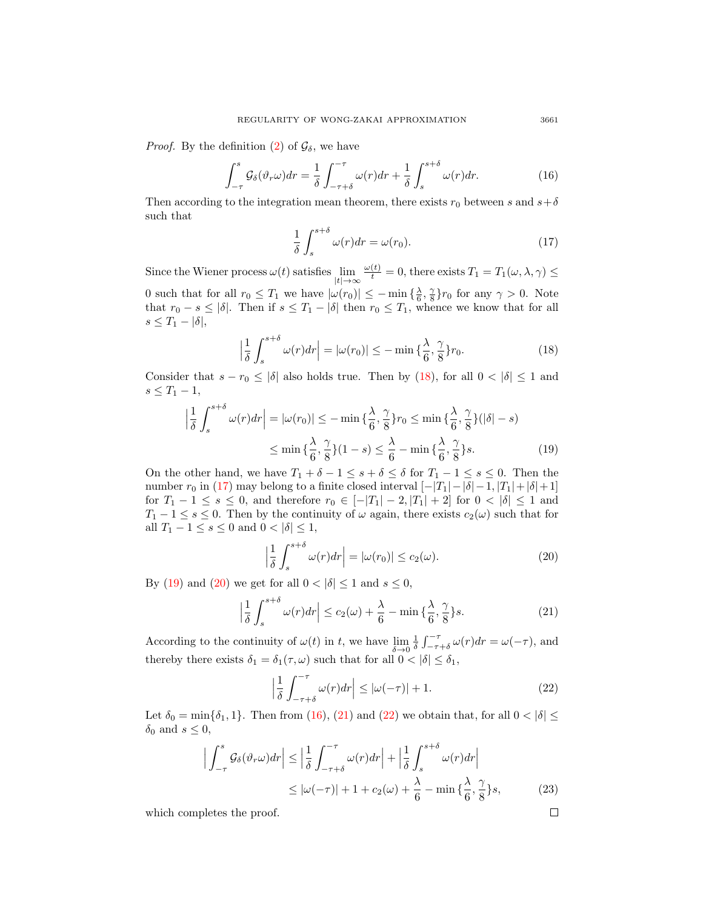*Proof.* By the definition (2) of $\mathcal{G}_\delta$, we have

$$\int_{-\tau}^{s} \mathcal{G}_\delta(\vartheta_r\omega)dr = \frac{1}{\delta}\int_{-\tau+\delta}^{-\tau} \omega(r)dr + \frac{1}{\delta}\int_{s}^{s+\delta} \omega(r)dr. \tag{16}$$

Then according to the integration mean theorem, there exists $r_0$ between $s$ and $s+\delta$ such that

$$\frac{1}{\delta}\int_{s}^{s+\delta} \omega(r)dr = \omega(r_0). \tag{17}$$

Since the Wiener process $\omega(t)$ satisfies $\lim\limits_{|t|\to\infty} \frac{\omega(t)}{t} = 0$, there exists $T_1 = T_1(\omega, \lambda, \gamma) \leq 0$ such that for all $r_0 \leq T_1$ we have $|\omega(r_0)| \leq -\min\{\frac{\lambda}{6}, \frac{\gamma}{8}\}r_0$ for any $\gamma > 0$. Note that $r_0 - s \leq |\delta|$. Then if $s \leq T_1 - |\delta|$ then $r_0 \leq T_1$, whence we know that for all $s \leq T_1 - |\delta|$,

$$\Big|\frac{1}{\delta}\int_{s}^{s+\delta} \omega(r)dr\Big| = |\omega(r_0)| \leq -\min\{\frac{\lambda}{6}, \frac{\gamma}{8}\}r_0. \tag{18}$$

Consider that $s - r_0 \leq |\delta|$ also holds true. Then by (18), for all $0 < |\delta| \leq 1$ and $s \leq T_1 - 1$,

$$\begin{aligned}\Big|\frac{1}{\delta}\int_{s}^{s+\delta} \omega(r)dr\Big| &= |\omega(r_0)| \leq -\min\{\frac{\lambda}{6}, \frac{\gamma}{8}\}r_0 \leq \min\{\frac{\lambda}{6}, \frac{\gamma}{8}\}(|\delta| - s)\\ &\leq \min\{\frac{\lambda}{6}, \frac{\gamma}{8}\}(1 - s) \leq \frac{\lambda}{6} - \min\{\frac{\lambda}{6}, \frac{\gamma}{8}\}s. \end{aligned}\tag{19}$$

On the other hand, we have $T_1 + \delta - 1 \leq s + \delta \leq \delta$ for $T_1 - 1 \leq s \leq 0$. Then the number $r_0$ in (17) may belong to a finite closed interval $[-|T_1| - |\delta| - 1, |T_1| + |\delta| + 1]$ for $T_1 - 1 \leq s \leq 0$, and therefore $r_0 \in [-|T_1| - 2, |T_1| + 2]$ for $0 < |\delta| \leq 1$ and $T_1 - 1 \leq s \leq 0$. Then by the continuity of $\omega$ again, there exists $c_2(\omega)$ such that for all $T_1 - 1 \leq s \leq 0$ and $0 < |\delta| \leq 1$,

$$\Big|\frac{1}{\delta}\int_{s}^{s+\delta} \omega(r)dr\Big| = |\omega(r_0)| \leq c_2(\omega). \tag{20}$$

By (19) and (20) we get for all $0 < |\delta| \leq 1$ and $s \leq 0$,

$$\Big|\frac{1}{\delta}\int_{s}^{s+\delta} \omega(r)dr\Big| \leq c_2(\omega) + \frac{\lambda}{6} - \min\{\frac{\lambda}{6}, \frac{\gamma}{8}\}s. \tag{21}$$

According to the continuity of $\omega(t)$ in $t$, we have $\lim\limits_{\delta\to 0} \frac{1}{\delta}\int_{-\tau+\delta}^{-\tau} \omega(r)dr = \omega(-\tau)$, and thereby there exists $\delta_1 = \delta_1(\tau, \omega)$ such that for all $0 < |\delta| \leq \delta_1$,

$$\Big|\frac{1}{\delta}\int_{-\tau+\delta}^{-\tau} \omega(r)dr\Big| \leq |\omega(-\tau)| + 1. \tag{22}$$

Let $\delta_0 = \min\{\delta_1, 1\}$. Then from (16), (21) and (22) we obtain that, for all $0 < |\delta| \leq \delta_0$ and $s \leq 0$,

$$\begin{aligned}\Big|\int_{-\tau}^{s} \mathcal{G}_\delta(\vartheta_r\omega)dr\Big| &\leq \Big|\frac{1}{\delta}\int_{-\tau+\delta}^{-\tau} \omega(r)dr\Big| + \Big|\frac{1}{\delta}\int_{s}^{s+\delta} \omega(r)dr\Big|\\ &\leq |\omega(-\tau)| + 1 + c_2(\omega) + \frac{\lambda}{6} - \min\{\frac{\lambda}{6}, \frac{\gamma}{8}\}s, \end{aligned}\tag{23}$$

which completes the proof. $\square$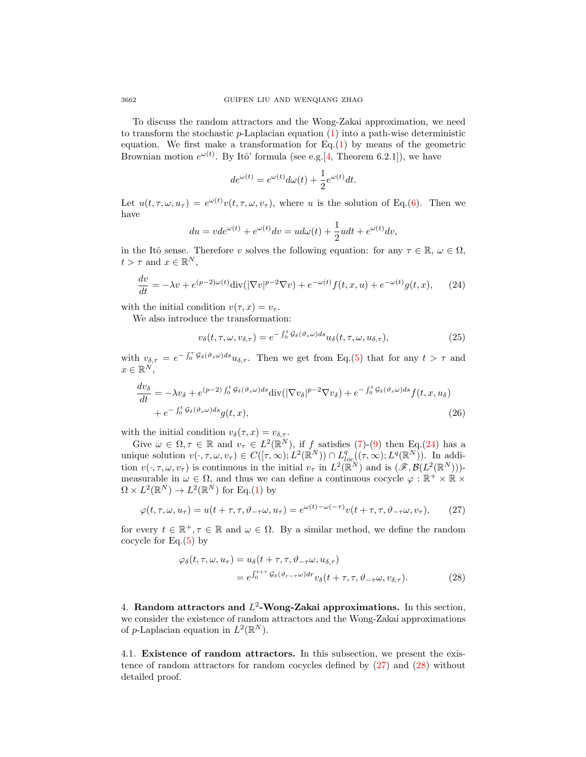To discuss the random attractors and the Wong-Zakai approximation, we need to transform the stochastic $p$-Laplacian equation (1) into a path-wise deterministic equation. We first make a transformation for Eq.(1) by means of the geometric Brownian motion $e^{\omega(t)}$. By Itô' formula (see e.g.[4, Theorem 6.2.1]), we have

$$
de^{\omega(t)} = e^{\omega(t)}d\omega(t) + \frac{1}{2}e^{\omega(t)}dt.
$$

Let $u(t,\tau,\omega,u_\tau) = e^{\omega(t)}v(t,\tau,\omega,v_\tau)$, where $u$ is the solution of Eq.(6). Then we have

$$
du = vde^{\omega(t)} + e^{\omega(t)}dv = ud\omega(t) + \frac{1}{2}udt + e^{\omega(t)}dv,
$$

in the Itô sense. Therefore $v$ solves the following equation: for any $\tau \in \mathbb{R}$, $\omega \in \Omega$, $t > \tau$ and $x \in \mathbb{R}^N$,

$$
\frac{dv}{dt} = -\lambda v + e^{(p-2)\omega(t)}\mathrm{div}(|\nabla v|^{p-2}\nabla v) + e^{-\omega(t)}f(t,x,u) + e^{-\omega(t)}g(t,x), \tag{24}
$$

with the initial condition $v(\tau,x) = v_\tau$.

We also introduce the transformation:

$$
v_\delta(t,\tau,\omega,v_{\delta,\tau}) = e^{-\int_0^t \mathcal{G}_\delta(\vartheta_s\omega)ds}u_\delta(t,\tau,\omega,u_{\delta,\tau}), \tag{25}
$$

with $v_{\delta,\tau} = e^{-\int_0^\tau \mathcal{G}_\delta(\vartheta_s\omega)ds}u_{\delta,\tau}$. Then we get from Eq.(5) that for any $t > \tau$ and $x \in \mathbb{R}^N$,

$$
\begin{aligned}
\frac{dv_\delta}{dt} = & -\lambda v_\delta + e^{(p-2)\int_0^t \mathcal{G}_\delta(\vartheta_s\omega)ds}\mathrm{div}(|\nabla v_\delta|^{p-2}\nabla v_\delta) + e^{-\int_0^t \mathcal{G}_\delta(\vartheta_s\omega)ds}f(t,x,u_\delta) \\
& + e^{-\int_0^t \mathcal{G}_\delta(\vartheta_s\omega)ds}g(t,x),
\end{aligned} \tag{26}
$$

with the initial condition $v_\delta(\tau,x) = v_{\delta,\tau}$.

Give $\omega \in \Omega, \tau \in \mathbb{R}$ and $v_\tau \in L^2(\mathbb{R}^N)$, if $f$ satisfies (7)-(9) then Eq.(24) has a unique solution $v(\cdot,\tau,\omega,v_\tau) \in C([\tau,\infty);L^2(\mathbb{R}^N)) \cap L^q_{loc}((\tau,\infty);L^q(\mathbb{R}^N))$. In addition $v(\cdot,\tau,\omega,v_\tau)$ is continuous in the initial $v_\tau$ in $L^2(\mathbb{R}^N)$ and is $(\mathscr{F},\mathcal{B}(L^2(\mathbb{R}^N)))$-measurable in $\omega \in \Omega$, and thus we can define a continuous cocycle $\varphi : \mathbb{R}^+ \times \mathbb{R} \times \Omega \times L^2(\mathbb{R}^N) \to L^2(\mathbb{R}^N)$ for Eq.(1) by

$$
\varphi(t,\tau,\omega,u_\tau) = u(t+\tau,\tau,\vartheta_{-\tau}\omega,u_\tau) = e^{\omega(t)-\omega(-\tau)}v(t+\tau,\tau,\vartheta_{-\tau}\omega,v_\tau), \tag{27}
$$

for every $t \in \mathbb{R}^+, \tau \in \mathbb{R}$ and $\omega \in \Omega$. By a similar method, we define the random cocycle for Eq.(5) by

$$
\begin{aligned}
\varphi_\delta(t,\tau,\omega,u_\tau) &= u_\delta(t+\tau,\tau,\vartheta_{-\tau}\omega,u_{\delta,\tau}) \\
&= e^{\int_0^{t+\tau} \mathcal{G}_\delta(\vartheta_{r-\tau}\omega)dr}v_\delta(t+\tau,\tau,\vartheta_{-\tau}\omega,v_{\delta,\tau}).
\end{aligned} \tag{28}
$$

## 4. Random attractors and $L^2$-Wong-Zakai approximations.

In this section, we consider the existence of random attractors and the Wong-Zakai approximations of $p$-Laplacian equation in $L^2(\mathbb{R}^N)$.

### 4.1. Existence of random attractors.

In this subsection, we present the existence of random attractors for random cocycles defined by (27) and (28) without detailed proof.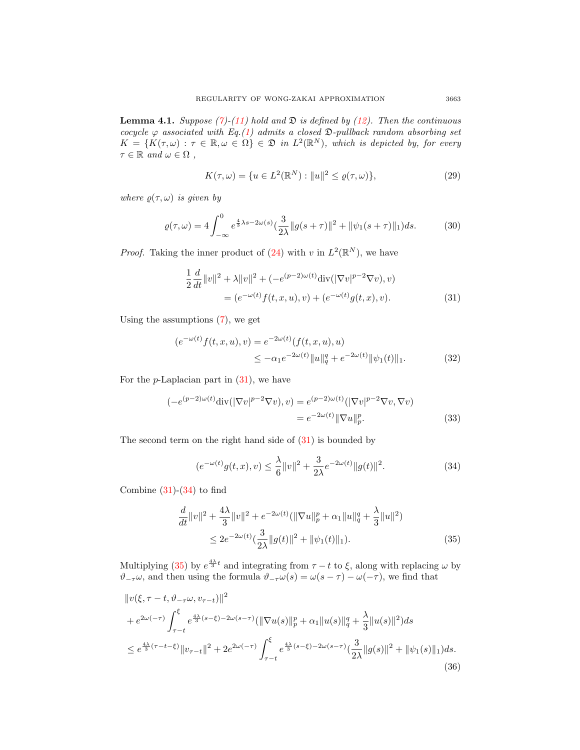**Lemma 4.1.** *Suppose (7)-(11) hold and $\mathfrak{D}$ is defined by (12). Then the continuous cocycle $\varphi$ associated with Eq.(1) admits a closed $\mathfrak{D}$-pullback random absorbing set $K = \{K(\tau,\omega) : \tau \in \mathbb{R}, \omega \in \Omega\} \in \mathfrak{D}$ in $L^2(\mathbb{R}^N)$, which is depicted by, for every $\tau \in \mathbb{R}$ and $\omega \in \Omega$ ,*

$$K(\tau,\omega) = \{u \in L^2(\mathbb{R}^N) : \|u\|^2 \leq \varrho(\tau,\omega)\}, \tag{29}$$

*where $\varrho(\tau,\omega)$ is given by*

$$\varrho(\tau,\omega) = 4\int_{-\infty}^{0} e^{\frac{4}{3}\lambda s - 2\omega(s)}\left(\frac{3}{2\lambda}\|g(s+\tau)\|^2 + \|\psi_1(s+\tau)\|_1\right)ds. \tag{30}$$

*Proof.* Taking the inner product of (24) with $v$ in $L^2(\mathbb{R}^N)$, we have

$$\begin{aligned}\frac{1}{2}\frac{d}{dt}\|v\|^2 + \lambda\|v\|^2 + (-e^{(p-2)\omega(t)}\mathrm{div}(|\nabla v|^{p-2}\nabla v), v)\\ = (e^{-\omega(t)}f(t,x,u), v) + (e^{-\omega(t)}g(t,x), v).\end{aligned} \tag{31}$$

Using the assumptions (7), we get

$$\begin{aligned}(e^{-\omega(t)}f(t,x,u), v) &= e^{-2\omega(t)}(f(t,x,u), u)\\ &\leq -\alpha_1 e^{-2\omega(t)}\|u\|_q^q + e^{-2\omega(t)}\|\psi_1(t)\|_1.\end{aligned} \tag{32}$$

For the $p$-Laplacian part in (31), we have

$$\begin{aligned}(-e^{(p-2)\omega(t)}\mathrm{div}(|\nabla v|^{p-2}\nabla v), v) &= e^{(p-2)\omega(t)}(|\nabla v|^{p-2}\nabla v, \nabla v)\\ &= e^{-2\omega(t)}\|\nabla u\|_p^p.\end{aligned} \tag{33}$$

The second term on the right hand side of (31) is bounded by

$$(e^{-\omega(t)}g(t,x), v) \leq \frac{\lambda}{6}\|v\|^2 + \frac{3}{2\lambda}e^{-2\omega(t)}\|g(t)\|^2. \tag{34}$$

Combine (31)-(34) to find

$$\begin{aligned}\frac{d}{dt}\|v\|^2 + \frac{4\lambda}{3}\|v\|^2 + e^{-2\omega(t)}\left(\|\nabla u\|_p^p + \alpha_1\|u\|_q^q + \frac{\lambda}{3}\|u\|^2\right)\\ \leq 2e^{-2\omega(t)}\left(\frac{3}{2\lambda}\|g(t)\|^2 + \|\psi_1(t)\|_1\right).\end{aligned} \tag{35}$$

Multiplying (35) by $e^{\frac{4\lambda}{3}t}$ and integrating from $\tau - t$ to $\xi$, along with replacing $\omega$ by $\vartheta_{-\tau}\omega$, and then using the formula $\vartheta_{-\tau}\omega(s) = \omega(s-\tau) - \omega(-\tau)$, we find that

$$\begin{aligned}&\|v(\xi,\tau-t,\vartheta_{-\tau}\omega, v_{\tau-t})\|^2\\ &+ e^{2\omega(-\tau)}\int_{\tau-t}^{\xi} e^{\frac{4\lambda}{3}(s-\xi)-2\omega(s-\tau)}\left(\|\nabla u(s)\|_p^p + \alpha_1\|u(s)\|_q^q + \frac{\lambda}{3}\|u(s)\|^2\right)ds\\ &\leq e^{\frac{4\lambda}{3}(\tau-t-\xi)}\|v_{\tau-t}\|^2 + 2e^{2\omega(-\tau)}\int_{\tau-t}^{\xi} e^{\frac{4\lambda}{3}(s-\xi)-2\omega(s-\tau)}\left(\frac{3}{2\lambda}\|g(s)\|^2 + \|\psi_1(s)\|_1\right)ds.\end{aligned} \tag{36}$$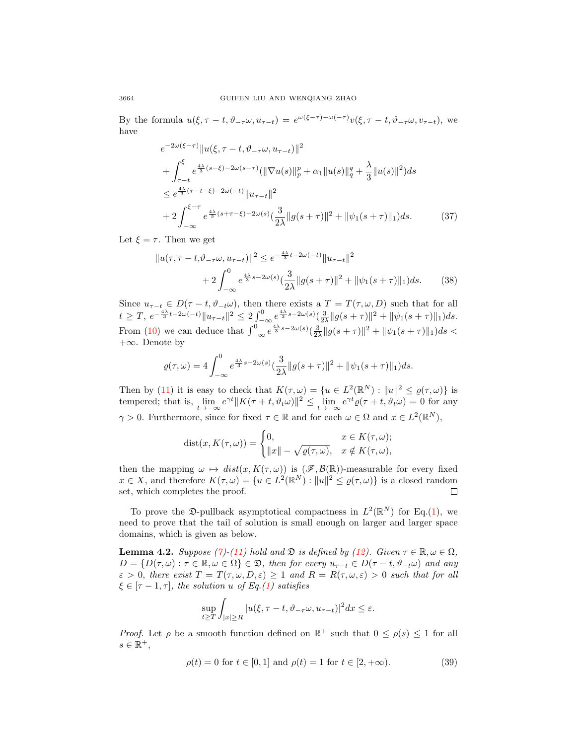By the formula $u(\xi, \tau-t, \vartheta_{-\tau}\omega, u_{\tau-t}) = e^{\omega(\xi-\tau)-\omega(-\tau)}v(\xi, \tau-t, \vartheta_{-\tau}\omega, v_{\tau-t})$, we have

$$
\begin{aligned}
& e^{-2\omega(\xi-\tau)}\|u(\xi, \tau-t, \vartheta_{-\tau}\omega, u_{\tau-t})\|^2 \\
& + \int_{\tau-t}^{\xi} e^{\frac{4\lambda}{3}(s-\xi)-2\omega(s-\tau)}(\|\nabla u(s)\|_p^p + \alpha_1\|u(s)\|_q^q + \frac{\lambda}{3}\|u(s)\|^2)ds \\
& \le e^{\frac{4\lambda}{3}(\tau-t-\xi)-2\omega(-t)}\|u_{\tau-t}\|^2 \\
& + 2\int_{-\infty}^{\xi-\tau} e^{\frac{4\lambda}{3}(s+\tau-\xi)-2\omega(s)}(\frac{3}{2\lambda}\|g(s+\tau)\|^2 + \|\psi_1(s+\tau)\|_1)ds. \qquad (37)
\end{aligned}
$$

Let $\xi = \tau$. Then we get

$$
\begin{aligned}
\|u(\tau, \tau-t, \vartheta_{-\tau}\omega, u_{\tau-t})\|^2 \le\ & e^{-\frac{4\lambda}{3}t-2\omega(-t)}\|u_{\tau-t}\|^2 \\
& + 2\int_{-\infty}^{0} e^{\frac{4\lambda}{3}s-2\omega(s)}(\frac{3}{2\lambda}\|g(s+\tau)\|^2 + \|\psi_1(s+\tau)\|_1)ds. \qquad (38)
\end{aligned}
$$

Since $u_{\tau-t} \in D(\tau-t, \vartheta_{-t}\omega)$, then there exists a $T = T(\tau, \omega, D)$ such that for all $t \ge T$, $e^{-\frac{4\lambda}{3}t-2\omega(-t)}\|u_{\tau-t}\|^2 \le 2\int_{-\infty}^{0} e^{\frac{4\lambda}{3}s-2\omega(s)}(\frac{3}{2\lambda}\|g(s+\tau)\|^2 + \|\psi_1(s+\tau)\|_1)ds$. From (10) we can deduce that $\int_{-\infty}^{0} e^{\frac{4\lambda}{3}s-2\omega(s)}(\frac{3}{2\lambda}\|g(s+\tau)\|^2 + \|\psi_1(s+\tau)\|_1)ds < +\infty$. Denote by

$$
\varrho(\tau, \omega) = 4\int_{-\infty}^{0} e^{\frac{4\lambda}{3}s-2\omega(s)}(\frac{3}{2\lambda}\|g(s+\tau)\|^2 + \|\psi_1(s+\tau)\|_1)ds.
$$

Then by (11) it is easy to check that $K(\tau, \omega) = \{u \in L^2(\mathbb{R}^N) : \|u\|^2 \le \varrho(\tau, \omega)\}$ is tempered; that is, $\lim_{t\to-\infty} e^{\gamma t}\|K(\tau+t, \vartheta_t\omega)\|^2 \le \lim_{t\to-\infty} e^{\gamma t}\varrho(\tau+t, \vartheta_t\omega) = 0$ for any $\gamma > 0$. Furthermore, since for fixed $\tau \in \mathbb{R}$ and for each $\omega \in \Omega$ and $x \in L^2(\mathbb{R}^N)$,

$$
\text{dist}(x, K(\tau, \omega)) = \begin{cases} 0, & x \in K(\tau, \omega); \\ \|x\| - \sqrt{\varrho(\tau, \omega)}, & x \notin K(\tau, \omega), \end{cases}
$$

then the mapping $\omega \mapsto dist(x, K(\tau, \omega))$ is $(\mathscr{F}, \mathcal{B}(\mathbb{R}))$-measurable for every fixed $x \in X$, and therefore $K(\tau, \omega) = \{u \in L^2(\mathbb{R}^N) : \|u\|^2 \le \varrho(\tau, \omega)\}$ is a closed random set, which completes the proof. $\square$

To prove the $\mathfrak{D}$-pullback asymptotical compactness in $L^2(\mathbb{R}^N)$ for Eq.(1), we need to prove that the tail of solution is small enough on larger and larger space domains, which is given as below.

**Lemma 4.2.** *Suppose (7)-(11) hold and $\mathfrak{D}$ is defined by (12). Given $\tau \in \mathbb{R}, \omega \in \Omega$, $D = \{D(\tau, \omega) : \tau \in \mathbb{R}, \omega \in \Omega\} \in \mathfrak{D}$, then for every $u_{\tau-t} \in D(\tau-t, \vartheta_{-t}\omega)$ and any $\varepsilon > 0$, there exist $T = T(\tau, \omega, D, \varepsilon) \ge 1$ and $R = R(\tau, \omega, \varepsilon) > 0$ such that for all $\xi \in [\tau-1, \tau]$, the solution $u$ of Eq.(1) satisfies*

$$
\sup_{t\ge T}\int_{|x|\ge R} |u(\xi, \tau-t, \vartheta_{-\tau}\omega, u_{\tau-t})|^2 dx \le \varepsilon.
$$

*Proof.* Let $\rho$ be a smooth function defined on $\mathbb{R}^+$ such that $0 \le \rho(s) \le 1$ for all $s \in \mathbb{R}^+$,

$$
\rho(t) = 0 \text{ for } t \in [0, 1] \text{ and } \rho(t) = 1 \text{ for } t \in [2, +\infty). \qquad (39)
$$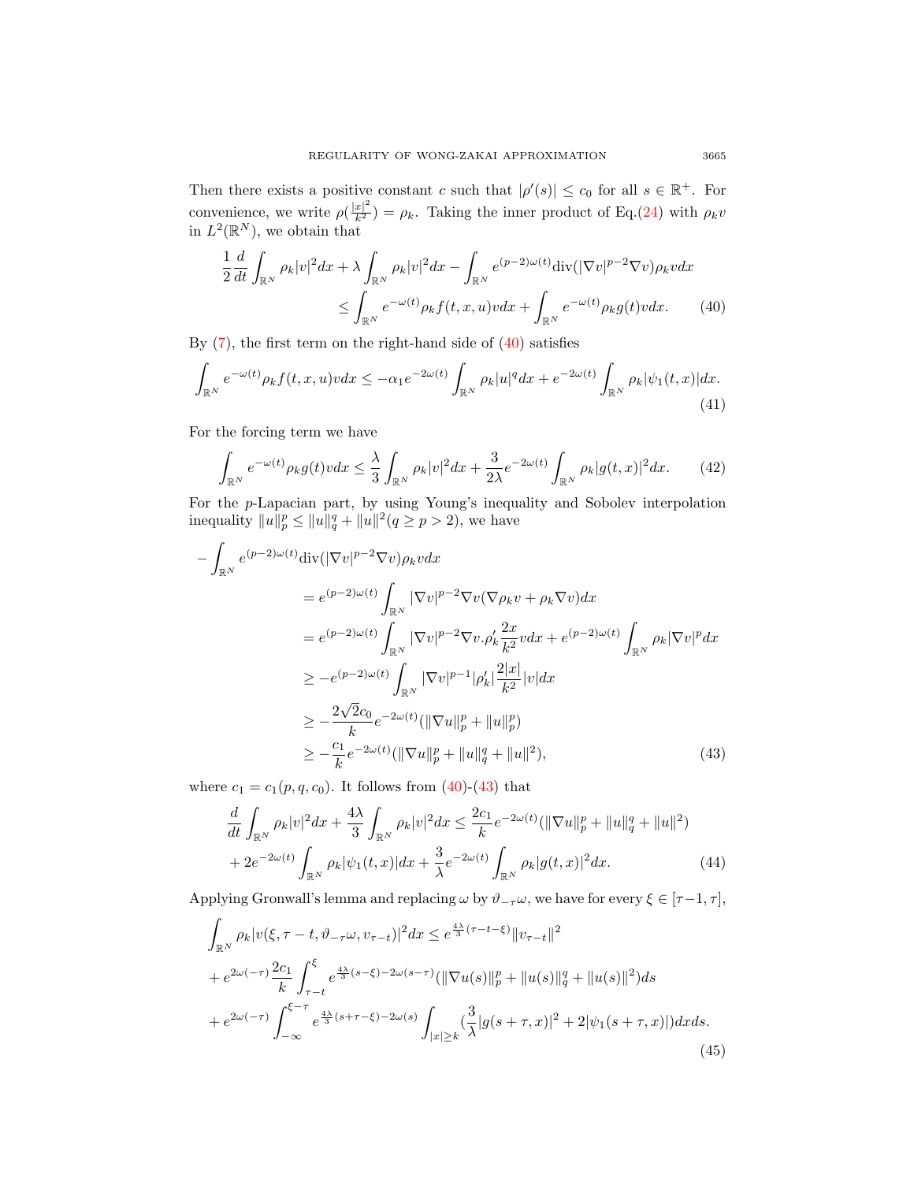Then there exists a positive constant $c$ such that $|\rho'(s)| \leq c_0$ for all $s \in \mathbb{R}^+$. For convenience, we write $\rho(\frac{|x|^2}{k^2}) = \rho_k$. Taking the inner product of Eq.(24) with $\rho_k v$ in $L^2(\mathbb{R}^N)$, we obtain that

$$
\begin{aligned}
\frac{1}{2}\frac{d}{dt}\int_{\mathbb{R}^N}\rho_k|v|^2dx + \lambda\int_{\mathbb{R}^N}\rho_k|v|^2dx - \int_{\mathbb{R}^N}e^{(p-2)\omega(t)}\text{div}(|\nabla v|^{p-2}\nabla v)\rho_k v dx \\
\leq \int_{\mathbb{R}^N}e^{-\omega(t)}\rho_k f(t,x,u)vdx + \int_{\mathbb{R}^N}e^{-\omega(t)}\rho_k g(t)vdx. \qquad (40)
\end{aligned}
$$

By (7), the first term on the right-hand side of (40) satisfies

$$
\int_{\mathbb{R}^N}e^{-\omega(t)}\rho_k f(t,x,u)vdx \leq -\alpha_1 e^{-2\omega(t)}\int_{\mathbb{R}^N}\rho_k|u|^q dx + e^{-2\omega(t)}\int_{\mathbb{R}^N}\rho_k|\psi_1(t,x)|dx. \qquad (41)
$$

For the forcing term we have

$$
\int_{\mathbb{R}^N}e^{-\omega(t)}\rho_k g(t)vdx \leq \frac{\lambda}{3}\int_{\mathbb{R}^N}\rho_k|v|^2dx + \frac{3}{2\lambda}e^{-2\omega(t)}\int_{\mathbb{R}^N}\rho_k|g(t,x)|^2dx. \qquad (42)
$$

For the $p$-Lapacian part, by using Young's inequality and Sobolev interpolation inequality $\|u\|_p^p \leq \|u\|_q^q + \|u\|^2 (q \geq p > 2)$, we have

$$
\begin{aligned}
&-\int_{\mathbb{R}^N}e^{(p-2)\omega(t)}\text{div}(|\nabla v|^{p-2}\nabla v)\rho_k v dx \\
&\qquad = e^{(p-2)\omega(t)}\int_{\mathbb{R}^N}|\nabla v|^{p-2}\nabla v(\nabla\rho_k v + \rho_k\nabla v)dx \\
&\qquad = e^{(p-2)\omega(t)}\int_{\mathbb{R}^N}|\nabla v|^{p-2}\nabla v.\rho_k'\frac{2x}{k^2}vdx + e^{(p-2)\omega(t)}\int_{\mathbb{R}^N}\rho_k|\nabla v|^p dx \\
&\qquad \geq -e^{(p-2)\omega(t)}\int_{\mathbb{R}^N}|\nabla v|^{p-1}|\rho_k'|\frac{2|x|}{k^2}|v|dx \\
&\qquad \geq -\frac{2\sqrt{2}c_0}{k}e^{-2\omega(t)}(\|\nabla u\|_p^p + \|u\|_p^p) \\
&\qquad \geq -\frac{c_1}{k}e^{-2\omega(t)}(\|\nabla u\|_p^p + \|u\|_q^q + \|u\|^2), \qquad (43)
\end{aligned}
$$

where $c_1 = c_1(p,q,c_0)$. It follows from (40)-(43) that

$$
\begin{aligned}
&\frac{d}{dt}\int_{\mathbb{R}^N}\rho_k|v|^2dx + \frac{4\lambda}{3}\int_{\mathbb{R}^N}\rho_k|v|^2dx \leq \frac{2c_1}{k}e^{-2\omega(t)}(\|\nabla u\|_p^p + \|u\|_q^q + \|u\|^2) \\
&\quad + 2e^{-2\omega(t)}\int_{\mathbb{R}^N}\rho_k|\psi_1(t,x)|dx + \frac{3}{\lambda}e^{-2\omega(t)}\int_{\mathbb{R}^N}\rho_k|g(t,x)|^2dx. \qquad (44)
\end{aligned}
$$

Applying Gronwall's lemma and replacing $\omega$ by $\vartheta_{-\tau}\omega$, we have for every $\xi \in [\tau-1, \tau]$,

$$
\begin{aligned}
&\int_{\mathbb{R}^N}\rho_k|v(\xi,\tau-t,\vartheta_{-\tau}\omega,v_{\tau-t})|^2dx \leq e^{\frac{4\lambda}{3}(\tau-t-\xi)}\|v_{\tau-t}\|^2 \\
&+ e^{2\omega(-\tau)}\frac{2c_1}{k}\int_{\tau-t}^{\xi}e^{\frac{4\lambda}{3}(s-\xi)-2\omega(s-\tau)}(\|\nabla u(s)\|_p^p + \|u(s)\|_q^q + \|u(s)\|^2)ds \\
&+ e^{2\omega(-\tau)}\int_{-\infty}^{\xi-\tau}e^{\frac{4\lambda}{3}(s+\tau-\xi)-2\omega(s)}\int_{|x|\geq k}(\frac{3}{\lambda}|g(s+\tau,x)|^2 + 2|\psi_1(s+\tau,x)|)dxds. \qquad (45)
\end{aligned}
$$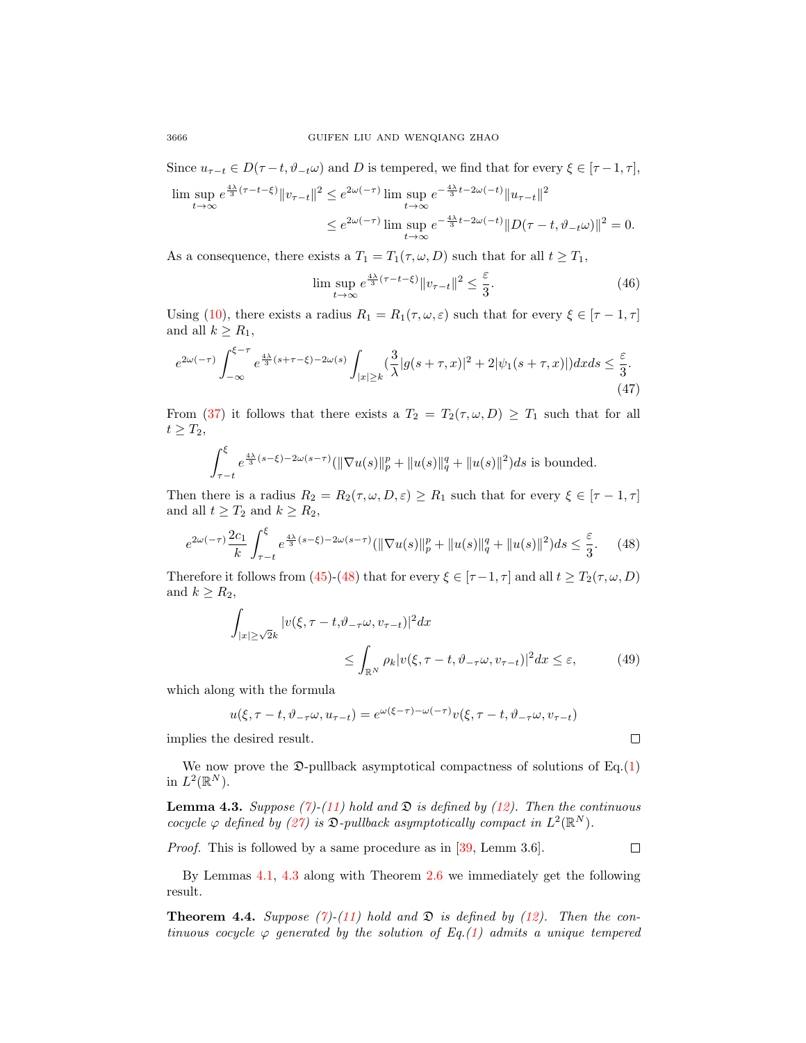Since $u_{\tau-t} \in D(\tau-t, \vartheta_{-t}\omega)$ and $D$ is tempered, we find that for every $\xi \in [\tau-1, \tau]$,

$$\limsup_{t\to\infty} e^{\frac{4\lambda}{3}(\tau-t-\xi)}\|v_{\tau-t}\|^2 \le e^{2\omega(-\tau)} \limsup_{t\to\infty} e^{-\frac{4\lambda}{3}t-2\omega(-t)}\|u_{\tau-t}\|^2$$
$$\le e^{2\omega(-\tau)} \limsup_{t\to\infty} e^{-\frac{4\lambda}{3}t-2\omega(-t)}\|D(\tau-t, \vartheta_{-t}\omega)\|^2 = 0.$$

As a consequence, there exists a $T_1 = T_1(\tau, \omega, D)$ such that for all $t \ge T_1$,

$$\limsup_{t\to\infty} e^{\frac{4\lambda}{3}(\tau-t-\xi)}\|v_{\tau-t}\|^2 \le \frac{\varepsilon}{3}. \tag{46}$$

Using (10), there exists a radius $R_1 = R_1(\tau, \omega, \varepsilon)$ such that for every $\xi \in [\tau-1, \tau]$ and all $k \ge R_1$,

$$e^{2\omega(-\tau)} \int_{-\infty}^{\xi-\tau} e^{\frac{4\lambda}{3}(s+\tau-\xi)-2\omega(s)} \int_{|x|\ge k} (\frac{3}{\lambda}|g(s+\tau, x)|^2 + 2|\psi_1(s+\tau, x)|)dxds \le \frac{\varepsilon}{3}. \tag{47}$$

From (37) it follows that there exists a $T_2 = T_2(\tau, \omega, D) \ge T_1$ such that for all $t \ge T_2$,

$$\int_{\tau-t}^{\xi} e^{\frac{4\lambda}{3}(s-\xi)-2\omega(s-\tau)}(\|\nabla u(s)\|_p^p + \|u(s)\|_q^q + \|u(s)\|^2)ds \text{ is bounded.}$$

Then there is a radius $R_2 = R_2(\tau, \omega, D, \varepsilon) \ge R_1$ such that for every $\xi \in [\tau-1, \tau]$ and all $t \ge T_2$ and $k \ge R_2$,

$$e^{2\omega(-\tau)} \frac{2c_1}{k} \int_{\tau-t}^{\xi} e^{\frac{4\lambda}{3}(s-\xi)-2\omega(s-\tau)}(\|\nabla u(s)\|_p^p + \|u(s)\|_q^q + \|u(s)\|^2)ds \le \frac{\varepsilon}{3}. \tag{48}$$

Therefore it follows from (45)-(48) that for every $\xi \in [\tau-1, \tau]$ and all $t \ge T_2(\tau, \omega, D)$ and $k \ge R_2$,

$$\int_{|x|\ge\sqrt{2}k} |v(\xi, \tau-t, \vartheta_{-\tau}\omega, v_{\tau-t})|^2 dx$$
$$\le \int_{\mathbb{R}^N} \rho_k |v(\xi, \tau-t, \vartheta_{-\tau}\omega, v_{\tau-t})|^2 dx \le \varepsilon, \tag{49}$$

which along with the formula

$$u(\xi, \tau-t, \vartheta_{-\tau}\omega, u_{\tau-t}) = e^{\omega(\xi-\tau)-\omega(-\tau)} v(\xi, \tau-t, \vartheta_{-\tau}\omega, v_{\tau-t})$$

implies the desired result. □

We now prove the $\mathfrak{D}$-pullback asymptotical compactness of solutions of Eq.(1) in $L^2(\mathbb{R}^N)$.

**Lemma 4.3.** *Suppose (7)-(11) hold and $\mathfrak{D}$ is defined by (12). Then the continuous cocycle $\varphi$ defined by (27) is $\mathfrak{D}$-pullback asymptotically compact in $L^2(\mathbb{R}^N)$.*

*Proof.* This is followed by a same procedure as in [39, Lemm 3.6]. □

By Lemmas 4.1, 4.3 along with Theorem 2.6 we immediately get the following result.

**Theorem 4.4.** *Suppose (7)-(11) hold and $\mathfrak{D}$ is defined by (12). Then the continuous cocycle $\varphi$ generated by the solution of Eq.(1) admits a unique tempered*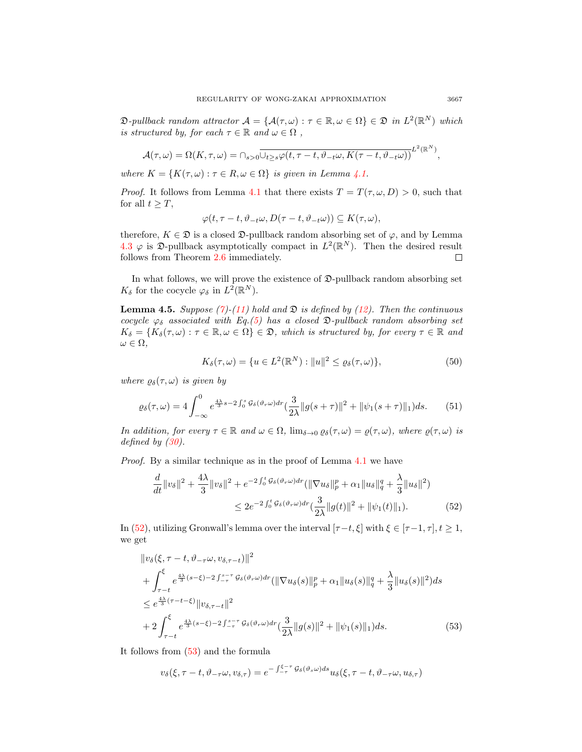$\mathfrak{D}$*-pullback random attractor* $\mathcal{A} = \{\mathcal{A}(\tau,\omega) : \tau \in \mathbb{R}, \omega \in \Omega\} \in \mathfrak{D}$ *in* $L^2(\mathbb{R}^N)$ *which is structured by, for each* $\tau \in \mathbb{R}$ *and* $\omega \in \Omega$ *,*

$$\mathcal{A}(\tau,\omega) = \Omega(K,\tau,\omega) = \cap_{s>0}\overline{\cup_{t\geq s}\varphi(t,\tau-t,\vartheta_{-t}\omega,K(\tau-t,\vartheta_{-t}\omega))}^{L^2(\mathbb{R}^N)},$$

*where* $K = \{K(\tau,\omega) : \tau \in R, \omega \in \Omega\}$ *is given in Lemma 4.1.*

*Proof.* It follows from Lemma 4.1 that there exists $T = T(\tau,\omega,D) > 0$, such that for all $t \geq T$,

$$\varphi(t,\tau-t,\vartheta_{-t}\omega,D(\tau-t,\vartheta_{-t}\omega)) \subseteq K(\tau,\omega),$$

therefore, $K \in \mathfrak{D}$ is a closed $\mathfrak{D}$-pullback random absorbing set of $\varphi$, and by Lemma 4.3 $\varphi$ is $\mathfrak{D}$-pullback asymptotically compact in $L^2(\mathbb{R}^N)$. Then the desired result follows from Theorem 2.6 immediately. □

In what follows, we will prove the existence of $\mathfrak{D}$-pullback random absorbing set $K_\delta$ for the cocycle $\varphi_\delta$ in $L^2(\mathbb{R}^N)$.

**Lemma 4.5.** *Suppose (7)-(11) hold and* $\mathfrak{D}$ *is defined by (12). Then the continuous cocycle* $\varphi_\delta$ *associated with Eq.(5) has a closed* $\mathfrak{D}$*-pullback random absorbing set* $K_\delta = \{K_\delta(\tau,\omega) : \tau \in \mathbb{R}, \omega \in \Omega\} \in \mathfrak{D}$*, which is structured by, for every* $\tau \in \mathbb{R}$ *and* $\omega \in \Omega$*,*

$$K_\delta(\tau,\omega) = \{u \in L^2(\mathbb{R}^N) : \|u\|^2 \leq \varrho_\delta(\tau,\omega)\}, \tag{50}$$

*where* $\varrho_\delta(\tau,\omega)$ *is given by*

$$\varrho_\delta(\tau,\omega) = 4\int_{-\infty}^0 e^{\frac{4\lambda}{3}s - 2\int_0^s \mathcal{G}_\delta(\vartheta_r\omega)dr}\left(\frac{3}{2\lambda}\|g(s+\tau)\|^2 + \|\psi_1(s+\tau)\|_1\right)ds. \tag{51}$$

*In addition, for every* $\tau \in \mathbb{R}$ *and* $\omega \in \Omega$*,* $\lim_{\delta\to 0}\varrho_\delta(\tau,\omega) = \varrho(\tau,\omega)$*, where* $\varrho(\tau,\omega)$ *is defined by (30).*

*Proof.* By a similar technique as in the proof of Lemma 4.1 we have

$$\begin{aligned}\frac{d}{dt}\|v_\delta\|^2 + \frac{4\lambda}{3}\|v_\delta\|^2 + e^{-2\int_0^t \mathcal{G}_\delta(\vartheta_r\omega)dr}\left(\|\nabla u_\delta\|_p^p + \alpha_1\|u_\delta\|_q^q + \frac{\lambda}{3}\|u_\delta\|^2\right)\\ \leq 2e^{-2\int_0^t \mathcal{G}_\delta(\vartheta_r\omega)dr}\left(\frac{3}{2\lambda}\|g(t)\|^2 + \|\psi_1(t)\|_1\right).\end{aligned} \tag{52}$$

In (52), utilizing Gronwall's lemma over the interval $[\tau-t,\xi]$ with $\xi \in [\tau-1,\tau], t \geq 1$, we get

$$\begin{aligned}&\|v_\delta(\xi,\tau-t,\vartheta_{-\tau}\omega,v_{\delta,\tau-t})\|^2\\ &+\int_{\tau-t}^{\xi} e^{\frac{4\lambda}{3}(s-\xi)-2\int_{-\tau}^{s-\tau}\mathcal{G}_\delta(\vartheta_r\omega)dr}\left(\|\nabla u_\delta(s)\|_p^p + \alpha_1\|u_\delta(s)\|_q^q + \frac{\lambda}{3}\|u_\delta(s)\|^2\right)ds\\ &\leq e^{\frac{4\lambda}{3}(\tau-t-\xi)}\|v_{\delta,\tau-t}\|^2\\ &+2\int_{\tau-t}^{\xi} e^{\frac{4\lambda}{3}(s-\xi)-2\int_{-\tau}^{s-\tau}\mathcal{G}_\delta(\vartheta_r\omega)dr}\left(\frac{3}{2\lambda}\|g(s)\|^2 + \|\psi_1(s)\|_1\right)ds.\end{aligned} \tag{53}$$

It follows from (53) and the formula

$$v_\delta(\xi,\tau-t,\vartheta_{-\tau}\omega,v_{\delta,\tau}) = e^{-\int_{-\tau}^{\xi-\tau}\mathcal{G}_\delta(\vartheta_s\omega)ds}u_\delta(\xi,\tau-t,\vartheta_{-\tau}\omega,u_{\delta,\tau})$$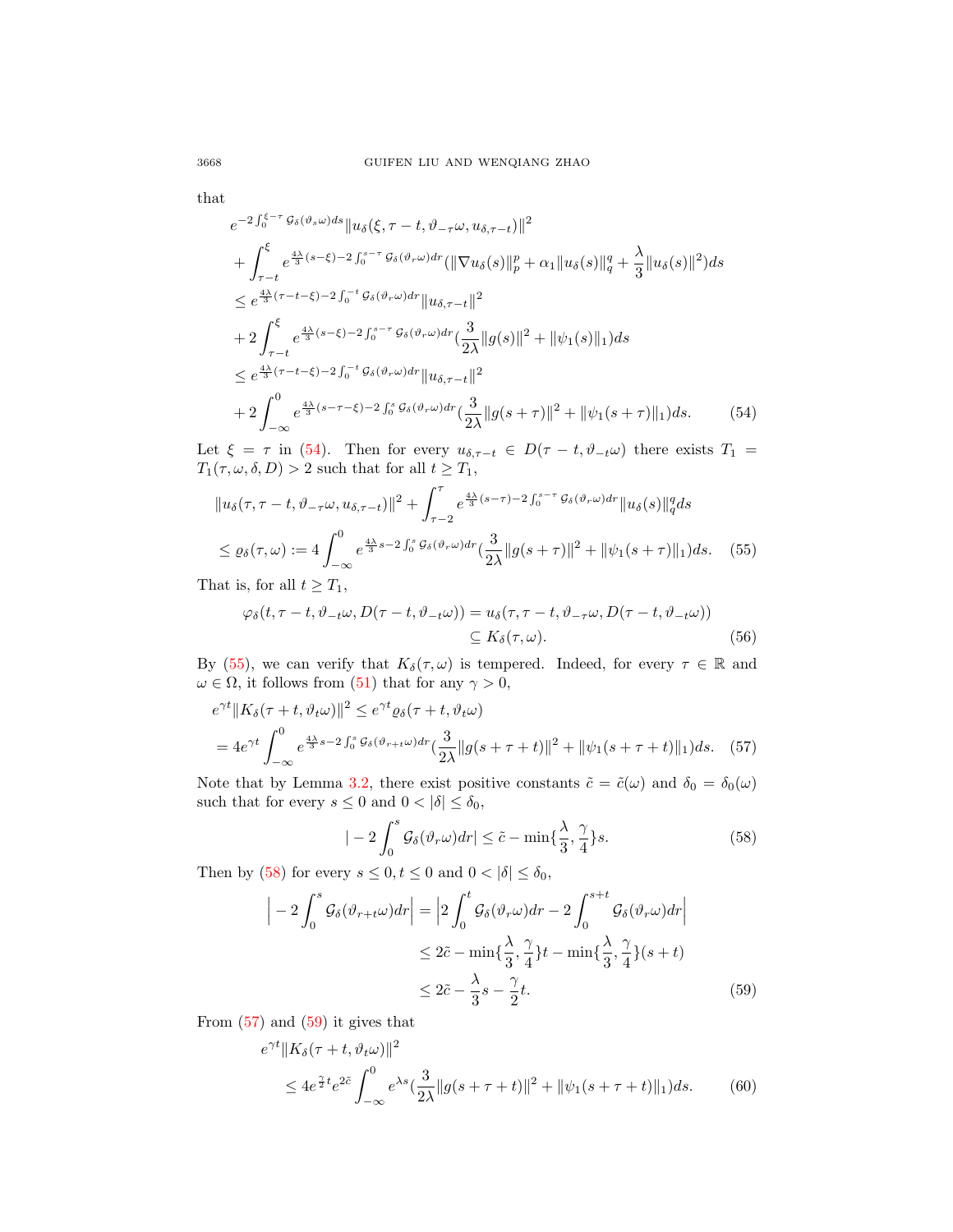that

$$
\begin{aligned}
& e^{-2\int_0^{\xi-\tau}\mathcal{G}_\delta(\vartheta_s\omega)ds}\|u_\delta(\xi,\tau-t,\vartheta_{-\tau}\omega,u_{\delta,\tau-t})\|^2 \\
& + \int_{\tau-t}^{\xi} e^{\frac{4\lambda}{3}(s-\xi)-2\int_0^{s-\tau}\mathcal{G}_\delta(\vartheta_r\omega)dr}(\|\nabla u_\delta(s)\|_p^p + \alpha_1\|u_\delta(s)\|_q^q + \frac{\lambda}{3}\|u_\delta(s)\|^2)ds \\
& \le e^{\frac{4\lambda}{3}(\tau-t-\xi)-2\int_0^{-t}\mathcal{G}_\delta(\vartheta_r\omega)dr}\|u_{\delta,\tau-t}\|^2 \\
& + 2\int_{\tau-t}^{\xi} e^{\frac{4\lambda}{3}(s-\xi)-2\int_0^{s-\tau}\mathcal{G}_\delta(\vartheta_r\omega)dr}(\frac{3}{2\lambda}\|g(s)\|^2 + \|\psi_1(s)\|_1)ds \\
& \le e^{\frac{4\lambda}{3}(\tau-t-\xi)-2\int_0^{-t}\mathcal{G}_\delta(\vartheta_r\omega)dr}\|u_{\delta,\tau-t}\|^2 \\
& + 2\int_{-\infty}^{0} e^{\frac{4\lambda}{3}(s-\tau-\xi)-2\int_0^{s}\mathcal{G}_\delta(\vartheta_r\omega)dr}(\frac{3}{2\lambda}\|g(s+\tau)\|^2 + \|\psi_1(s+\tau)\|_1)ds. \qquad (54)
\end{aligned}
$$

Let $\xi = \tau$ in (54). Then for every $u_{\delta,\tau-t} \in D(\tau-t,\vartheta_{-t}\omega)$ there exists $T_1 = T_1(\tau,\omega,\delta,D) > 2$ such that for all $t \ge T_1$,

$$
\begin{aligned}
& \|u_\delta(\tau,\tau-t,\vartheta_{-\tau}\omega,u_{\delta,\tau-t})\|^2 + \int_{\tau-2}^{\tau} e^{\frac{4\lambda}{3}(s-\tau)-2\int_0^{s-\tau}\mathcal{G}_\delta(\vartheta_r\omega)dr}\|u_\delta(s)\|_q^q ds \\
& \le \varrho_\delta(\tau,\omega) := 4\int_{-\infty}^{0} e^{\frac{4\lambda}{3}s-2\int_0^{s}\mathcal{G}_\delta(\vartheta_r\omega)dr}(\frac{3}{2\lambda}\|g(s+\tau)\|^2 + \|\psi_1(s+\tau)\|_1)ds. \qquad (55)
\end{aligned}
$$

That is, for all $t \ge T_1$,

$$
\begin{aligned}
\varphi_\delta(t,\tau-t,\vartheta_{-t}\omega,D(\tau-t,\vartheta_{-t}\omega)) &= u_\delta(\tau,\tau-t,\vartheta_{-\tau}\omega,D(\tau-t,\vartheta_{-t}\omega)) \\
&\subseteq K_\delta(\tau,\omega). \qquad (56)
\end{aligned}
$$

By (55), we can verify that $K_\delta(\tau,\omega)$ is tempered. Indeed, for every $\tau \in \mathbb{R}$ and $\omega \in \Omega$, it follows from (51) that for any $\gamma > 0$,

$$
\begin{aligned}
& e^{\gamma t}\|K_\delta(\tau+t,\vartheta_t\omega)\|^2 \le e^{\gamma t}\varrho_\delta(\tau+t,\vartheta_t\omega) \\
& = 4e^{\gamma t}\int_{-\infty}^{0} e^{\frac{4\lambda}{3}s-2\int_0^{s}\mathcal{G}_\delta(\vartheta_{r+t}\omega)dr}(\frac{3}{2\lambda}\|g(s+\tau+t)\|^2 + \|\psi_1(s+\tau+t)\|_1)ds. \qquad (57)
\end{aligned}
$$

Note that by Lemma 3.2, there exist positive constants $\tilde{c} = \tilde{c}(\omega)$ and $\delta_0 = \delta_0(\omega)$ such that for every $s \le 0$ and $0 < |\delta| \le \delta_0$,

$$
|-2\int_0^s \mathcal{G}_\delta(\vartheta_r\omega)dr| \le \tilde{c} - \min\{\frac{\lambda}{3},\frac{\gamma}{4}\}s. \qquad (58)
$$

Then by (58) for every $s \le 0, t \le 0$ and $0 < |\delta| \le \delta_0$,

$$
\begin{aligned}
\Big| -2\int_0^s \mathcal{G}_\delta(\vartheta_{r+t}\omega)dr\Big| &= \Big|2\int_0^t \mathcal{G}_\delta(\vartheta_r\omega)dr - 2\int_0^{s+t}\mathcal{G}_\delta(\vartheta_r\omega)dr\Big| \\
&\le 2\tilde{c} - \min\{\frac{\lambda}{3},\frac{\gamma}{4}\}t - \min\{\frac{\lambda}{3},\frac{\gamma}{4}\}(s+t) \\
&\le 2\tilde{c} - \frac{\lambda}{3}s - \frac{\gamma}{2}t. \qquad (59)
\end{aligned}
$$

From (57) and (59) it gives that

$$
\begin{aligned}
& e^{\gamma t}\|K_\delta(\tau+t,\vartheta_t\omega)\|^2 \\
& \le 4e^{\frac{\gamma}{2}t}e^{2\tilde{c}}\int_{-\infty}^{0} e^{\lambda s}(\frac{3}{2\lambda}\|g(s+\tau+t)\|^2 + \|\psi_1(s+\tau+t)\|_1)ds. \qquad (60)
\end{aligned}
$$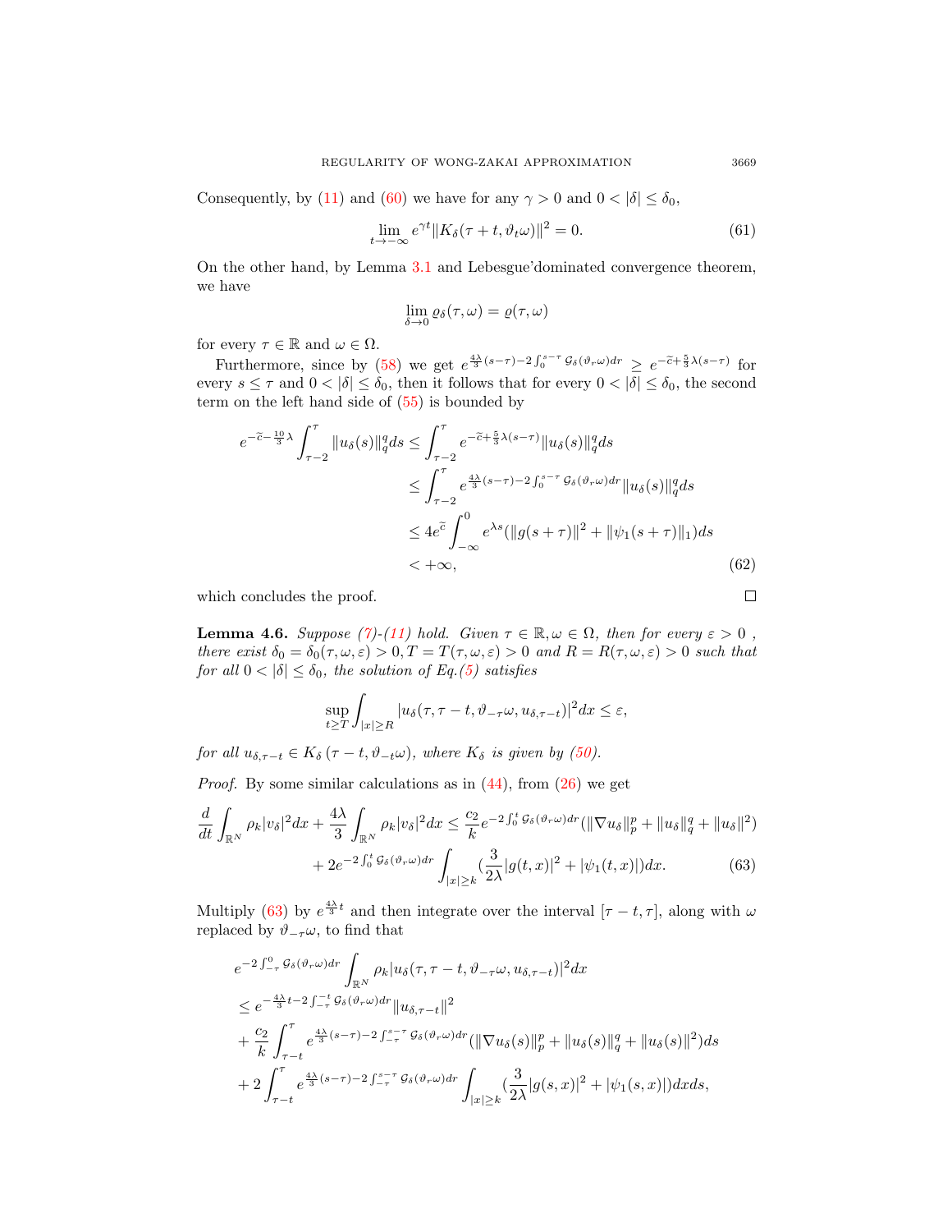Consequently, by (11) and (60) we have for any $\gamma > 0$ and $0 < |\delta| \le \delta_0$,

$$\lim_{t \to -\infty} e^{\gamma t} \|K_\delta(\tau + t, \vartheta_t \omega)\|^2 = 0. \tag{61}$$

On the other hand, by Lemma 3.1 and Lebesgue'dominated convergence theorem, we have

$$\lim_{\delta \to 0} \varrho_\delta(\tau, \omega) = \varrho(\tau, \omega)$$

for every $\tau \in \mathbb{R}$ and $\omega \in \Omega$.

Furthermore, since by (58) we get $e^{\frac{4\lambda}{3}(s-\tau) - 2\int_0^{s-\tau} \mathcal{G}_\delta(\vartheta_r \omega) dr} \ge e^{-\widetilde{c} + \frac{5}{3}\lambda(s-\tau)}$ for every $s \le \tau$ and $0 < |\delta| \le \delta_0$, then it follows that for every $0 < |\delta| \le \delta_0$, the second term on the left hand side of (55) is bounded by

$$\begin{aligned}
e^{-\widetilde{c} - \frac{10}{3}\lambda} \int_{\tau-2}^{\tau} \|u_\delta(s)\|_q^q ds &\le \int_{\tau-2}^{\tau} e^{-\widetilde{c} + \frac{5}{3}\lambda(s-\tau)} \|u_\delta(s)\|_q^q ds \\
&\le \int_{\tau-2}^{\tau} e^{\frac{4\lambda}{3}(s-\tau) - 2\int_0^{s-\tau} \mathcal{G}_\delta(\vartheta_r \omega) dr} \|u_\delta(s)\|_q^q ds \\
&\le 4 e^{\widetilde{c}} \int_{-\infty}^{0} e^{\lambda s} (\|g(s+\tau)\|^2 + \|\psi_1(s+\tau)\|_1) ds \\
&< +\infty,
\end{aligned} \tag{62}$$

which concludes the proof. ∎

**Lemma 4.6.** *Suppose (7)-(11) hold. Given $\tau \in \mathbb{R}, \omega \in \Omega$, then for every $\varepsilon > 0$, there exist $\delta_0 = \delta_0(\tau, \omega, \varepsilon) > 0, T = T(\tau, \omega, \varepsilon) > 0$ and $R = R(\tau, \omega, \varepsilon) > 0$ such that for all $0 < |\delta| \le \delta_0$, the solution of Eq.(5) satisfies*

$$\sup_{t \ge T} \int_{|x| \ge R} |u_\delta(\tau, \tau - t, \vartheta_{-\tau}\omega, u_{\delta, \tau - t})|^2 dx \le \varepsilon,$$

*for all $u_{\delta, \tau-t} \in K_\delta(\tau - t, \vartheta_{-t}\omega)$, where $K_\delta$ is given by (50).*

*Proof.* By some similar calculations as in (44), from (26) we get

$$\begin{aligned}
\frac{d}{dt} \int_{\mathbb{R}^N} \rho_k |v_\delta|^2 dx + \frac{4\lambda}{3} \int_{\mathbb{R}^N} \rho_k |v_\delta|^2 dx &\le \frac{c_2}{k} e^{-2\int_0^t \mathcal{G}_\delta(\vartheta_r \omega) dr} (\|\nabla u_\delta\|_p^p + \|u_\delta\|_q^q + \|u_\delta\|^2) \\
&\quad + 2 e^{-2\int_0^t \mathcal{G}_\delta(\vartheta_r \omega) dr} \int_{|x| \ge k} (\frac{3}{2\lambda} |g(t,x)|^2 + |\psi_1(t,x)|) dx.
\end{aligned} \tag{63}$$

Multiply (63) by $e^{\frac{4\lambda}{3}t}$ and then integrate over the interval $[\tau - t, \tau]$, along with $\omega$ replaced by $\vartheta_{-\tau}\omega$, to find that

$$\begin{aligned}
&e^{-2\int_{-\tau}^{0} \mathcal{G}_\delta(\vartheta_r \omega) dr} \int_{\mathbb{R}^N} \rho_k |u_\delta(\tau, \tau - t, \vartheta_{-\tau}\omega, u_{\delta, \tau - t})|^2 dx \\
&\le e^{-\frac{4\lambda}{3}t - 2\int_{-\tau}^{-t} \mathcal{G}_\delta(\vartheta_r \omega) dr} \|u_{\delta, \tau - t}\|^2 \\
&+ \frac{c_2}{k} \int_{\tau - t}^{\tau} e^{\frac{4\lambda}{3}(s-\tau) - 2\int_{-\tau}^{s-\tau} \mathcal{G}_\delta(\vartheta_r \omega) dr} (\|\nabla u_\delta(s)\|_p^p + \|u_\delta(s)\|_q^q + \|u_\delta(s)\|^2) ds \\
&+ 2 \int_{\tau - t}^{\tau} e^{\frac{4\lambda}{3}(s-\tau) - 2\int_{-\tau}^{s-\tau} \mathcal{G}_\delta(\vartheta_r \omega) dr} \int_{|x| \ge k} (\frac{3}{2\lambda} |g(s,x)|^2 + |\psi_1(s,x)|) dx ds,
\end{aligned}$$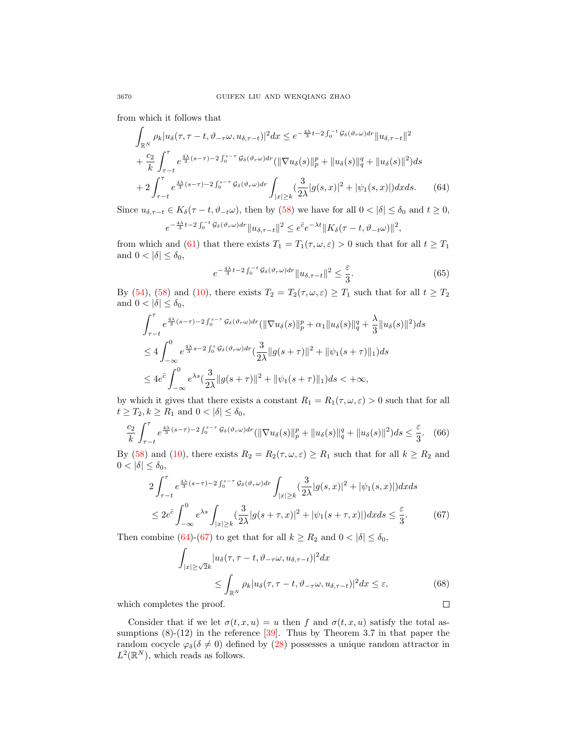from which it follows that

$$
\begin{aligned}
&\int_{\mathbb{R}^N} \rho_k |u_\delta(\tau, \tau-t, \vartheta_{-\tau}\omega, u_{\delta,\tau-t})|^2 dx \le e^{-\frac{4\lambda}{3}t - 2\int_0^{-t} \mathcal{G}_\delta(\vartheta_r\omega)dr} \|u_{\delta,\tau-t}\|^2 \\
&+ \frac{c_2}{k} \int_{\tau-t}^{\tau} e^{\frac{4\lambda}{3}(s-\tau) - 2\int_0^{s-\tau} \mathcal{G}_\delta(\vartheta_r\omega)dr} (\|\nabla u_\delta(s)\|_p^p + \|u_\delta(s)\|_q^q + \|u_\delta(s)\|^2) ds \\
&+ 2\int_{\tau-t}^{\tau} e^{\frac{4\lambda}{3}(s-\tau) - 2\int_0^{s-\tau} \mathcal{G}_\delta(\vartheta_r\omega)dr} \int_{|x|\ge k} (\frac{3}{2\lambda}|g(s,x)|^2 + |\psi_1(s,x)|) dx ds. \qquad (64)
\end{aligned}
$$

Since $u_{\delta,\tau-t} \in K_\delta(\tau-t, \vartheta_{-t}\omega)$, then by (58) we have for all $0 < |\delta| \le \delta_0$ and $t \ge 0$,

$$
e^{-\frac{4\lambda}{3}t - 2\int_0^{-t} \mathcal{G}_\delta(\vartheta_r\omega)dr} \|u_{\delta,\tau-t}\|^2 \le e^{\tilde{c}} e^{-\lambda t} \|K_\delta(\tau-t, \vartheta_{-t}\omega)\|^2,
$$

from which and (61) that there exists $T_1 = T_1(\tau, \omega, \varepsilon) > 0$ such that for all $t \ge T_1$ and $0 < |\delta| \le \delta_0$,

$$
e^{-\frac{4\lambda}{3}t - 2\int_0^{-t} \mathcal{G}_\delta(\vartheta_r\omega)dr} \|u_{\delta,\tau-t}\|^2 \le \frac{\varepsilon}{3}. \qquad (65)
$$

By (54), (58) and (10), there exists $T_2 = T_2(\tau, \omega, \varepsilon) \ge T_1$ such that for all $t \ge T_2$ and $0 < |\delta| \le \delta_0$,

$$
\begin{aligned}
&\int_{\tau-t}^{\tau} e^{\frac{4\lambda}{3}(s-\tau) - 2\int_0^{s-\tau} \mathcal{G}_\delta(\vartheta_r\omega)dr} (\|\nabla u_\delta(s)\|_p^p + \alpha_1 \|u_\delta(s)\|_q^q + \frac{\lambda}{3}\|u_\delta(s)\|^2) ds \\
&\le 4\int_{-\infty}^{0} e^{\frac{4\lambda}{3}s - 2\int_0^{s} \mathcal{G}_\delta(\vartheta_r\omega)dr} (\frac{3}{2\lambda}\|g(s+\tau)\|^2 + \|\psi_1(s+\tau)\|_1) ds \\
&\le 4e^{\tilde{c}} \int_{-\infty}^{0} e^{\lambda s} (\frac{3}{2\lambda}\|g(s+\tau)\|^2 + \|\psi_1(s+\tau)\|_1) ds < +\infty,
\end{aligned}
$$

by which it gives that there exists a constant $R_1 = R_1(\tau, \omega, \varepsilon) > 0$ such that for all $t \ge T_2, k \ge R_1$ and $0 < |\delta| \le \delta_0$,

$$
\frac{c_2}{k} \int_{\tau-t}^{\tau} e^{\frac{4\lambda}{3}(s-\tau) - 2\int_0^{s-\tau} \mathcal{G}_\delta(\vartheta_r\omega)dr} (\|\nabla u_\delta(s)\|_p^p + \|u_\delta(s)\|_q^q + \|u_\delta(s)\|^2) ds \le \frac{\varepsilon}{3}. \qquad (66)
$$

By (58) and (10), there exists $R_2 = R_2(\tau, \omega, \varepsilon) \ge R_1$ such that for all $k \ge R_2$ and $0 < |\delta| \le \delta_0$,

$$
\begin{aligned}
&2\int_{\tau-t}^{\tau} e^{\frac{4\lambda}{3}(s-\tau) - 2\int_0^{s-\tau} \mathcal{G}_\delta(\vartheta_r\omega)dr} \int_{|x|\ge k} (\frac{3}{2\lambda}|g(s,x)|^2 + |\psi_1(s,x)|) dx ds \\
&\le 2e^{\tilde{c}} \int_{-\infty}^{0} e^{\lambda s} \int_{|x|\ge k} (\frac{3}{2\lambda}|g(s+\tau,x)|^2 + |\psi_1(s+\tau,x)|) dx ds \le \frac{\varepsilon}{3}. \qquad (67)
\end{aligned}
$$

Then combine (64)-(67) to get that for all $k \ge R_2$ and $0 < |\delta| \le \delta_0$,

$$
\begin{aligned}
&\int_{|x|\ge\sqrt{2}k} |u_\delta(\tau, \tau-t, \vartheta_{-\tau}\omega, u_{\delta,\tau-t})|^2 dx \\
&\qquad \le \int_{\mathbb{R}^N} \rho_k |u_\delta(\tau, \tau-t, \vartheta_{-\tau}\omega, u_{\delta,\tau-t})|^2 dx \le \varepsilon, \qquad (68)
\end{aligned}
$$

which completes the proof. ∎

Consider that if we let $\sigma(t, x, u) = u$ then $f$ and $\sigma(t, x, u)$ satisfy the total assumptions (8)-(12) in the reference [39]. Thus by Theorem 3.7 in that paper the random cocycle $\varphi_\delta(\delta \ne 0)$ defined by (28) possesses a unique random attractor in $L^2(\mathbb{R}^N)$, which reads as follows.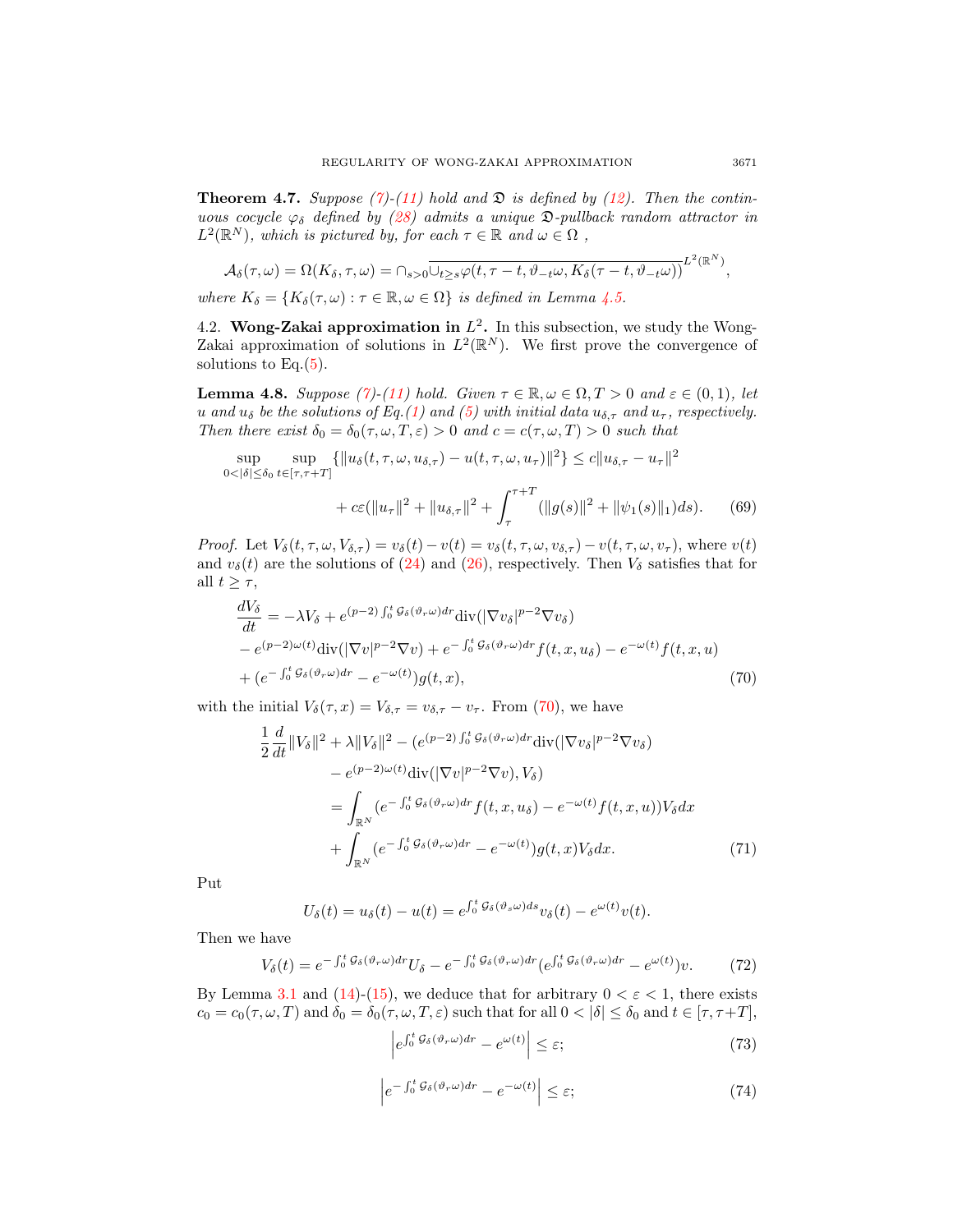**Theorem 4.7.** *Suppose (7)-(11) hold and $\mathfrak{D}$ is defined by (12). Then the continuous cocycle $\varphi_\delta$ defined by (28) admits a unique $\mathfrak{D}$-pullback random attractor in $L^2(\mathbb{R}^N)$, which is pictured by, for each $\tau \in \mathbb{R}$ and $\omega \in \Omega$ ,*

$$\mathcal{A}_\delta(\tau,\omega) = \Omega(K_\delta,\tau,\omega) = \cap_{s>0}\overline{\cup_{t\geq s}\varphi(t,\tau-t,\vartheta_{-t}\omega, K_\delta(\tau-t,\vartheta_{-t}\omega))}^{L^2(\mathbb{R}^N)},$$

*where $K_\delta = \{K_\delta(\tau,\omega) : \tau\in\mathbb{R},\omega\in\Omega\}$ is defined in Lemma 4.5.*

## 4.2. Wong-Zakai approximation in $L^2$.

In this subsection, we study the Wong-Zakai approximation of solutions in $L^2(\mathbb{R}^N)$. We first prove the convergence of solutions to Eq.(5).

**Lemma 4.8.** *Suppose (7)-(11) hold. Given $\tau\in\mathbb{R},\omega\in\Omega, T>0$ and $\varepsilon\in(0,1)$, let $u$ and $u_\delta$ be the solutions of Eq.(1) and (5) with initial data $u_{\delta,\tau}$ and $u_\tau$, respectively. Then there exist $\delta_0=\delta_0(\tau,\omega,T,\varepsilon)>0$ and $c=c(\tau,\omega,T)>0$ such that*

$$\sup_{0<|\delta|\leq\delta_0}\sup_{t\in[\tau,\tau+T]}\{\|u_\delta(t,\tau,\omega,u_{\delta,\tau})-u(t,\tau,\omega,u_\tau)\|^2\}\leq c\|u_{\delta,\tau}-u_\tau\|^2$$
$$+c\varepsilon(\|u_\tau\|^2+\|u_{\delta,\tau}\|^2+\int_\tau^{\tau+T}(\|g(s)\|^2+\|\psi_1(s)\|_1)ds). \qquad (69)$$

*Proof.* Let $V_\delta(t,\tau,\omega,V_{\delta,\tau}) = v_\delta(t)-v(t) = v_\delta(t,\tau,\omega,v_{\delta,\tau})-v(t,\tau,\omega,v_\tau)$, where $v(t)$ and $v_\delta(t)$ are the solutions of (24) and (26), respectively. Then $V_\delta$ satisfies that for all $t\geq\tau$,

$$\begin{aligned}
\frac{dV_\delta}{dt} &= -\lambda V_\delta + e^{(p-2)\int_0^t \mathcal{G}_\delta(\vartheta_r\omega)dr}\mathrm{div}(|\nabla v_\delta|^{p-2}\nabla v_\delta)\\
&- e^{(p-2)\omega(t)}\mathrm{div}(|\nabla v|^{p-2}\nabla v) + e^{-\int_0^t \mathcal{G}_\delta(\vartheta_r\omega)dr}f(t,x,u_\delta) - e^{-\omega(t)}f(t,x,u)\\
&+ (e^{-\int_0^t \mathcal{G}_\delta(\vartheta_r\omega)dr} - e^{-\omega(t)})g(t,x),
\end{aligned} \qquad (70)$$

with the initial $V_\delta(\tau,x) = V_{\delta,\tau} = v_{\delta,\tau}-v_\tau$. From (70), we have

$$\begin{aligned}
\frac{1}{2}\frac{d}{dt}\|V_\delta\|^2 &+ \lambda\|V_\delta\|^2 - (e^{(p-2)\int_0^t \mathcal{G}_\delta(\vartheta_r\omega)dr}\mathrm{div}(|\nabla v_\delta|^{p-2}\nabla v_\delta)\\
&- e^{(p-2)\omega(t)}\mathrm{div}(|\nabla v|^{p-2}\nabla v), V_\delta)\\
&= \int_{\mathbb{R}^N}(e^{-\int_0^t \mathcal{G}_\delta(\vartheta_r\omega)dr}f(t,x,u_\delta) - e^{-\omega(t)}f(t,x,u))V_\delta dx\\
&+ \int_{\mathbb{R}^N}(e^{-\int_0^t \mathcal{G}_\delta(\vartheta_r\omega)dr} - e^{-\omega(t)})g(t,x)V_\delta dx.
\end{aligned} \qquad (71)$$

Put

$$U_\delta(t) = u_\delta(t)-u(t) = e^{\int_0^t \mathcal{G}_\delta(\vartheta_s\omega)ds}v_\delta(t) - e^{\omega(t)}v(t).$$

Then we have

$$V_\delta(t) = e^{-\int_0^t \mathcal{G}_\delta(\vartheta_r\omega)dr}U_\delta - e^{-\int_0^t \mathcal{G}_\delta(\vartheta_r\omega)dr}(e^{\int_0^t \mathcal{G}_\delta(\vartheta_r\omega)dr} - e^{\omega(t)})v. \qquad (72)$$

By Lemma 3.1 and (14)-(15), we deduce that for arbitrary $0<\varepsilon<1$, there exists $c_0 = c_0(\tau,\omega,T)$ and $\delta_0=\delta_0(\tau,\omega,T,\varepsilon)$ such that for all $0<|\delta|\leq\delta_0$ and $t\in[\tau,\tau+T]$,

$$\left|e^{\int_0^t \mathcal{G}_\delta(\vartheta_r\omega)dr} - e^{\omega(t)}\right| \leq \varepsilon; \qquad (73)$$

$$\left|e^{-\int_0^t \mathcal{G}_\delta(\vartheta_r\omega)dr} - e^{-\omega(t)}\right| \leq \varepsilon; \qquad (74)$$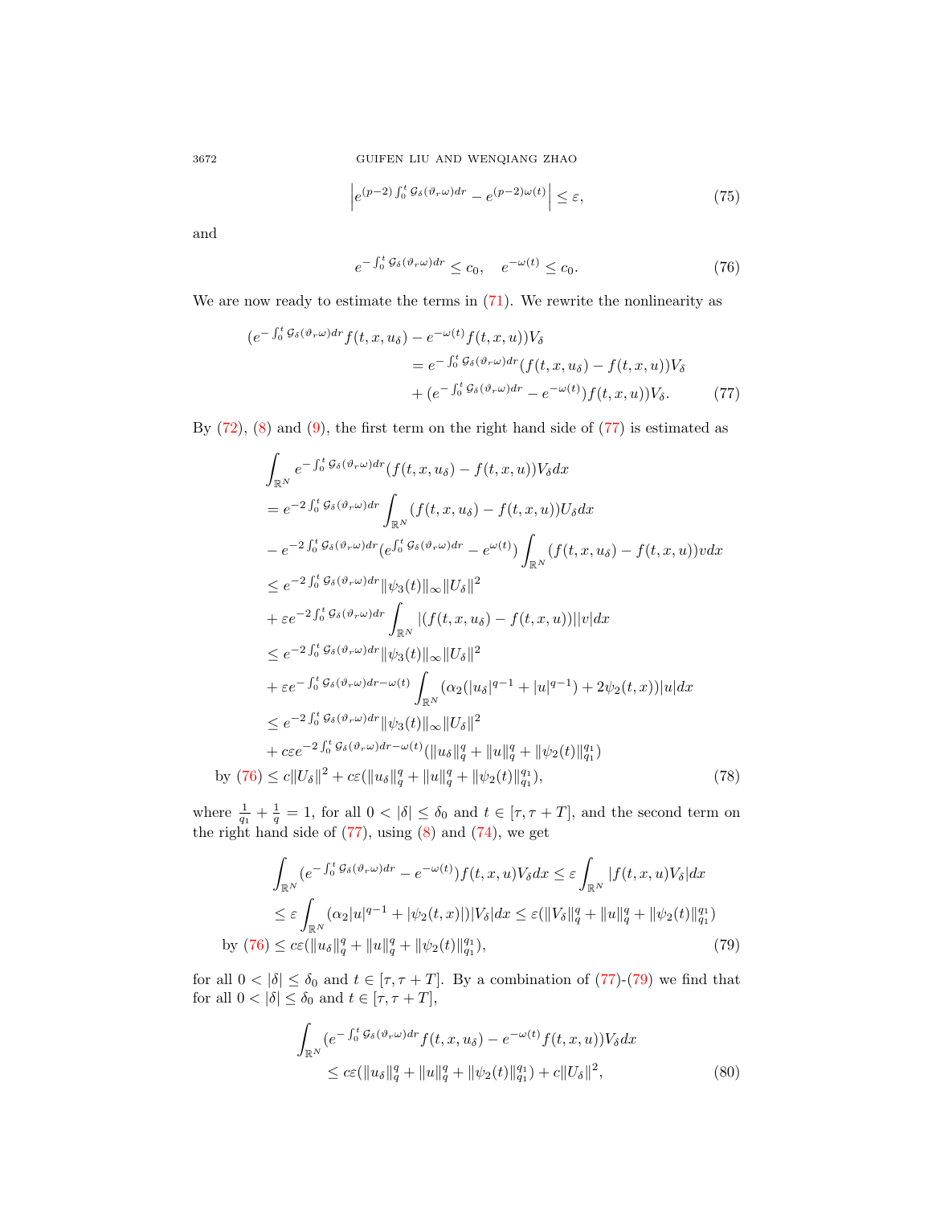$$\left| e^{(p-2)\int_0^t \mathcal{G}_\delta(\vartheta_r\omega)dr} - e^{(p-2)\omega(t)} \right| \leq \varepsilon, \tag{75}$$

and

$$e^{-\int_0^t \mathcal{G}_\delta(\vartheta_r\omega)dr} \leq c_0, \quad e^{-\omega(t)} \leq c_0. \tag{76}$$

We are now ready to estimate the terms in (71). We rewrite the nonlinearity as

$$\begin{aligned}
(e^{-\int_0^t \mathcal{G}_\delta(\vartheta_r\omega)dr} f(t,x,u_\delta) - e^{-\omega(t)} f(t,x,u))V_\delta \\
= e^{-\int_0^t \mathcal{G}_\delta(\vartheta_r\omega)dr}(f(t,x,u_\delta) - f(t,x,u))V_\delta \\
+ (e^{-\int_0^t \mathcal{G}_\delta(\vartheta_r\omega)dr} - e^{-\omega(t)}) f(t,x,u))V_\delta.
\end{aligned} \tag{77}$$

By (72), (8) and (9), the first term on the right hand side of (77) is estimated as

$$\begin{aligned}
&\int_{\mathbb{R}^N} e^{-\int_0^t \mathcal{G}_\delta(\vartheta_r\omega)dr}(f(t,x,u_\delta) - f(t,x,u))V_\delta dx \\
&= e^{-2\int_0^t \mathcal{G}_\delta(\vartheta_r\omega)dr} \int_{\mathbb{R}^N} (f(t,x,u_\delta) - f(t,x,u))U_\delta dx \\
&- e^{-2\int_0^t \mathcal{G}_\delta(\vartheta_r\omega)dr}(e^{\int_0^t \mathcal{G}_\delta(\vartheta_r\omega)dr} - e^{\omega(t)}) \int_{\mathbb{R}^N} (f(t,x,u_\delta) - f(t,x,u))v dx \\
&\leq e^{-2\int_0^t \mathcal{G}_\delta(\vartheta_r\omega)dr} \|\psi_3(t)\|_\infty \|U_\delta\|^2 \\
&+ \varepsilon e^{-2\int_0^t \mathcal{G}_\delta(\vartheta_r\omega)dr} \int_{\mathbb{R}^N} |(f(t,x,u_\delta) - f(t,x,u))||v| dx \\
&\leq e^{-2\int_0^t \mathcal{G}_\delta(\vartheta_r\omega)dr} \|\psi_3(t)\|_\infty \|U_\delta\|^2 \\
&+ \varepsilon e^{-\int_0^t \mathcal{G}_\delta(\vartheta_r\omega)dr - \omega(t)} \int_{\mathbb{R}^N} (\alpha_2(|u_\delta|^{q-1} + |u|^{q-1}) + 2\psi_2(t,x))|u| dx \\
&\leq e^{-2\int_0^t \mathcal{G}_\delta(\vartheta_r\omega)dr} \|\psi_3(t)\|_\infty \|U_\delta\|^2 \\
&+ c\varepsilon e^{-2\int_0^t \mathcal{G}_\delta(\vartheta_r\omega)dr - \omega(t)}(\|u_\delta\|_q^q + \|u\|_q^q + \|\psi_2(t)\|_{q_1}^{q_1}) \\
\text{by (76)} &\leq c\|U_\delta\|^2 + c\varepsilon(\|u_\delta\|_q^q + \|u\|_q^q + \|\psi_2(t)\|_{q_1}^{q_1}),
\end{aligned} \tag{78}$$

where $\frac{1}{q_1} + \frac{1}{q} = 1$, for all $0 < |\delta| \leq \delta_0$ and $t \in [\tau, \tau + T]$, and the second term on the right hand side of (77), using (8) and (74), we get

$$\begin{aligned}
&\int_{\mathbb{R}^N} (e^{-\int_0^t \mathcal{G}_\delta(\vartheta_r\omega)dr} - e^{-\omega(t)}) f(t,x,u)V_\delta dx \leq \varepsilon \int_{\mathbb{R}^N} |f(t,x,u)V_\delta| dx \\
&\leq \varepsilon \int_{\mathbb{R}^N} (\alpha_2|u|^{q-1} + |\psi_2(t,x)|)|V_\delta| dx \leq \varepsilon(\|V_\delta\|_q^q + \|u\|_q^q + \|\psi_2(t)\|_{q_1}^{q_1}) \\
\text{by (76)} &\leq c\varepsilon(\|u_\delta\|_q^q + \|u\|_q^q + \|\psi_2(t)\|_{q_1}^{q_1}),
\end{aligned} \tag{79}$$

for all $0 < |\delta| \leq \delta_0$ and $t \in [\tau, \tau + T]$. By a combination of (77)-(79) we find that for all $0 < |\delta| \leq \delta_0$ and $t \in [\tau, \tau + T]$,

$$\begin{aligned}
&\int_{\mathbb{R}^N} (e^{-\int_0^t \mathcal{G}_\delta(\vartheta_r\omega)dr} f(t,x,u_\delta) - e^{-\omega(t)} f(t,x,u))V_\delta dx \\
&\leq c\varepsilon(\|u_\delta\|_q^q + \|u\|_q^q + \|\psi_2(t)\|_{q_1}^{q_1}) + c\|U_\delta\|^2,
\end{aligned} \tag{80}$$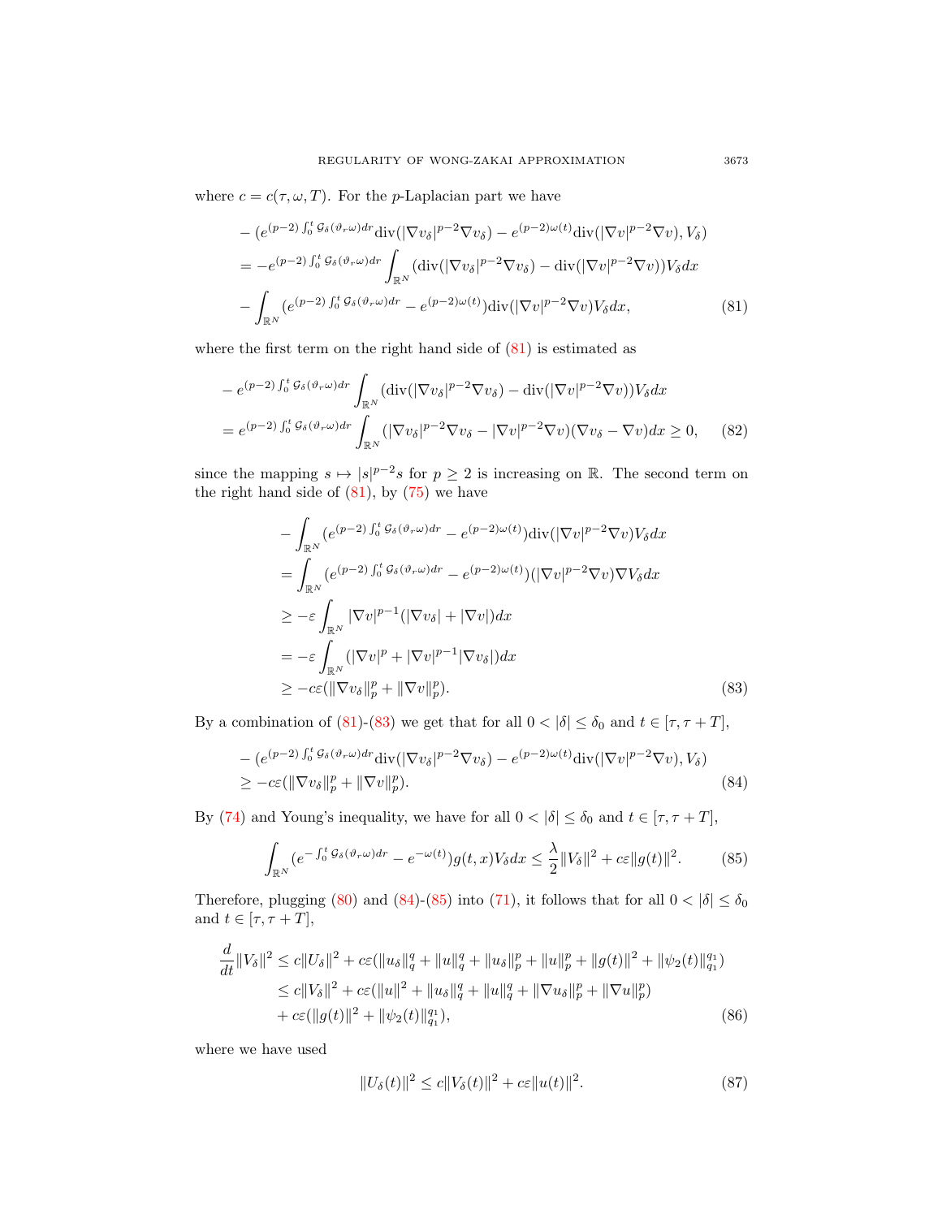where $c = c(\tau, \omega, T)$. For the $p$-Laplacian part we have

$$
\begin{aligned}
&-(e^{(p-2)\int_0^t \mathcal{G}_\delta(\vartheta_r\omega)dr}\mathrm{div}(|\nabla v_\delta|^{p-2}\nabla v_\delta) - e^{(p-2)\omega(t)}\mathrm{div}(|\nabla v|^{p-2}\nabla v), V_\delta) \\
&= -e^{(p-2)\int_0^t \mathcal{G}_\delta(\vartheta_r\omega)dr}\int_{\mathbb{R}^N}(\mathrm{div}(|\nabla v_\delta|^{p-2}\nabla v_\delta) - \mathrm{div}(|\nabla v|^{p-2}\nabla v))V_\delta dx \\
&\quad - \int_{\mathbb{R}^N}(e^{(p-2)\int_0^t \mathcal{G}_\delta(\vartheta_r\omega)dr} - e^{(p-2)\omega(t)})\mathrm{div}(|\nabla v|^{p-2}\nabla v)V_\delta dx, \qquad (81)
\end{aligned}
$$

where the first term on the right hand side of (81) is estimated as

$$
\begin{aligned}
&-e^{(p-2)\int_0^t \mathcal{G}_\delta(\vartheta_r\omega)dr}\int_{\mathbb{R}^N}(\mathrm{div}(|\nabla v_\delta|^{p-2}\nabla v_\delta) - \mathrm{div}(|\nabla v|^{p-2}\nabla v))V_\delta dx \\
&= e^{(p-2)\int_0^t \mathcal{G}_\delta(\vartheta_r\omega)dr}\int_{\mathbb{R}^N}(|\nabla v_\delta|^{p-2}\nabla v_\delta - |\nabla v|^{p-2}\nabla v)(\nabla v_\delta - \nabla v)dx \geq 0, \qquad (82)
\end{aligned}
$$

since the mapping $s \mapsto |s|^{p-2}s$ for $p \geq 2$ is increasing on $\mathbb{R}$. The second term on the right hand side of (81), by (75) we have

$$
\begin{aligned}
&-\int_{\mathbb{R}^N}(e^{(p-2)\int_0^t \mathcal{G}_\delta(\vartheta_r\omega)dr} - e^{(p-2)\omega(t)})\mathrm{div}(|\nabla v|^{p-2}\nabla v)V_\delta dx \\
&= \int_{\mathbb{R}^N}(e^{(p-2)\int_0^t \mathcal{G}_\delta(\vartheta_r\omega)dr} - e^{(p-2)\omega(t)})(|\nabla v|^{p-2}\nabla v)\nabla V_\delta dx \\
&\geq -\varepsilon\int_{\mathbb{R}^N}|\nabla v|^{p-1}(|\nabla v_\delta| + |\nabla v|)dx \\
&= -\varepsilon\int_{\mathbb{R}^N}(|\nabla v|^{p} + |\nabla v|^{p-1}|\nabla v_\delta|)dx \\
&\geq -c\varepsilon(\|\nabla v_\delta\|_p^p + \|\nabla v\|_p^p). \qquad (83)
\end{aligned}
$$

By a combination of (81)-(83) we get that for all $0 < |\delta| \leq \delta_0$ and $t \in [\tau, \tau + T]$,

$$
\begin{aligned}
&-(e^{(p-2)\int_0^t \mathcal{G}_\delta(\vartheta_r\omega)dr}\mathrm{div}(|\nabla v_\delta|^{p-2}\nabla v_\delta) - e^{(p-2)\omega(t)}\mathrm{div}(|\nabla v|^{p-2}\nabla v), V_\delta) \\
&\geq -c\varepsilon(\|\nabla v_\delta\|_p^p + \|\nabla v\|_p^p). \qquad (84)
\end{aligned}
$$

By (74) and Young's inequality, we have for all $0 < |\delta| \leq \delta_0$ and $t \in [\tau, \tau + T]$,

$$
\int_{\mathbb{R}^N}(e^{-\int_0^t \mathcal{G}_\delta(\vartheta_r\omega)dr} - e^{-\omega(t)})g(t,x)V_\delta dx \leq \frac{\lambda}{2}\|V_\delta\|^2 + c\varepsilon\|g(t)\|^2. \qquad (85)
$$

Therefore, plugging (80) and (84)-(85) into (71), it follows that for all $0 < |\delta| \leq \delta_0$ and $t \in [\tau, \tau + T]$,

$$
\begin{aligned}
\frac{d}{dt}\|V_\delta\|^2 &\leq c\|U_\delta\|^2 + c\varepsilon(\|u_\delta\|_q^q + \|u\|_q^q + \|u_\delta\|_p^p + \|u\|_p^p + \|g(t)\|^2 + \|\psi_2(t)\|_{q_1}^{q_1}) \\
&\leq c\|V_\delta\|^2 + c\varepsilon(\|u\|^2 + \|u_\delta\|_q^q + \|u\|_q^q + \|\nabla u_\delta\|_p^p + \|\nabla u\|_p^p) \\
&\quad + c\varepsilon(\|g(t)\|^2 + \|\psi_2(t)\|_{q_1}^{q_1}), \qquad (86)
\end{aligned}
$$

where we have used

$$
\|U_\delta(t)\|^2 \leq c\|V_\delta(t)\|^2 + c\varepsilon\|u(t)\|^2. \qquad (87)
$$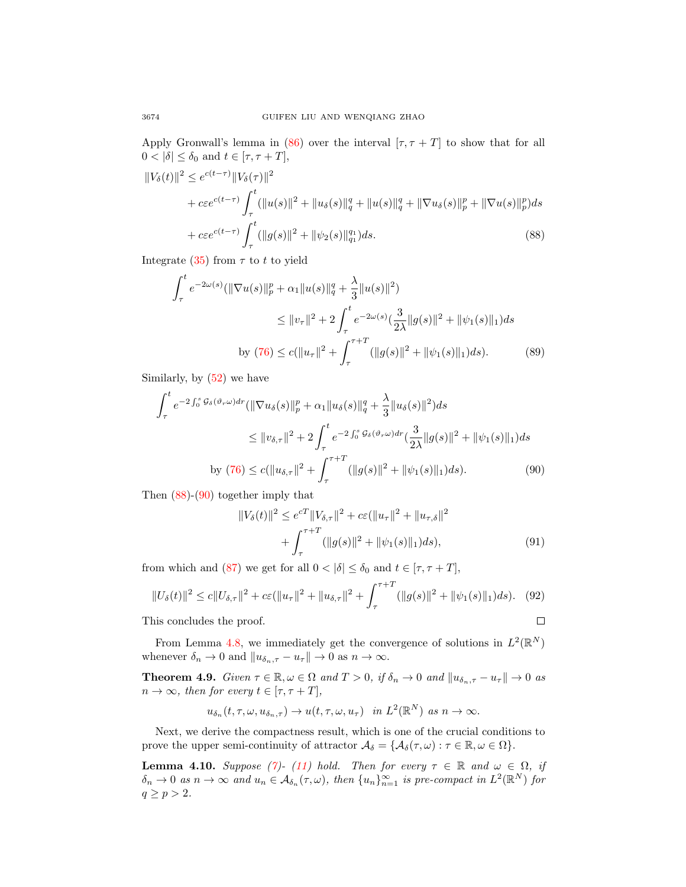Apply Gronwall's lemma in (86) over the interval $[\tau, \tau+T]$ to show that for all $0<|\delta|\leq \delta_0$ and $t\in[\tau,\tau+T]$,

$$
\begin{aligned}
\|V_\delta(t)\|^2 \leq\ & e^{c(t-\tau)}\|V_\delta(\tau)\|^2 \\
&+ c\varepsilon e^{c(t-\tau)}\int_\tau^t (\|u(s)\|^2+\|u_\delta(s)\|_q^q+\|u(s)\|_q^q+\|\nabla u_\delta(s)\|_p^p+\|\nabla u(s)\|_p^p)ds \\
&+ c\varepsilon e^{c(t-\tau)}\int_\tau^t (\|g(s)\|^2+\|\psi_2(s)\|_{q_1}^{q_1})ds.
\end{aligned} \tag{88}
$$

Integrate (35) from $\tau$ to $t$ to yield

$$
\begin{aligned}
\int_\tau^t & e^{-2\omega(s)}(\|\nabla u(s)\|_p^p+\alpha_1\|u(s)\|_q^q+\frac{\lambda}{3}\|u(s)\|^2) \\
&\leq \|v_\tau\|^2+2\int_\tau^t e^{-2\omega(s)}(\frac{3}{2\lambda}\|g(s)\|^2+\|\psi_1(s)\|_1)ds \\
\text{by (76) } &\leq c(\|u_\tau\|^2+\int_\tau^{\tau+T}(\|g(s)\|^2+\|\psi_1(s)\|_1)ds).
\end{aligned} \tag{89}
$$

Similarly, by (52) we have

$$
\begin{aligned}
\int_\tau^t & e^{-2\int_0^s \mathcal{G}_\delta(\vartheta_r\omega)dr}(\|\nabla u_\delta(s)\|_p^p+\alpha_1\|u_\delta(s)\|_q^q+\frac{\lambda}{3}\|u_\delta(s)\|^2)ds \\
&\leq \|v_{\delta,\tau}\|^2+2\int_\tau^t e^{-2\int_0^s \mathcal{G}_\delta(\vartheta_r\omega)dr}(\frac{3}{2\lambda}\|g(s)\|^2+\|\psi_1(s)\|_1)ds \\
\text{by (76) } &\leq c(\|u_{\delta,\tau}\|^2+\int_\tau^{\tau+T}(\|g(s)\|^2+\|\psi_1(s)\|_1)ds).
\end{aligned} \tag{90}
$$

Then (88)-(90) together imply that

$$
\begin{aligned}
\|V_\delta(t)\|^2 \leq\ & e^{cT}\|V_{\delta,\tau}\|^2+c\varepsilon(\|u_\tau\|^2+\|u_{\tau,\delta}\|^2 \\
&+\int_\tau^{\tau+T}(\|g(s)\|^2+\|\psi_1(s)\|_1)ds),
\end{aligned} \tag{91}
$$

from which and (87) we get for all $0<|\delta|\leq\delta_0$ and $t\in[\tau,\tau+T]$,

$$
\|U_\delta(t)\|^2 \leq c\|U_{\delta,\tau}\|^2+c\varepsilon(\|u_\tau\|^2+\|u_{\delta,\tau}\|^2+\int_\tau^{\tau+T}(\|g(s)\|^2+\|\psi_1(s)\|_1)ds). \tag{92}
$$

This concludes the proof. ∎

From Lemma 4.8, we immediately get the convergence of solutions in $L^2(\mathbb{R}^N)$ whenever $\delta_n\to 0$ and $\|u_{\delta_n,\tau}-u_\tau\|\to 0$ as $n\to\infty$.

**Theorem 4.9.** *Given $\tau\in\mathbb{R},\omega\in\Omega$ and $T>0$, if $\delta_n\to 0$ and $\|u_{\delta_n,\tau}-u_\tau\|\to 0$ as $n\to\infty$, then for every $t\in[\tau,\tau+T]$,*

$$
u_{\delta_n}(t,\tau,\omega,u_{\delta_n,\tau})\to u(t,\tau,\omega,u_\tau) \quad \text{in } L^2(\mathbb{R}^N) \text{ as } n\to\infty.
$$

Next, we derive the compactness result, which is one of the crucial conditions to prove the upper semi-continuity of attractor $\mathcal{A}_\delta=\{\mathcal{A}_\delta(\tau,\omega):\tau\in\mathbb{R},\omega\in\Omega\}$.

**Lemma 4.10.** *Suppose (7)- (11) hold. Then for every $\tau\in\mathbb{R}$ and $\omega\in\Omega$, if $\delta_n\to 0$ as $n\to\infty$ and $u_n\in\mathcal{A}_{\delta_n}(\tau,\omega)$, then $\{u_n\}_{n=1}^\infty$ is pre-compact in $L^2(\mathbb{R}^N)$ for $q\geq p>2$.*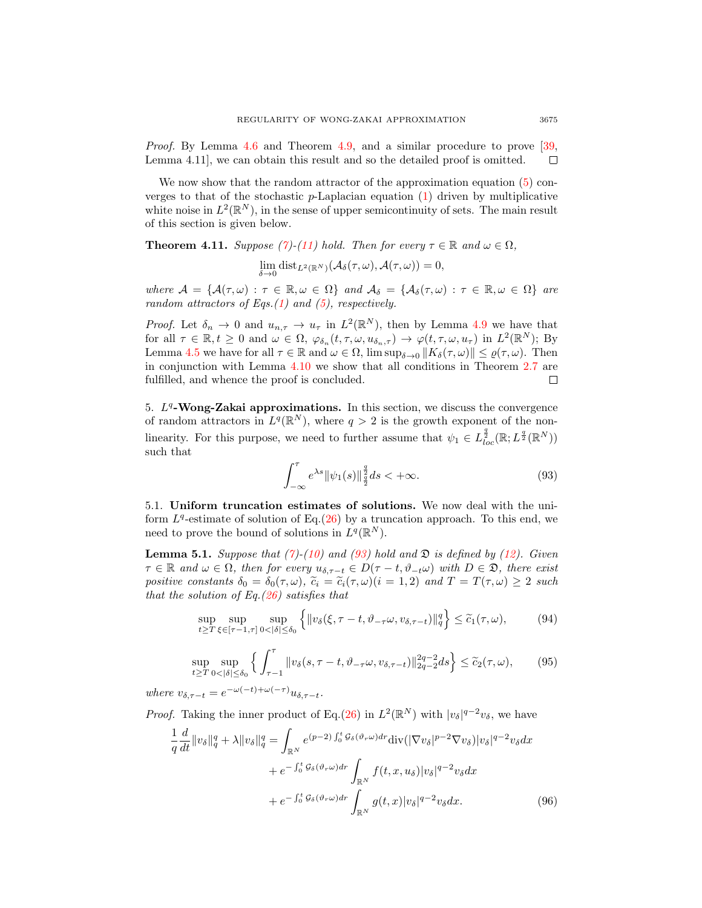*Proof.* By Lemma 4.6 and Theorem 4.9, and a similar procedure to prove [39, Lemma 4.11], we can obtain this result and so the detailed proof is omitted. ◻

We now show that the random attractor of the approximation equation (5) converges to that of the stochastic $p$-Laplacian equation (1) driven by multiplicative white noise in $L^2(\mathbb{R}^N)$, in the sense of upper semicontinuity of sets. The main result of this section is given below.

**Theorem 4.11.** *Suppose (7)-(11) hold. Then for every $\tau \in \mathbb{R}$ and $\omega \in \Omega$,*

$$\lim_{\delta \to 0} \operatorname{dist}_{L^2(\mathbb{R}^N)}(\mathcal{A}_\delta(\tau, \omega), \mathcal{A}(\tau, \omega)) = 0,$$

*where $\mathcal{A} = \{\mathcal{A}(\tau, \omega) : \tau \in \mathbb{R}, \omega \in \Omega\}$ and $\mathcal{A}_\delta = \{\mathcal{A}_\delta(\tau, \omega) : \tau \in \mathbb{R}, \omega \in \Omega\}$ are random attractors of Eqs.(1) and (5), respectively.*

*Proof.* Let $\delta_n \to 0$ and $u_{n,\tau} \to u_\tau$ in $L^2(\mathbb{R}^N)$, then by Lemma 4.9 we have that for all $\tau \in \mathbb{R}, t \geq 0$ and $\omega \in \Omega$, $\varphi_{\delta_n}(t, \tau, \omega, u_{\delta_n,\tau}) \to \varphi(t, \tau, \omega, u_\tau)$ in $L^2(\mathbb{R}^N)$; By Lemma 4.5 we have for all $\tau \in \mathbb{R}$ and $\omega \in \Omega$, $\limsup_{\delta \to 0} \|K_\delta(\tau, \omega)\| \leq \varrho(\tau, \omega)$. Then in conjunction with Lemma 4.10 we show that all conditions in Theorem 2.7 are fulfilled, and whence the proof is concluded. ◻

## 5. $L^q$-Wong-Zakai approximations.

In this section, we discuss the convergence of random attractors in $L^q(\mathbb{R}^N)$, where $q > 2$ is the growth exponent of the nonlinearity. For this purpose, we need to further assume that $\psi_1 \in L^{\frac{q}{2}}_{loc}(\mathbb{R}; L^{\frac{q}{2}}(\mathbb{R}^N))$ such that

$$\int_{-\infty}^{\tau} e^{\lambda s} \|\psi_1(s)\|_{\frac{q}{2}}^{\frac{q}{2}} ds < +\infty. \tag{93}$$

### 5.1. Uniform truncation estimates of solutions.

We now deal with the uniform $L^q$-estimate of solution of Eq.(26) by a truncation approach. To this end, we need to prove the bound of solutions in $L^q(\mathbb{R}^N)$.

**Lemma 5.1.** *Suppose that (7)-(10) and (93) hold and $\mathfrak{D}$ is defined by (12). Given $\tau \in \mathbb{R}$ and $\omega \in \Omega$, then for every $u_{\delta,\tau-t} \in D(\tau - t, \vartheta_{-t}\omega)$ with $D \in \mathfrak{D}$, there exist positive constants $\delta_0 = \delta_0(\tau, \omega)$, $\widetilde{c}_i = \widetilde{c}_i(\tau, \omega) (i = 1, 2)$ and $T = T(\tau, \omega) \geq 2$ such that the solution of Eq.(26) satisfies that*

$$\sup_{t \geq T} \sup_{\xi \in [\tau-1,\tau]} \sup_{0<|\delta|\leq\delta_0} \Big\{ \|v_\delta(\xi, \tau - t, \vartheta_{-\tau}\omega, v_{\delta,\tau-t})\|_q^q \Big\} \leq \widetilde{c}_1(\tau, \omega), \tag{94}$$

$$\sup_{t \geq T} \sup_{0<|\delta|\leq\delta_0} \Big\{ \int_{\tau-1}^{\tau} \|v_\delta(s, \tau - t, \vartheta_{-\tau}\omega, v_{\delta,\tau-t})\|_{2q-2}^{2q-2} ds \Big\} \leq \widetilde{c}_2(\tau, \omega), \tag{95}$$

*where $v_{\delta,\tau-t} = e^{-\omega(-t)+\omega(-\tau)} u_{\delta,\tau-t}$.*

*Proof.* Taking the inner product of Eq.(26) in $L^2(\mathbb{R}^N)$ with $|v_\delta|^{q-2}v_\delta$, we have

$$\begin{aligned}
\frac{1}{q}\frac{d}{dt}\|v_\delta\|_q^q + \lambda\|v_\delta\|_q^q = &\int_{\mathbb{R}^N} e^{(p-2)\int_0^t \mathcal{G}_\delta(\vartheta_r\omega)dr} \operatorname{div}(|\nabla v_\delta|^{p-2}\nabla v_\delta)|v_\delta|^{q-2}v_\delta dx \\
&+ e^{-\int_0^t \mathcal{G}_\delta(\vartheta_r\omega)dr} \int_{\mathbb{R}^N} f(t, x, u_\delta)|v_\delta|^{q-2}v_\delta dx \\
&+ e^{-\int_0^t \mathcal{G}_\delta(\vartheta_r\omega)dr} \int_{\mathbb{R}^N} g(t, x)|v_\delta|^{q-2}v_\delta dx.
\end{aligned} \tag{96}$$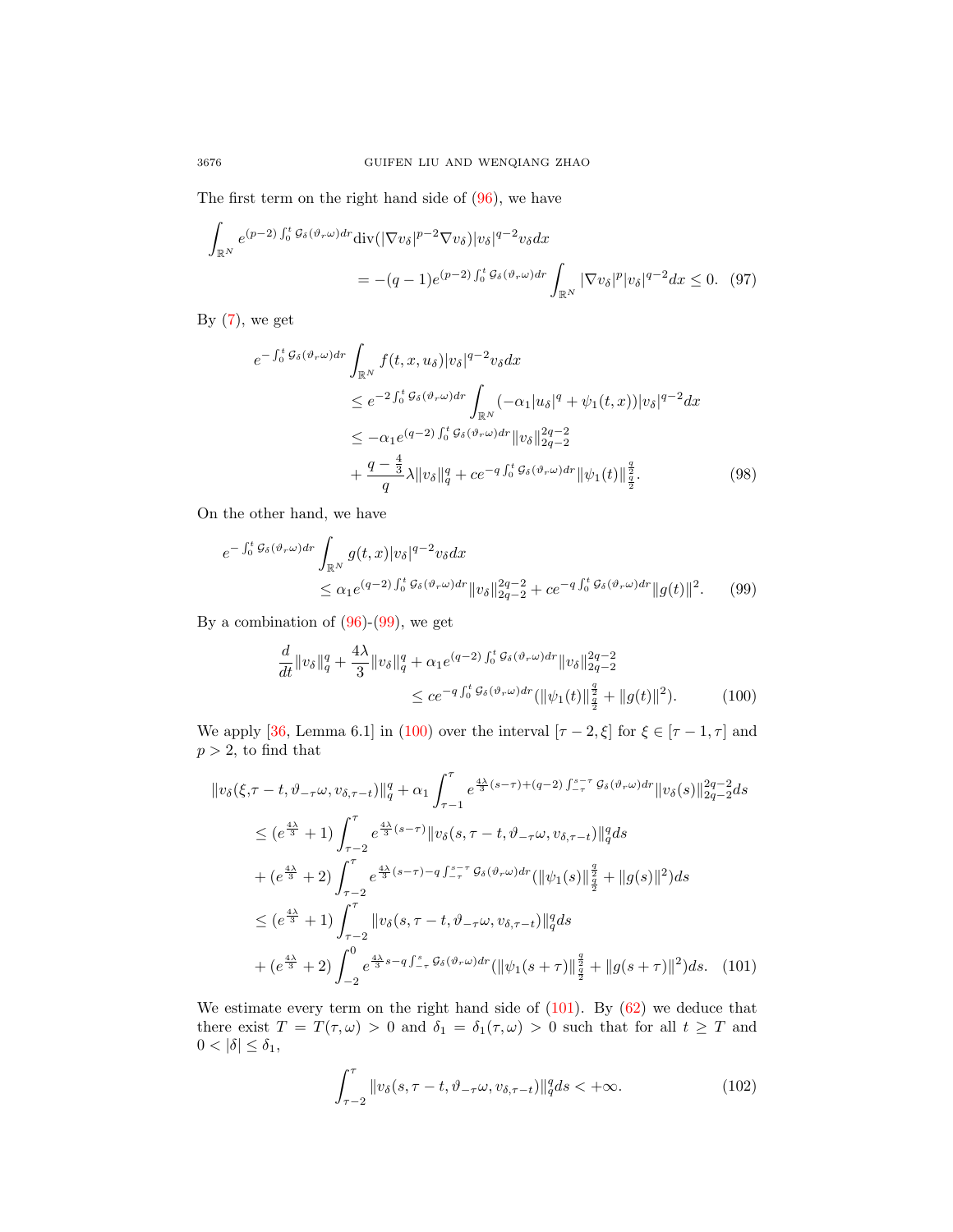The first term on the right hand side of (96), we have

$$
\begin{aligned}
\int_{\mathbb{R}^N} & e^{(p-2)\int_0^t \mathcal{G}_\delta(\vartheta_r\omega)dr} \mathrm{div}(|\nabla v_\delta|^{p-2}\nabla v_\delta)|v_\delta|^{q-2}v_\delta dx \\
&= -(q-1)e^{(p-2)\int_0^t \mathcal{G}_\delta(\vartheta_r\omega)dr}\int_{\mathbb{R}^N}|\nabla v_\delta|^p|v_\delta|^{q-2}dx \le 0. \quad (97)
\end{aligned}
$$

By (7), we get

$$
\begin{aligned}
e^{-\int_0^t \mathcal{G}_\delta(\vartheta_r\omega)dr} & \int_{\mathbb{R}^N} f(t,x,u_\delta)|v_\delta|^{q-2}v_\delta dx \\
&\le e^{-2\int_0^t \mathcal{G}_\delta(\vartheta_r\omega)dr}\int_{\mathbb{R}^N}(-\alpha_1|u_\delta|^q + \psi_1(t,x))|v_\delta|^{q-2}dx \\
&\le -\alpha_1 e^{(q-2)\int_0^t \mathcal{G}_\delta(\vartheta_r\omega)dr}\|v_\delta\|_{2q-2}^{2q-2} \\
&\quad + \frac{q-\frac{4}{3}}{q}\lambda\|v_\delta\|_q^q + ce^{-q\int_0^t \mathcal{G}_\delta(\vartheta_r\omega)dr}\|\psi_1(t)\|_{\frac{q}{2}}^{\frac{q}{2}}. \quad (98)
\end{aligned}
$$

On the other hand, we have

$$
\begin{aligned}
e^{-\int_0^t \mathcal{G}_\delta(\vartheta_r\omega)dr} & \int_{\mathbb{R}^N} g(t,x)|v_\delta|^{q-2}v_\delta dx \\
&\le \alpha_1 e^{(q-2)\int_0^t \mathcal{G}_\delta(\vartheta_r\omega)dr}\|v_\delta\|_{2q-2}^{2q-2} + ce^{-q\int_0^t \mathcal{G}_\delta(\vartheta_r\omega)dr}\|g(t)\|^2. \quad (99)
\end{aligned}
$$

By a combination of (96)-(99), we get

$$
\begin{aligned}
\frac{d}{dt}\|v_\delta\|_q^q + \frac{4\lambda}{3}\|v_\delta\|_q^q + \alpha_1 e^{(q-2)\int_0^t \mathcal{G}_\delta(\vartheta_r\omega)dr}\|v_\delta\|_{2q-2}^{2q-2} \\
\le ce^{-q\int_0^t \mathcal{G}_\delta(\vartheta_r\omega)dr}(\|\psi_1(t)\|_{\frac{q}{2}}^{\frac{q}{2}} + \|g(t)\|^2). \quad (100)
\end{aligned}
$$

We apply [36, Lemma 6.1] in (100) over the interval $[\tau-2,\xi]$ for $\xi \in [\tau-1,\tau]$ and $p > 2$, to find that

$$
\begin{aligned}
\|v_\delta(\xi, & \tau-t,\vartheta_{-\tau}\omega, v_{\delta,\tau-t})\|_q^q + \alpha_1\int_{\tau-1}^{\tau} e^{\frac{4\lambda}{3}(s-\tau)+(q-2)\int_{-\tau}^{s-\tau}\mathcal{G}_\delta(\vartheta_r\omega)dr}\|v_\delta(s)\|_{2q-2}^{2q-2}ds \\
&\le (e^{\frac{4\lambda}{3}}+1)\int_{\tau-2}^{\tau} e^{\frac{4\lambda}{3}(s-\tau)}\|v_\delta(s,\tau-t,\vartheta_{-\tau}\omega, v_{\delta,\tau-t})\|_q^q ds \\
&\quad + (e^{\frac{4\lambda}{3}}+2)\int_{\tau-2}^{\tau} e^{\frac{4\lambda}{3}(s-\tau)-q\int_{-\tau}^{s-\tau}\mathcal{G}_\delta(\vartheta_r\omega)dr}(\|\psi_1(s)\|_{\frac{q}{2}}^{\frac{q}{2}} + \|g(s)\|^2)ds \\
&\le (e^{\frac{4\lambda}{3}}+1)\int_{\tau-2}^{\tau}\|v_\delta(s,\tau-t,\vartheta_{-\tau}\omega, v_{\delta,\tau-t})\|_q^q ds \\
&\quad + (e^{\frac{4\lambda}{3}}+2)\int_{-2}^{0} e^{\frac{4\lambda}{3}s-q\int_{-\tau}^{s}\mathcal{G}_\delta(\vartheta_r\omega)dr}(\|\psi_1(s+\tau)\|_{\frac{q}{2}}^{\frac{q}{2}} + \|g(s+\tau)\|^2)ds. \quad (101)
\end{aligned}
$$

We estimate every term on the right hand side of (101). By (62) we deduce that there exist $T = T(\tau,\omega) > 0$ and $\delta_1 = \delta_1(\tau,\omega) > 0$ such that for all $t \ge T$ and $0 < |\delta| \le \delta_1$,

$$
\int_{\tau-2}^{\tau}\|v_\delta(s,\tau-t,\vartheta_{-\tau}\omega, v_{\delta,\tau-t})\|_q^q ds < +\infty. \quad (102)
$$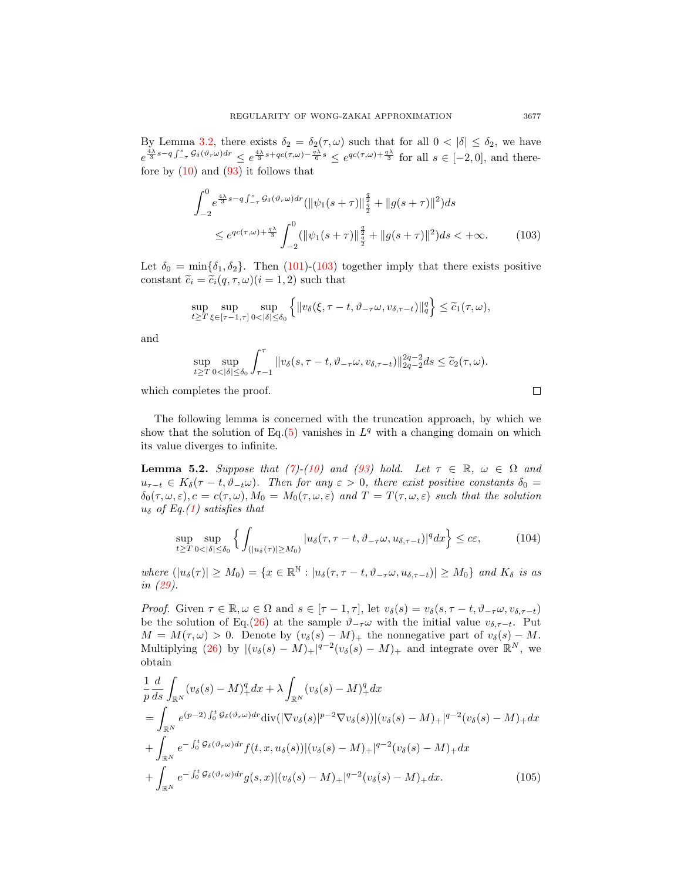By Lemma 3.2, there exists $\delta_2 = \delta_2(\tau, \omega)$ such that for all $0 < |\delta| \le \delta_2$, we have $e^{\frac{4\lambda}{3}s - q\int_{-\tau}^{s} \mathcal{G}_\delta(\vartheta_r\omega)dr} \le e^{\frac{4\lambda}{3}s + qc(\tau,\omega) - \frac{q\lambda}{6}s} \le e^{qc(\tau,\omega)+\frac{q\lambda}{3}}$ for all $s \in [-2, 0]$, and therefore by (10) and (93) it follows that

$$
\begin{aligned}
&\int_{-2}^{0} e^{\frac{4\lambda}{3}s - q\int_{-\tau}^{s} \mathcal{G}_\delta(\vartheta_r\omega)dr} (\|\psi_1(s+\tau)\|_{\frac{q}{2}}^{\frac{q}{2}} + \|g(s+\tau)\|^2) ds \\
&\qquad \le e^{qc(\tau,\omega)+\frac{q\lambda}{3}} \int_{-2}^{0} (\|\psi_1(s+\tau)\|_{\frac{q}{2}}^{\frac{q}{2}} + \|g(s+\tau)\|^2) ds < +\infty. \qquad (103)
\end{aligned}
$$

Let $\delta_0 = \min\{\delta_1, \delta_2\}$. Then (101)-(103) together imply that there exists positive constant $\widetilde{c}_i = \widetilde{c}_i(q, \tau, \omega) (i = 1, 2)$ such that

$$
\sup_{t \ge T} \sup_{\xi \in [\tau-1, \tau]} \sup_{0<|\delta| \le \delta_0} \Big\{ \|v_\delta(\xi, \tau - t, \vartheta_{-\tau}\omega, v_{\delta,\tau-t})\|_q^q \Big\} \le \widetilde{c}_1(\tau, \omega),
$$

and

$$
\sup_{t \ge T} \sup_{0<|\delta| \le \delta_0} \int_{\tau-1}^{\tau} \|v_\delta(s, \tau - t, \vartheta_{-\tau}\omega, v_{\delta,\tau-t})\|_{2q-2}^{2q-2} ds \le \widetilde{c}_2(\tau, \omega).
$$

which completes the proof. □

The following lemma is concerned with the truncation approach, by which we show that the solution of Eq.(5) vanishes in $L^q$ with a changing domain on which its value diverges to infinite.

**Lemma 5.2.** *Suppose that (7)-(10) and (93) hold. Let $\tau \in \mathbb{R}$, $\omega \in \Omega$ and $u_{\tau-t} \in K_\delta(\tau - t, \vartheta_{-t}\omega)$. Then for any $\varepsilon > 0$, there exist positive constants $\delta_0 = \delta_0(\tau, \omega, \varepsilon), c = c(\tau, \omega), M_0 = M_0(\tau, \omega, \varepsilon)$ and $T = T(\tau, \omega, \varepsilon)$ such that the solution $u_\delta$ of Eq.(1) satisfies that*

$$
\sup_{t \ge T} \sup_{0<|\delta| \le \delta_0} \Big\{ \int_{(|u_\delta(\tau)| \ge M_0)} |u_\delta(\tau, \tau - t, \vartheta_{-\tau}\omega, u_{\delta,\tau-t})|^q dx \Big\} \le c\varepsilon, \qquad (104)
$$

*where $(|u_\delta(\tau)| \ge M_0) = \{x \in \mathbb{R}^{\mathbb{N}} : |u_\delta(\tau, \tau - t, \vartheta_{-\tau}\omega, u_{\delta,\tau-t})| \ge M_0\}$ and $K_\delta$ is as in (29).*

*Proof.* Given $\tau \in \mathbb{R}, \omega \in \Omega$ and $s \in [\tau - 1, \tau]$, let $v_\delta(s) = v_\delta(s, \tau - t, \vartheta_{-\tau}\omega, v_{\delta,\tau-t})$ be the solution of Eq.(26) at the sample $\vartheta_{-\tau}\omega$ with the initial value $v_{\delta,\tau-t}$. Put $M = M(\tau, \omega) > 0$. Denote by $(v_\delta(s) - M)_+$ the nonnegative part of $v_\delta(s) - M$. Multiplying (26) by $|(v_\delta(s) - M)_+|^{q-2}(v_\delta(s) - M)_+$ and integrate over $\mathbb{R}^N$, we obtain

$$
\begin{aligned}
&\frac{1}{p}\frac{d}{ds}\int_{\mathbb{R}^N} (v_\delta(s) - M)_+^q dx + \lambda \int_{\mathbb{R}^N} (v_\delta(s) - M)_+^q dx \\
&= \int_{\mathbb{R}^N} e^{(p-2)\int_0^t \mathcal{G}_\delta(\vartheta_r\omega)dr} \mathrm{div}(|\nabla v_\delta(s)|^{p-2}\nabla v_\delta(s)) |(v_\delta(s) - M)_+|^{q-2}(v_\delta(s) - M)_+ dx \\
&+ \int_{\mathbb{R}^N} e^{-\int_0^t \mathcal{G}_\delta(\vartheta_r\omega)dr} f(t, x, u_\delta(s)) |(v_\delta(s) - M)_+|^{q-2}(v_\delta(s) - M)_+ dx \\
&+ \int_{\mathbb{R}^N} e^{-\int_0^t \mathcal{G}_\delta(\vartheta_r\omega)dr} g(s, x) |(v_\delta(s) - M)_+|^{q-2}(v_\delta(s) - M)_+ dx. \qquad (105)
\end{aligned}
$$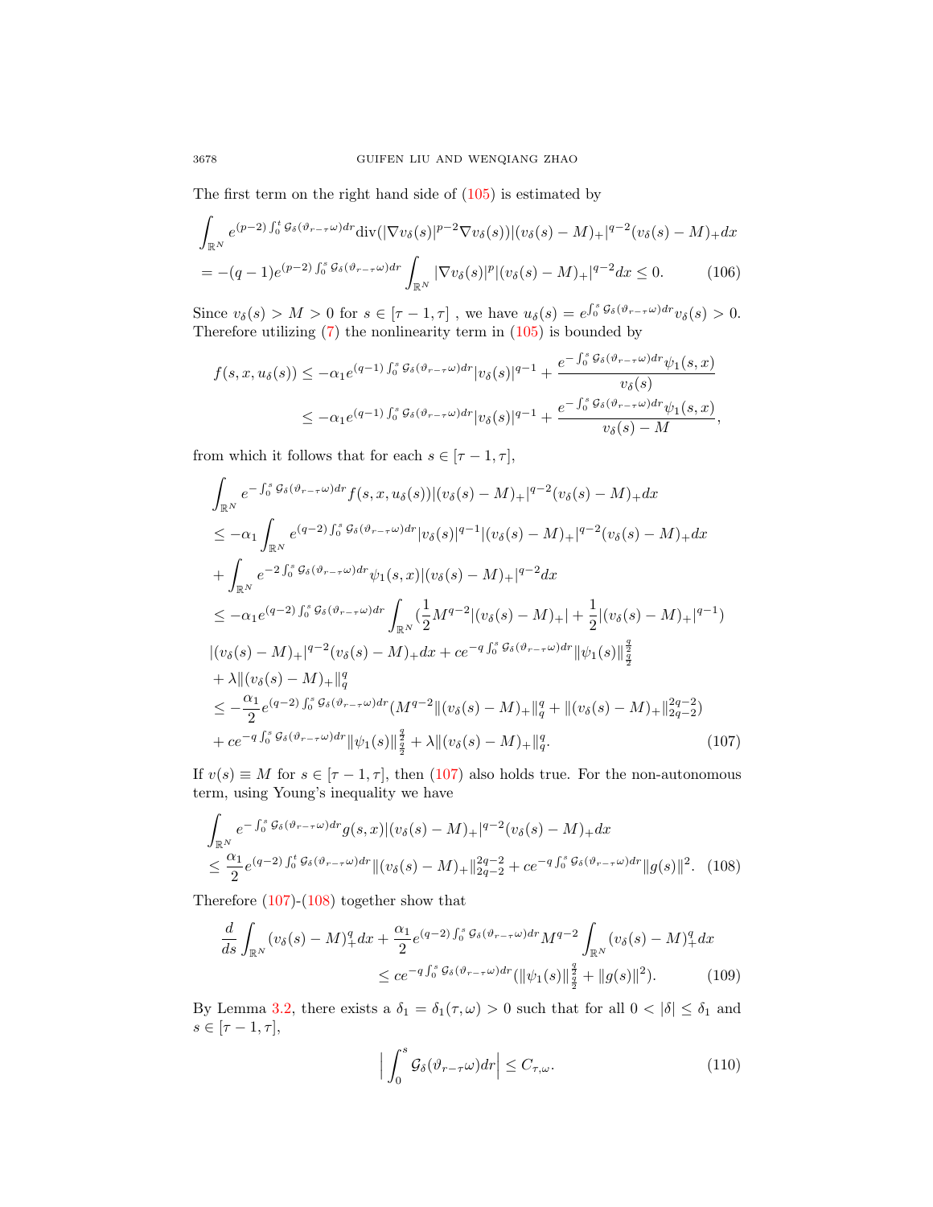The first term on the right hand side of (105) is estimated by

$$
\begin{aligned}
&\int_{\mathbb{R}^N} e^{(p-2)\int_0^t \mathcal{G}_\delta(\vartheta_{r-\tau}\omega)dr} \mathrm{div}(|\nabla v_\delta(s)|^{p-2}\nabla v_\delta(s))|(v_\delta(s)-M)_+|^{q-2}(v_\delta(s)-M)_+ dx \\
&= -(q-1)e^{(p-2)\int_0^s \mathcal{G}_\delta(\vartheta_{r-\tau}\omega)dr}\int_{\mathbb{R}^N} |\nabla v_\delta(s)|^p |(v_\delta(s)-M)_+|^{q-2}dx \le 0. \qquad (106)
\end{aligned}
$$

Since $v_\delta(s) > M > 0$ for $s \in [\tau-1,\tau]$ , we have $u_\delta(s) = e^{\int_0^s \mathcal{G}_\delta(\vartheta_{r-\tau}\omega)dr} v_\delta(s) > 0$. Therefore utilizing (7) the nonlinearity term in (105) is bounded by

$$
\begin{aligned}
f(s,x,u_\delta(s)) &\le -\alpha_1 e^{(q-1)\int_0^s \mathcal{G}_\delta(\vartheta_{r-\tau}\omega)dr}|v_\delta(s)|^{q-1} + \frac{e^{-\int_0^s \mathcal{G}_\delta(\vartheta_{r-\tau}\omega)dr}\psi_1(s,x)}{v_\delta(s)} \\
&\le -\alpha_1 e^{(q-1)\int_0^s \mathcal{G}_\delta(\vartheta_{r-\tau}\omega)dr}|v_\delta(s)|^{q-1} + \frac{e^{-\int_0^s \mathcal{G}_\delta(\vartheta_{r-\tau}\omega)dr}\psi_1(s,x)}{v_\delta(s)-M},
\end{aligned}
$$

from which it follows that for each $s \in [\tau-1,\tau]$,

$$
\begin{aligned}
&\int_{\mathbb{R}^N} e^{-\int_0^s \mathcal{G}_\delta(\vartheta_{r-\tau}\omega)dr} f(s,x,u_\delta(s))|(v_\delta(s)-M)_+|^{q-2}(v_\delta(s)-M)_+dx \\
&\le -\alpha_1 \int_{\mathbb{R}^N} e^{(q-2)\int_0^s \mathcal{G}_\delta(\vartheta_{r-\tau}\omega)dr}|v_\delta(s)|^{q-1}|(v_\delta(s)-M)_+|^{q-2}(v_\delta(s)-M)_+dx \\
&+ \int_{\mathbb{R}^N} e^{-2\int_0^s \mathcal{G}_\delta(\vartheta_{r-\tau}\omega)dr}\psi_1(s,x)|(v_\delta(s)-M)_+|^{q-2}dx \\
&\le -\alpha_1 e^{(q-2)\int_0^s \mathcal{G}_\delta(\vartheta_{r-\tau}\omega)dr}\int_{\mathbb{R}^N}(\frac{1}{2}M^{q-2}|(v_\delta(s)-M)_+| + \frac{1}{2}|(v_\delta(s)-M)_+|^{q-1}) \\
&|(v_\delta(s)-M)_+|^{q-2}(v_\delta(s)-M)_+dx + ce^{-q\int_0^s \mathcal{G}_\delta(\vartheta_{r-\tau}\omega)dr}\|\psi_1(s)\|_{\frac{q}{2}}^{\frac{q}{2}} \\
&+ \lambda\|(v_\delta(s)-M)_+\|_q^q \\
&\le -\frac{\alpha_1}{2}e^{(q-2)\int_0^s \mathcal{G}_\delta(\vartheta_{r-\tau}\omega)dr}(M^{q-2}\|(v_\delta(s)-M)_+\|_q^q + \|(v_\delta(s)-M)_+\|_{2q-2}^{2q-2}) \\
&+ ce^{-q\int_0^s \mathcal{G}_\delta(\vartheta_{r-\tau}\omega)dr}\|\psi_1(s)\|_{\frac{q}{2}}^{\frac{q}{2}} + \lambda\|(v_\delta(s)-M)_+\|_q^q. \qquad (107)
\end{aligned}
$$

If $v(s) \equiv M$ for $s \in [\tau-1,\tau]$, then (107) also holds true. For the non-autonomous term, using Young's inequality we have

$$
\begin{aligned}
&\int_{\mathbb{R}^N} e^{-\int_0^s \mathcal{G}_\delta(\vartheta_{r-\tau}\omega)dr} g(s,x)|(v_\delta(s)-M)_+|^{q-2}(v_\delta(s)-M)_+dx \\
&\le \frac{\alpha_1}{2}e^{(q-2)\int_0^t \mathcal{G}_\delta(\vartheta_{r-\tau}\omega)dr}\|(v_\delta(s)-M)_+\|_{2q-2}^{2q-2} + ce^{-q\int_0^s \mathcal{G}_\delta(\vartheta_{r-\tau}\omega)dr}\|g(s)\|^2. \qquad (108)
\end{aligned}
$$

Therefore (107)-(108) together show that

$$
\begin{aligned}
\frac{d}{ds}\int_{\mathbb{R}^N}(v_\delta(s)-M)_+^q dx &+ \frac{\alpha_1}{2}e^{(q-2)\int_0^s \mathcal{G}_\delta(\vartheta_{r-\tau}\omega)dr}M^{q-2}\int_{\mathbb{R}^N}(v_\delta(s)-M)_+^q dx \\
&\le ce^{-q\int_0^s \mathcal{G}_\delta(\vartheta_{r-\tau}\omega)dr}(\|\psi_1(s)\|_{\frac{q}{2}}^{\frac{q}{2}} + \|g(s)\|^2). \qquad (109)
\end{aligned}
$$

By Lemma 3.2, there exists a $\delta_1 = \delta_1(\tau,\omega) > 0$ such that for all $0 < |\delta| \le \delta_1$ and $s \in [\tau-1,\tau]$,

$$
\Big|\int_0^s \mathcal{G}_\delta(\vartheta_{r-\tau}\omega)dr\Big| \le C_{\tau,\omega}. \qquad (110)
$$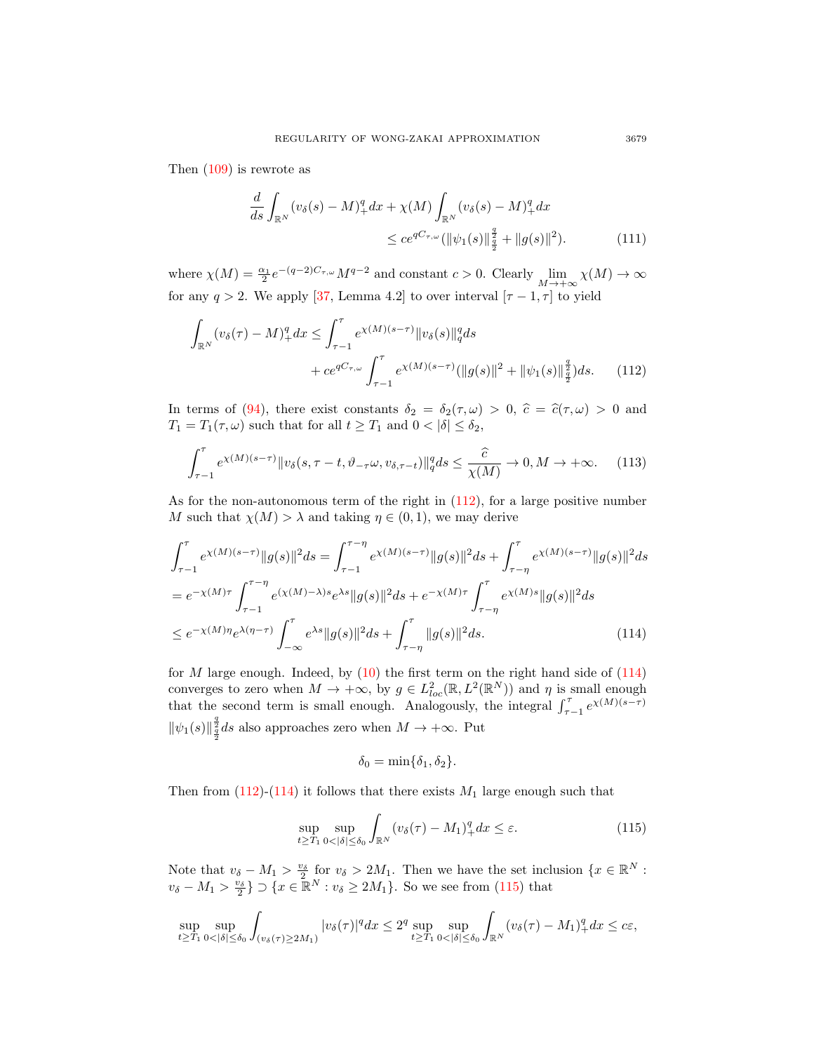Then (109) is rewrote as

$$\frac{d}{ds}\int_{\mathbb{R}^N}(v_\delta(s)-M)_+^q dx+\chi(M)\int_{\mathbb{R}^N}(v_\delta(s)-M)_+^q dx \le ce^{qC_{\tau,\omega}}(\|\psi_1(s)\|_{\frac{q}{2}}^{\frac{q}{2}}+\|g(s)\|^2). \tag{111}$$

where $\chi(M)=\frac{\alpha_1}{2}e^{-(q-2)C_{\tau,\omega}}M^{q-2}$ and constant $c>0$. Clearly $\lim\limits_{M\to+\infty}\chi(M)\to\infty$ for any $q>2$. We apply [37, Lemma 4.2] to over interval $[\tau-1,\tau]$ to yield

$$\int_{\mathbb{R}^N}(v_\delta(\tau)-M)_+^q dx \le \int_{\tau-1}^{\tau}e^{\chi(M)(s-\tau)}\|v_\delta(s)\|_q^q ds + ce^{qC_{\tau,\omega}}\int_{\tau-1}^{\tau}e^{\chi(M)(s-\tau)}(\|g(s)\|^2+\|\psi_1(s)\|_{\frac{q}{2}}^{\frac{q}{2}})ds. \tag{112}$$

In terms of (94), there exist constants $\delta_2=\delta_2(\tau,\omega)>0$, $\widehat{c}=\widehat{c}(\tau,\omega)>0$ and $T_1=T_1(\tau,\omega)$ such that for all $t\ge T_1$ and $0<|\delta|\le\delta_2$,

$$\int_{\tau-1}^{\tau}e^{\chi(M)(s-\tau)}\|v_\delta(s,\tau-t,\vartheta_{-\tau}\omega,v_{\delta,\tau-t})\|_q^q ds \le \frac{\widehat{c}}{\chi(M)}\to 0, M\to+\infty. \tag{113}$$

As for the non-autonomous term of the right in (112), for a large positive number $M$ such that $\chi(M)>\lambda$ and taking $\eta\in(0,1)$, we may derive

$$\begin{aligned}
&\int_{\tau-1}^{\tau}e^{\chi(M)(s-\tau)}\|g(s)\|^2 ds=\int_{\tau-1}^{\tau-\eta}e^{\chi(M)(s-\tau)}\|g(s)\|^2 ds+\int_{\tau-\eta}^{\tau}e^{\chi(M)(s-\tau)}\|g(s)\|^2 ds\\
&=e^{-\chi(M)\tau}\int_{\tau-1}^{\tau-\eta}e^{(\chi(M)-\lambda)s}e^{\lambda s}\|g(s)\|^2 ds+e^{-\chi(M)\tau}\int_{\tau-\eta}^{\tau}e^{\chi(M)s}\|g(s)\|^2 ds\\
&\le e^{-\chi(M)\eta}e^{\lambda(\eta-\tau)}\int_{-\infty}^{\tau}e^{\lambda s}\|g(s)\|^2 ds+\int_{\tau-\eta}^{\tau}\|g(s)\|^2 ds.
\end{aligned} \tag{114}$$

for $M$ large enough. Indeed, by (10) the first term on the right hand side of (114) converges to zero when $M\to+\infty$, by $g\in L^2_{loc}(\mathbb{R},L^2(\mathbb{R}^N))$ and $\eta$ is small enough that the second term is small enough. Analogously, the integral $\int_{\tau-1}^{\tau}e^{\chi(M)(s-\tau)}\|\psi_1(s)\|_{\frac{q}{2}}^{\frac{q}{2}}ds$ also approaches zero when $M\to+\infty$. Put

$$\delta_0=\min\{\delta_1,\delta_2\}.$$

Then from (112)-(114) it follows that there exists $M_1$ large enough such that

$$\sup_{t\ge T_1}\sup_{0<|\delta|\le\delta_0}\int_{\mathbb{R}^N}(v_\delta(\tau)-M_1)_+^q dx\le\varepsilon. \tag{115}$$

Note that $v_\delta-M_1>\frac{v_\delta}{2}$ for $v_\delta>2M_1$. Then we have the set inclusion $\{x\in\mathbb{R}^N: v_\delta-M_1>\frac{v_\delta}{2}\}\supset\{x\in\mathbb{R}^N: v_\delta\ge 2M_1\}$. So we see from (115) that

$$\sup_{t\ge T_1}\sup_{0<|\delta|\le\delta_0}\int_{(v_\delta(\tau)\ge 2M_1)}|v_\delta(\tau)|^q dx\le 2^q\sup_{t\ge T_1}\sup_{0<|\delta|\le\delta_0}\int_{\mathbb{R}^N}(v_\delta(\tau)-M_1)_+^q dx\le c\varepsilon,$$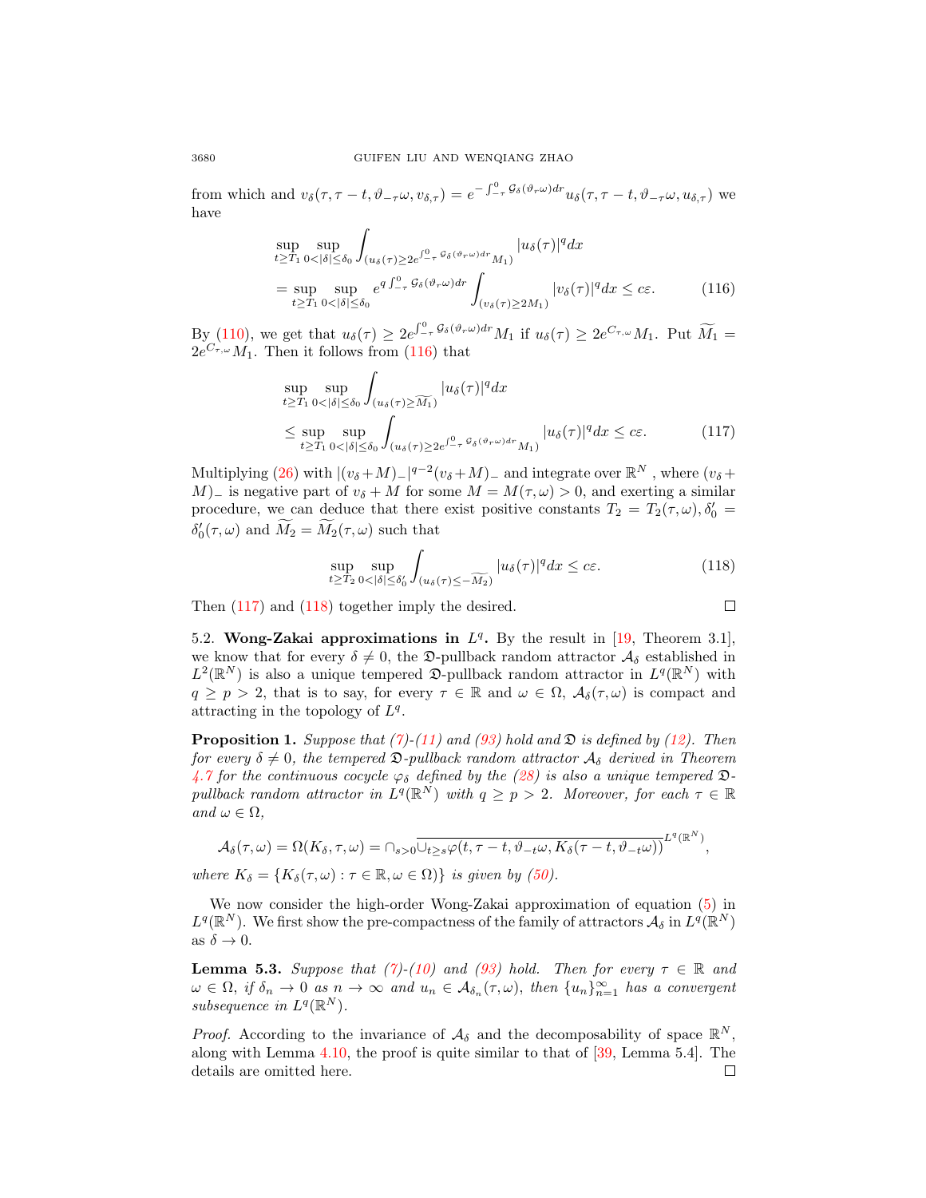from which and $v_\delta(\tau, \tau-t, \vartheta_{-\tau}\omega, v_{\delta,\tau}) = e^{-\int_{-\tau}^0 \mathcal{G}_\delta(\vartheta_r\omega)dr} u_\delta(\tau, \tau-t, \vartheta_{-\tau}\omega, u_{\delta,\tau})$ we have

$$
\begin{aligned}
&\sup_{t\geq T_1}\sup_{0<|\delta|\leq\delta_0}\int_{(u_\delta(\tau)\geq 2e^{\int_{-\tau}^0 \mathcal{G}_\delta(\vartheta_r\omega)dr}M_1)}|u_\delta(\tau)|^q dx\\
&=\sup_{t\geq T_1}\sup_{0<|\delta|\leq\delta_0} e^{q\int_{-\tau}^0 \mathcal{G}_\delta(\vartheta_r\omega)dr}\int_{(v_\delta(\tau)\geq 2M_1)}|v_\delta(\tau)|^q dx \leq c\varepsilon. \qquad (116)
\end{aligned}
$$

By (110), we get that $u_\delta(\tau) \geq 2e^{\int_{-\tau}^0 \mathcal{G}_\delta(\vartheta_r\omega)dr}M_1$ if $u_\delta(\tau)\geq 2e^{C_{\tau,\omega}}M_1$. Put $\widetilde{M_1} = 2e^{C_{\tau,\omega}}M_1$. Then it follows from (116) that

$$
\begin{aligned}
&\sup_{t\geq T_1}\sup_{0<|\delta|\leq\delta_0}\int_{(u_\delta(\tau)\geq \widetilde{M_1})}|u_\delta(\tau)|^q dx\\
&\leq \sup_{t\geq T_1}\sup_{0<|\delta|\leq\delta_0}\int_{(u_\delta(\tau)\geq 2e^{\int_{-\tau}^0 \mathcal{G}_\delta(\vartheta_r\omega)dr}M_1)}|u_\delta(\tau)|^q dx \leq c\varepsilon. \qquad (117)
\end{aligned}
$$

Multiplying (26) with $|(v_\delta+M)_-|^{q-2}(v_\delta+M)_-$ and integrate over $\mathbb{R}^N$ , where $(v_\delta+M)_-$ is negative part of $v_\delta+M$ for some $M = M(\tau,\omega) > 0$, and exerting a similar procedure, we can deduce that there exist positive constants $T_2 = T_2(\tau,\omega)$, $\delta_0' = \delta_0'(\tau,\omega)$ and $\widetilde{M_2} = \widetilde{M_2}(\tau,\omega)$ such that

$$
\sup_{t\geq T_2}\sup_{0<|\delta|\leq\delta_0'}\int_{(u_\delta(\tau)\leq -\widetilde{M_2})}|u_\delta(\tau)|^q dx \leq c\varepsilon. \qquad (118)
$$

Then (117) and (118) together imply the desired. ◻

5.2. **Wong-Zakai approximations in $L^q$.** By the result in [19, Theorem 3.1], we know that for every $\delta\neq 0$, the $\mathfrak{D}$-pullback random attractor $\mathcal{A}_\delta$ established in $L^2(\mathbb{R}^N)$ is also a unique tempered $\mathfrak{D}$-pullback random attractor in $L^q(\mathbb{R}^N)$ with $q\geq p>2$, that is to say, for every $\tau\in\mathbb{R}$ and $\omega\in\Omega$, $\mathcal{A}_\delta(\tau,\omega)$ is compact and attracting in the topology of $L^q$.

**Proposition 1.** *Suppose that (7)-(11) and (93) hold and $\mathfrak{D}$ is defined by (12). Then for every $\delta\neq 0$, the tempered $\mathfrak{D}$-pullback random attractor $\mathcal{A}_\delta$ derived in Theorem 4.7 for the continuous cocycle $\varphi_\delta$ defined by the (28) is also a unique tempered $\mathfrak{D}$-pullback random attractor in $L^q(\mathbb{R}^N)$ with $q\geq p>2$. Moreover, for each $\tau\in\mathbb{R}$ and $\omega\in\Omega$,*

$$
\mathcal{A}_\delta(\tau,\omega) = \Omega(K_\delta,\tau,\omega) = \cap_{s>0}\overline{\cup_{t\geq s}\varphi(t,\tau-t,\vartheta_{-t}\omega, K_\delta(\tau-t,\vartheta_{-t}\omega))}^{L^q(\mathbb{R}^N)},
$$

*where $K_\delta = \{K_\delta(\tau,\omega):\tau\in\mathbb{R},\omega\in\Omega\}$ is given by (50).*

We now consider the high-order Wong-Zakai approximation of equation (5) in $L^q(\mathbb{R}^N)$. We first show the pre-compactness of the family of attractors $\mathcal{A}_\delta$ in $L^q(\mathbb{R}^N)$ as $\delta\to 0$.

**Lemma 5.3.** *Suppose that (7)-(10) and (93) hold. Then for every $\tau\in\mathbb{R}$ and $\omega\in\Omega$, if $\delta_n\to 0$ as $n\to\infty$ and $u_n\in\mathcal{A}_{\delta_n}(\tau,\omega)$, then $\{u_n\}_{n=1}^\infty$ has a convergent subsequence in $L^q(\mathbb{R}^N)$.*

*Proof.* According to the invariance of $\mathcal{A}_\delta$ and the decomposability of space $\mathbb{R}^N$, along with Lemma 4.10, the proof is quite similar to that of [39, Lemma 5.4]. The details are omitted here. ◻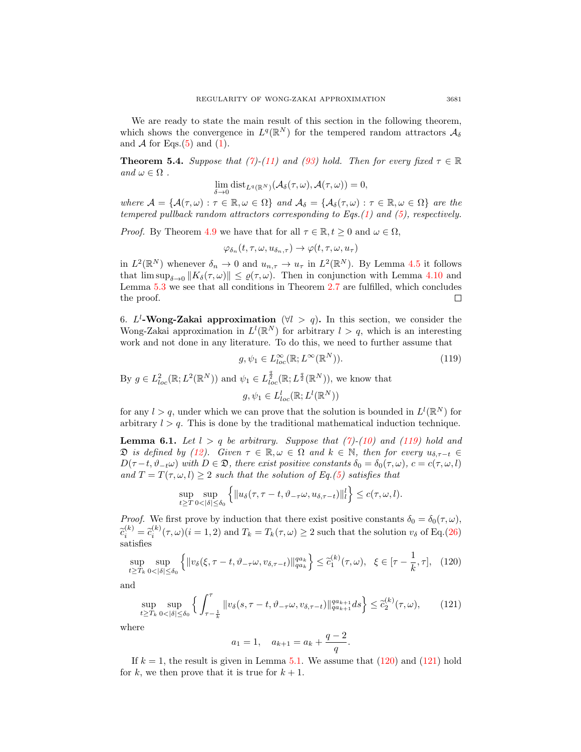We are ready to state the main result of this section in the following theorem, which shows the convergence in $L^q(\mathbb{R}^N)$ for the tempered random attractors $\mathcal{A}_\delta$ and $\mathcal{A}$ for Eqs.(5) and (1).

**Theorem 5.4.** *Suppose that (7)-(11) and (93) hold. Then for every fixed $\tau \in \mathbb{R}$ and $\omega \in \Omega$ .*

$$\lim_{\delta \to 0} \text{dist}_{L^q(\mathbb{R}^N)}(\mathcal{A}_\delta(\tau, \omega), \mathcal{A}(\tau, \omega)) = 0,$$

*where $\mathcal{A} = \{\mathcal{A}(\tau, \omega) : \tau \in \mathbb{R}, \omega \in \Omega\}$ and $\mathcal{A}_\delta = \{\mathcal{A}_\delta(\tau, \omega) : \tau \in \mathbb{R}, \omega \in \Omega\}$ are the tempered pullback random attractors corresponding to Eqs.(1) and (5), respectively.*

*Proof.* By Theorem 4.9 we have that for all $\tau \in \mathbb{R}, t \geq 0$ and $\omega \in \Omega$,

$$\varphi_{\delta_n}(t, \tau, \omega, u_{\delta_n,\tau}) \to \varphi(t, \tau, \omega, u_\tau)$$

in $L^2(\mathbb{R}^N)$ whenever $\delta_n \to 0$ and $u_{n,\tau} \to u_\tau$ in $L^2(\mathbb{R}^N)$. By Lemma 4.5 it follows that $\limsup_{\delta \to 0} \|K_\delta(\tau, \omega)\| \leq \varrho(\tau, \omega)$. Then in conjunction with Lemma 4.10 and Lemma 5.3 we see that all conditions in Theorem 2.7 are fulfilled, which concludes the proof. $\square$

6. **$L^l$-Wong-Zakai approximation** ($\forall l > q$)**.** In this section, we consider the Wong-Zakai approximation in $L^l(\mathbb{R}^N)$ for arbitrary $l > q$, which is an interesting work and not done in any literature. To do this, we need to further assume that

$$g, \psi_1 \in L^\infty_{loc}(\mathbb{R}; L^\infty(\mathbb{R}^N)). \tag{119}$$

By $g \in L^2_{loc}(\mathbb{R}; L^2(\mathbb{R}^N))$ and $\psi_1 \in L^{\frac{q}{2}}_{loc}(\mathbb{R}; L^{\frac{q}{2}}(\mathbb{R}^N))$, we know that

$$g, \psi_1 \in L^l_{loc}(\mathbb{R}; L^l(\mathbb{R}^N))$$

for any $l > q$, under which we can prove that the solution is bounded in $L^l(\mathbb{R}^N)$ for arbitrary $l > q$. This is done by the traditional mathematical induction technique.

**Lemma 6.1.** *Let $l > q$ be arbitrary. Suppose that (7)-(10) and (119) hold and $\mathfrak{D}$ is defined by (12). Given $\tau \in \mathbb{R}, \omega \in \Omega$ and $k \in \mathbb{N}$, then for every $u_{\delta,\tau-t} \in D(\tau - t, \vartheta_{-t}\omega)$ with $D \in \mathfrak{D}$, there exist positive constants $\delta_0 = \delta_0(\tau, \omega)$, $c = c(\tau, \omega, l)$ and $T = T(\tau, \omega, l) \geq 2$ such that the solution of Eq.(5) satisfies that*

$$\sup_{t \geq T} \sup_{0 < |\delta| \leq \delta_0} \Big\{ \|u_\delta(\tau, \tau - t, \vartheta_{-\tau}\omega, u_{\delta,\tau-t})\|_l^l \Big\} \leq c(\tau, \omega, l).$$

*Proof.* We first prove by induction that there exist positive constants $\delta_0 = \delta_0(\tau, \omega)$, $\widetilde{c}_i^{(k)} = \widetilde{c}_i^{(k)}(\tau, \omega)(i = 1, 2)$ and $T_k = T_k(\tau, \omega) \geq 2$ such that the solution $v_\delta$ of Eq.(26) satisfies

$$\sup_{t \geq T_k} \sup_{0 < |\delta| \leq \delta_0} \Big\{ \|v_\delta(\xi, \tau - t, \vartheta_{-\tau}\omega, v_{\delta,\tau-t})\|_{qa_k}^{qa_k} \Big\} \leq \widetilde{c}_1^{(k)}(\tau, \omega), \quad \xi \in [\tau - \frac{1}{k}, \tau], \tag{120}$$

and

$$\sup_{t \geq T_k} \sup_{0 < |\delta| \leq \delta_0} \Big\{ \int_{\tau - \frac{1}{k}}^{\tau} \|v_\delta(s, \tau - t, \vartheta_{-\tau}\omega, v_{\delta,\tau-t})\|_{qa_{k+1}}^{qa_{k+1}} ds \Big\} \leq \widetilde{c}_2^{(k)}(\tau, \omega), \tag{121}$$

where

$$a_1 = 1, \quad a_{k+1} = a_k + \frac{q-2}{q}.$$

If $k = 1$, the result is given in Lemma 5.1. We assume that (120) and (121) hold for $k$, we then prove that it is true for $k + 1$.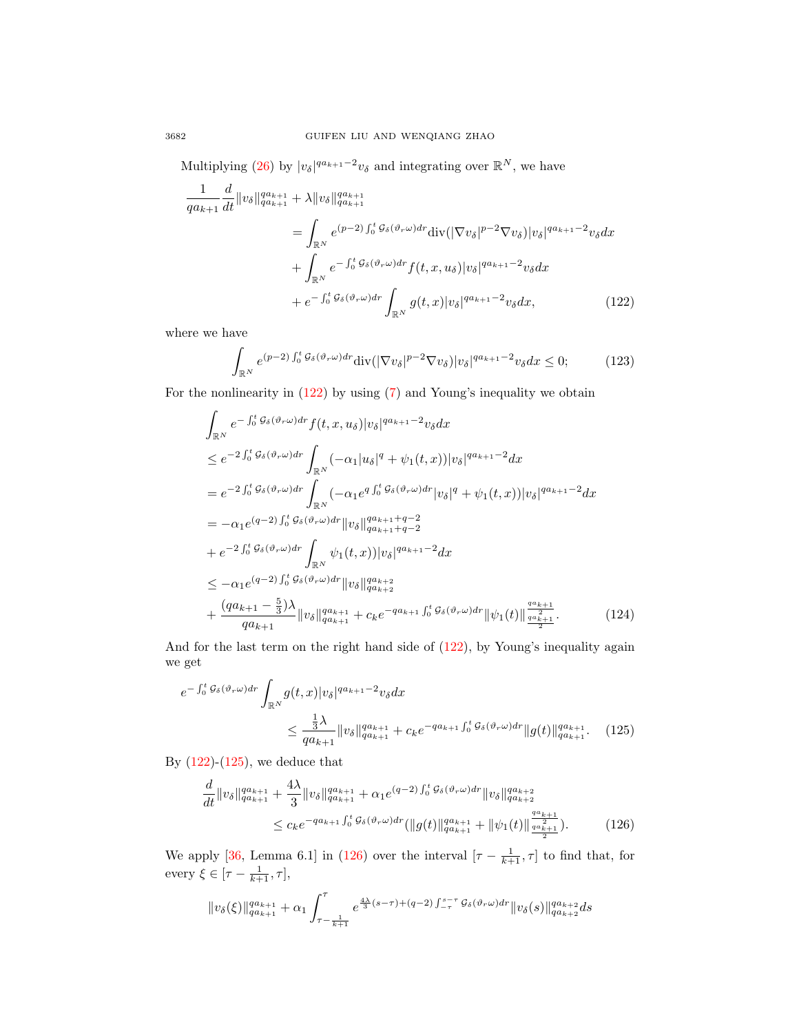Multiplying (26) by $|v_\delta|^{qa_{k+1}-2}v_\delta$ and integrating over $\mathbb{R}^N$, we have

$$
\begin{aligned}
\frac{1}{qa_{k+1}}\frac{d}{dt}\|v_\delta\|_{qa_{k+1}}^{qa_{k+1}} &+ \lambda\|v_\delta\|_{qa_{k+1}}^{qa_{k+1}} \\
&= \int_{\mathbb{R}^N} e^{(p-2)\int_0^t \mathcal{G}_\delta(\vartheta_r\omega)dr}\mathrm{div}(|\nabla v_\delta|^{p-2}\nabla v_\delta)|v_\delta|^{qa_{k+1}-2}v_\delta dx \\
&\quad + \int_{\mathbb{R}^N} e^{-\int_0^t \mathcal{G}_\delta(\vartheta_r\omega)dr} f(t,x,u_\delta)|v_\delta|^{qa_{k+1}-2}v_\delta dx \\
&\quad + e^{-\int_0^t \mathcal{G}_\delta(\vartheta_r\omega)dr}\int_{\mathbb{R}^N} g(t,x)|v_\delta|^{qa_{k+1}-2}v_\delta dx, \qquad (122)
\end{aligned}
$$

where we have

$$
\int_{\mathbb{R}^N} e^{(p-2)\int_0^t \mathcal{G}_\delta(\vartheta_r\omega)dr}\mathrm{div}(|\nabla v_\delta|^{p-2}\nabla v_\delta)|v_\delta|^{qa_{k+1}-2}v_\delta dx \le 0; \qquad (123)
$$

For the nonlinearity in (122) by using (7) and Young's inequality we obtain

$$
\begin{aligned}
&\int_{\mathbb{R}^N} e^{-\int_0^t \mathcal{G}_\delta(\vartheta_r\omega)dr} f(t,x,u_\delta)|v_\delta|^{qa_{k+1}-2}v_\delta dx \\
&\le e^{-2\int_0^t \mathcal{G}_\delta(\vartheta_r\omega)dr}\int_{\mathbb{R}^N}(-\alpha_1|u_\delta|^q + \psi_1(t,x))|v_\delta|^{qa_{k+1}-2}dx \\
&= e^{-2\int_0^t \mathcal{G}_\delta(\vartheta_r\omega)dr}\int_{\mathbb{R}^N}(-\alpha_1 e^{q\int_0^t \mathcal{G}_\delta(\vartheta_r\omega)dr}|v_\delta|^q + \psi_1(t,x))|v_\delta|^{qa_{k+1}-2}dx \\
&= -\alpha_1 e^{(q-2)\int_0^t \mathcal{G}_\delta(\vartheta_r\omega)dr}\|v_\delta\|_{qa_{k+1}+q-2}^{qa_{k+1}+q-2} \\
&\quad + e^{-2\int_0^t \mathcal{G}_\delta(\vartheta_r\omega)dr}\int_{\mathbb{R}^N}\psi_1(t,x))|v_\delta|^{qa_{k+1}-2}dx \\
&\le -\alpha_1 e^{(q-2)\int_0^t \mathcal{G}_\delta(\vartheta_r\omega)dr}\|v_\delta\|_{qa_{k+2}}^{qa_{k+2}} \\
&\quad + \frac{(qa_{k+1}-\frac{5}{3})\lambda}{qa_{k+1}}\|v_\delta\|_{qa_{k+1}}^{qa_{k+1}} + c_k e^{-qa_{k+1}\int_0^t \mathcal{G}_\delta(\vartheta_r\omega)dr}\|\psi_1(t)\|_{\frac{qa_{k+1}}{2}}^{\frac{qa_{k+1}}{2}}. \qquad (124)
\end{aligned}
$$

And for the last term on the right hand side of (122), by Young's inequality again we get

$$
\begin{aligned}
e^{-\int_0^t \mathcal{G}_\delta(\vartheta_r\omega)dr}&\int_{\mathbb{R}^N} g(t,x)|v_\delta|^{qa_{k+1}-2}v_\delta dx \\
&\le \frac{\frac{1}{3}\lambda}{qa_{k+1}}\|v_\delta\|_{qa_{k+1}}^{qa_{k+1}} + c_k e^{-qa_{k+1}\int_0^t \mathcal{G}_\delta(\vartheta_r\omega)dr}\|g(t)\|_{qa_{k+1}}^{qa_{k+1}}. \qquad (125)
\end{aligned}
$$

By (122)-(125), we deduce that

$$
\begin{aligned}
\frac{d}{dt}\|v_\delta\|_{qa_{k+1}}^{qa_{k+1}} &+ \frac{4\lambda}{3}\|v_\delta\|_{qa_{k+1}}^{qa_{k+1}} + \alpha_1 e^{(q-2)\int_0^t \mathcal{G}_\delta(\vartheta_r\omega)dr}\|v_\delta\|_{qa_{k+2}}^{qa_{k+2}} \\
&\le c_k e^{-qa_{k+1}\int_0^t \mathcal{G}_\delta(\vartheta_r\omega)dr}(\|g(t)\|_{qa_{k+1}}^{qa_{k+1}} + \|\psi_1(t)\|_{\frac{qa_{k+1}}{2}}^{\frac{qa_{k+1}}{2}}). \qquad (126)
\end{aligned}
$$

We apply [36, Lemma 6.1] in (126) over the interval $[\tau-\frac{1}{k+1},\tau]$ to find that, for every $\xi\in[\tau-\frac{1}{k+1},\tau]$,

$$
\|v_\delta(\xi)\|_{qa_{k+1}}^{qa_{k+1}} + \alpha_1\int_{\tau-\frac{1}{k+1}}^{\tau} e^{\frac{4\lambda}{3}(s-\tau)+(q-2)\int_{-\tau}^{s-\tau}\mathcal{G}_\delta(\vartheta_r\omega)dr}\|v_\delta(s)\|_{qa_{k+2}}^{qa_{k+2}}ds
$$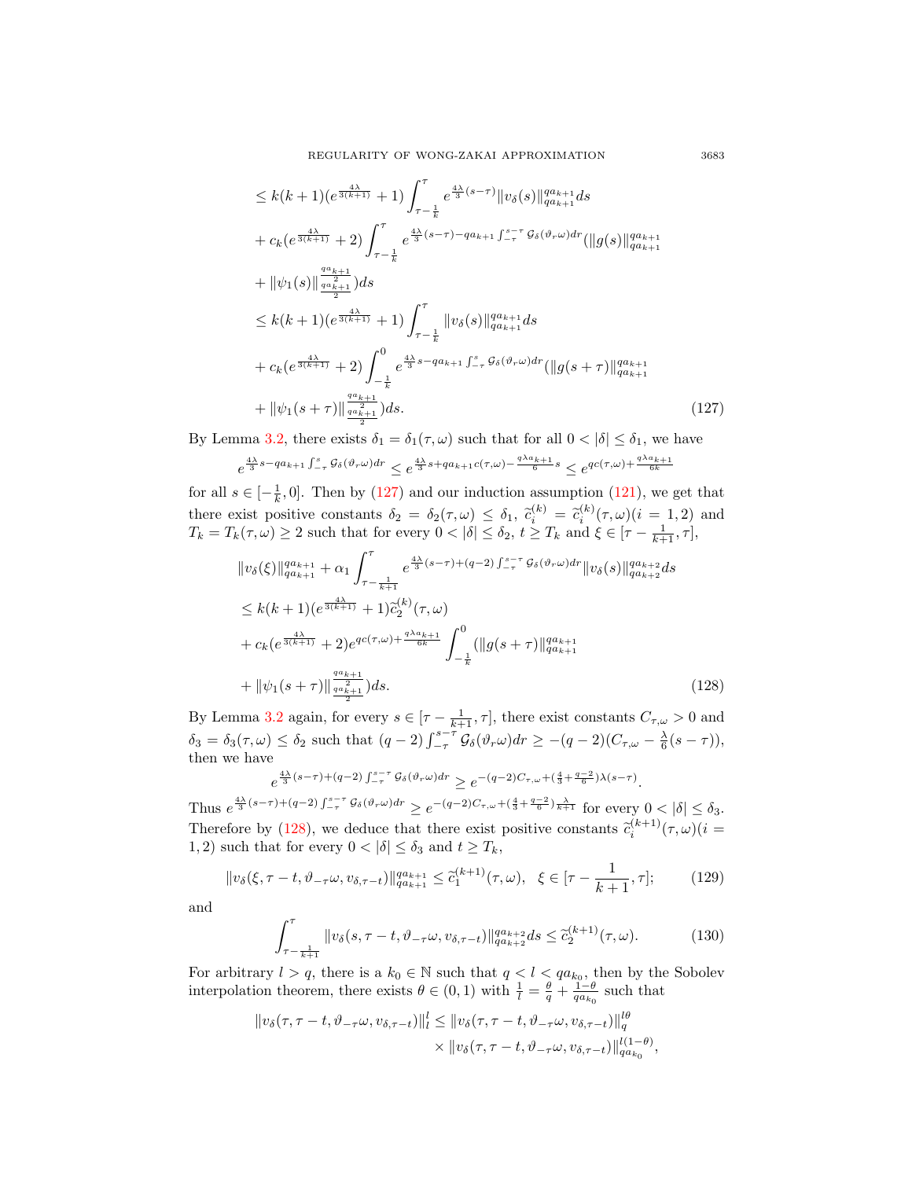$$
\begin{aligned}
&\leq k(k+1)(e^{\frac{4\lambda}{3(k+1)}}+1)\int_{\tau-\frac{1}{k}}^{\tau} e^{\frac{4\lambda}{3}(s-\tau)}\|v_\delta(s)\|_{qa_{k+1}}^{qa_{k+1}}ds \\
&+ c_k(e^{\frac{4\lambda}{3(k+1)}}+2)\int_{\tau-\frac{1}{k}}^{\tau} e^{\frac{4\lambda}{3}(s-\tau)-qa_{k+1}\int_{-\tau}^{s-\tau}\mathcal{G}_\delta(\vartheta_r\omega)dr}(\|g(s)\|_{qa_{k+1}}^{qa_{k+1}} \\
&+ \|\psi_1(s)\|_{\frac{qa_{k+1}}{2}}^{\frac{qa_{k+1}}{2}})ds \\
&\leq k(k+1)(e^{\frac{4\lambda}{3(k+1)}}+1)\int_{\tau-\frac{1}{k}}^{\tau} \|v_\delta(s)\|_{qa_{k+1}}^{qa_{k+1}}ds \\
&+ c_k(e^{\frac{4\lambda}{3(k+1)}}+2)\int_{-\frac{1}{k}}^{0} e^{\frac{4\lambda}{3}s-qa_{k+1}\int_{-\tau}^{s}\mathcal{G}_\delta(\vartheta_r\omega)dr}(\|g(s+\tau)\|_{qa_{k+1}}^{qa_{k+1}} \\
&+ \|\psi_1(s+\tau)\|_{\frac{qa_{k+1}}{2}}^{\frac{qa_{k+1}}{2}})ds.
\end{aligned}
\tag{127}
$$

By Lemma 3.2, there exists $\delta_1=\delta_1(\tau,\omega)$ such that for all $0<|\delta|\leq\delta_1$, we have

$$
e^{\frac{4\lambda}{3}s-qa_{k+1}\int_{-\tau}^{s}\mathcal{G}_\delta(\vartheta_r\omega)dr}\leq e^{\frac{4\lambda}{3}s+qa_{k+1}c(\tau,\omega)-\frac{q\lambda a_{k+1}}{6}s}\leq e^{qc(\tau,\omega)+\frac{q\lambda a_{k+1}}{6k}}
$$

for all $s\in[-\frac{1}{k},0]$. Then by (127) and our induction assumption (121), we get that there exist positive constants $\delta_2=\delta_2(\tau,\omega)\leq\delta_1$, $\widetilde{c}_i^{(k)}=\widetilde{c}_i^{(k)}(\tau,\omega)(i=1,2)$ and $T_k=T_k(\tau,\omega)\geq 2$ such that for every $0<|\delta|\leq\delta_2$, $t\geq T_k$ and $\xi\in[\tau-\frac{1}{k+1},\tau]$,

$$
\begin{aligned}
&\|v_\delta(\xi)\|_{qa_{k+1}}^{qa_{k+1}}+\alpha_1\int_{\tau-\frac{1}{k+1}}^{\tau} e^{\frac{4\lambda}{3}(s-\tau)+(q-2)\int_{-\tau}^{s-\tau}\mathcal{G}_\delta(\vartheta_r\omega)dr}\|v_\delta(s)\|_{qa_{k+2}}^{qa_{k+2}}ds \\
&\leq k(k+1)(e^{\frac{4\lambda}{3(k+1)}}+1)\widetilde{c}_2^{(k)}(\tau,\omega) \\
&+ c_k(e^{\frac{4\lambda}{3(k+1)}}+2)e^{qc(\tau,\omega)+\frac{q\lambda a_{k+1}}{6k}}\int_{-\frac{1}{k}}^{0}(\|g(s+\tau)\|_{qa_{k+1}}^{qa_{k+1}} \\
&+ \|\psi_1(s+\tau)\|_{\frac{qa_{k+1}}{2}}^{\frac{qa_{k+1}}{2}})ds.
\end{aligned}
\tag{128}
$$

By Lemma 3.2 again, for every $s\in[\tau-\frac{1}{k+1},\tau]$, there exist constants $C_{\tau,\omega}>0$ and $\delta_3=\delta_3(\tau,\omega)\leq\delta_2$ such that $(q-2)\int_{-\tau}^{s-\tau}\mathcal{G}_\delta(\vartheta_r\omega)dr\geq-(q-2)(C_{\tau,\omega}-\frac{\lambda}{6}(s-\tau))$, then we have

$$
e^{\frac{4\lambda}{3}(s-\tau)+(q-2)\int_{-\tau}^{s-\tau}\mathcal{G}_\delta(\vartheta_r\omega)dr}\geq e^{-(q-2)C_{\tau,\omega}+(\frac{4}{3}+\frac{q-2}{6})\lambda(s-\tau)}.
$$

Thus $e^{\frac{4\lambda}{3}(s-\tau)+(q-2)\int_{-\tau}^{s-\tau}\mathcal{G}_\delta(\vartheta_r\omega)dr}\geq e^{-(q-2)C_{\tau,\omega}+(\frac{4}{3}+\frac{q-2}{6})\frac{\lambda}{k+1}}$ for every $0<|\delta|\leq\delta_3$. Therefore by (128), we deduce that there exist positive constants $\widetilde{c}_i^{(k+1)}(\tau,\omega)(i=1,2)$ such that for every $0<|\delta|\leq\delta_3$ and $t\geq T_k$,

$$
\|v_\delta(\xi,\tau-t,\vartheta_{-\tau}\omega,v_{\delta,\tau-t})\|_{qa_{k+1}}^{qa_{k+1}}\leq\widetilde{c}_1^{(k+1)}(\tau,\omega),\quad \xi\in[\tau-\frac{1}{k+1},\tau];
\tag{129}
$$

and

$$
\int_{\tau-\frac{1}{k+1}}^{\tau}\|v_\delta(s,\tau-t,\vartheta_{-\tau}\omega,v_{\delta,\tau-t})\|_{qa_{k+2}}^{qa_{k+2}}ds\leq\widetilde{c}_2^{(k+1)}(\tau,\omega).
\tag{130}
$$

For arbitrary $l>q$, there is a $k_0\in\mathbb{N}$ such that $q<l<qa_{k_0}$, then by the Sobolev interpolation theorem, there exists $\theta\in(0,1)$ with $\frac{1}{l}=\frac{\theta}{q}+\frac{1-\theta}{qa_{k_0}}$ such that

$$
\begin{aligned}
\|v_\delta(\tau,\tau-t,\vartheta_{-\tau}\omega,v_{\delta,\tau-t})\|_l^l\leq&\|v_\delta(\tau,\tau-t,\vartheta_{-\tau}\omega,v_{\delta,\tau-t})\|_q^{l\theta} \\
&\times\|v_\delta(\tau,\tau-t,\vartheta_{-\tau}\omega,v_{\delta,\tau-t})\|_{qa_{k_0}}^{l(1-\theta)},
\end{aligned}
$$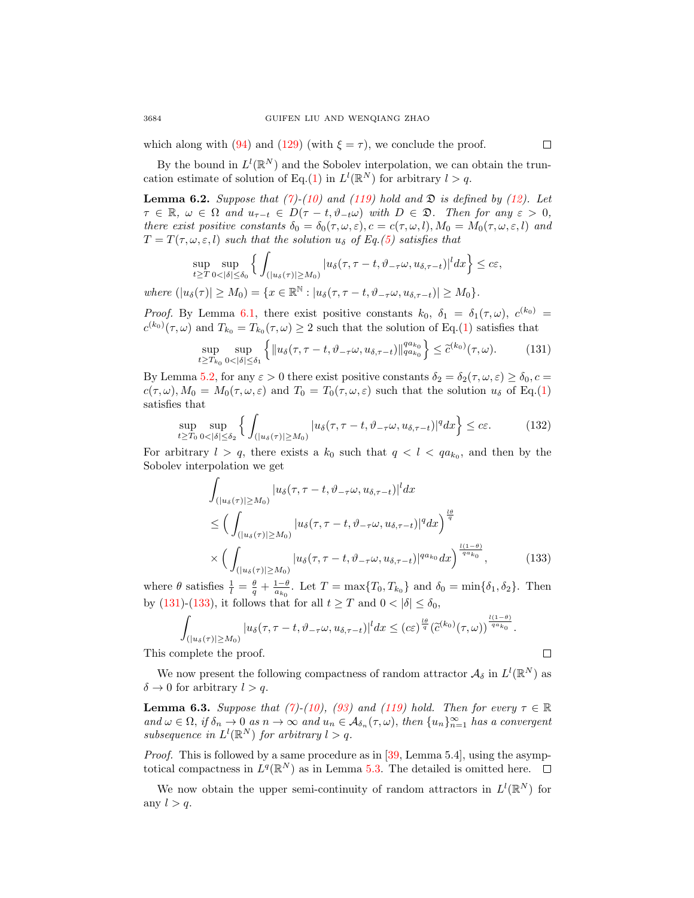which along with (94) and (129) (with $\xi = \tau$), we conclude the proof. $\square$

By the bound in $L^l(\mathbb{R}^N)$ and the Sobolev interpolation, we can obtain the truncation estimate of solution of Eq.(1) in $L^l(\mathbb{R}^N)$ for arbitrary $l > q$.

**Lemma 6.2.** *Suppose that (7)-(10) and (119) hold and $\mathfrak{D}$ is defined by (12). Let $\tau \in \mathbb{R}$, $\omega \in \Omega$ and $u_{\tau-t} \in D(\tau - t, \vartheta_{-t}\omega)$ with $D \in \mathfrak{D}$. Then for any $\varepsilon > 0$, there exist positive constants $\delta_0 = \delta_0(\tau, \omega, \varepsilon), c = c(\tau, \omega, l), M_0 = M_0(\tau, \omega, \varepsilon, l)$ and $T = T(\tau, \omega, \varepsilon, l)$ such that the solution $u_\delta$ of Eq.(5) satisfies that*

$$\sup_{t \geq T} \sup_{0<|\delta|\leq\delta_0} \Big\{ \int_{(|u_\delta(\tau)|\geq M_0)} |u_\delta(\tau, \tau - t, \vartheta_{-\tau}\omega, u_{\delta,\tau-t})|^l dx \Big\} \leq c\varepsilon,$$

*where $(|u_\delta(\tau)| \geq M_0) = \{x \in \mathbb{R}^{\mathbb{N}} : |u_\delta(\tau, \tau - t, \vartheta_{-\tau}\omega, u_{\delta,\tau-t})| \geq M_0\}$.*

*Proof.* By Lemma 6.1, there exist positive constants $k_0$, $\delta_1 = \delta_1(\tau, \omega)$, $c^{(k_0)} = c^{(k_0)}(\tau, \omega)$ and $T_{k_0} = T_{k_0}(\tau, \omega) \geq 2$ such that the solution of Eq.(1) satisfies that

$$\sup_{t \geq T_{k_0}} \sup_{0<|\delta|\leq\delta_1} \Big\{ \|u_\delta(\tau, \tau - t, \vartheta_{-\tau}\omega, u_{\delta,\tau-t})\|_{qa_{k_0}}^{qa_{k_0}} \Big\} \leq \widetilde{c}^{(k_0)}(\tau, \omega). \tag{131}$$

By Lemma 5.2, for any $\varepsilon > 0$ there exist positive constants $\delta_2 = \delta_2(\tau, \omega, \varepsilon) \geq \delta_0, c = c(\tau, \omega), M_0 = M_0(\tau, \omega, \varepsilon)$ and $T_0 = T_0(\tau, \omega, \varepsilon)$ such that the solution $u_\delta$ of Eq.(1) satisfies that

$$\sup_{t \geq T_0} \sup_{0<|\delta|\leq\delta_2} \Big\{ \int_{(|u_\delta(\tau)|\geq M_0)} |u_\delta(\tau, \tau - t, \vartheta_{-\tau}\omega, u_{\delta,\tau-t})|^q dx \Big\} \leq c\varepsilon. \tag{132}$$

For arbitrary $l > q$, there exists a $k_0$ such that $q < l < qa_{k_0}$, and then by the Sobolev interpolation we get

$$\begin{aligned}
&\int_{(|u_\delta(\tau)|\geq M_0)} |u_\delta(\tau, \tau - t, \vartheta_{-\tau}\omega, u_{\delta,\tau-t})|^l dx \\
&\leq \Big( \int_{(|u_\delta(\tau)|\geq M_0)} |u_\delta(\tau, \tau - t, \vartheta_{-\tau}\omega, u_{\delta,\tau-t})|^q dx \Big)^{\frac{l\theta}{q}} \\
&\quad \times \Big( \int_{(|u_\delta(\tau)|\geq M_0)} |u_\delta(\tau, \tau - t, \vartheta_{-\tau}\omega, u_{\delta,\tau-t})|^{qa_{k_0}} dx \Big)^{\frac{l(1-\theta)}{qa_{k_0}}},
\end{aligned} \tag{133}$$

where $\theta$ satisfies $\frac{1}{l} = \frac{\theta}{q} + \frac{1-\theta}{a_{k_0}}$. Let $T = \max\{T_0, T_{k_0}\}$ and $\delta_0 = \min\{\delta_1, \delta_2\}$. Then by (131)-(133), it follows that for all $t \geq T$ and $0 < |\delta| \leq \delta_0$,

$$\int_{(|u_\delta(\tau)|\geq M_0)} |u_\delta(\tau, \tau - t, \vartheta_{-\tau}\omega, u_{\delta,\tau-t})|^l dx \leq (c\varepsilon)^{\frac{l\theta}{q}} (\widetilde{c}^{(k_0)}(\tau, \omega))^{\frac{l(1-\theta)}{qa_{k_0}}}.$$

This complete the proof. $\square$

We now present the following compactness of random attractor $\mathcal{A}_\delta$ in $L^l(\mathbb{R}^N)$ as $\delta \to 0$ for arbitrary $l > q$.

**Lemma 6.3.** *Suppose that (7)-(10), (93) and (119) hold. Then for every $\tau \in \mathbb{R}$ and $\omega \in \Omega$, if $\delta_n \to 0$ as $n \to \infty$ and $u_n \in \mathcal{A}_{\delta_n}(\tau, \omega)$, then $\{u_n\}_{n=1}^\infty$ has a convergent subsequence in $L^l(\mathbb{R}^N)$ for arbitrary $l > q$.*

*Proof.* This is followed by a same procedure as in [39, Lemma 5.4], using the asymptotical compactness in $L^q(\mathbb{R}^N)$ as in Lemma 5.3. The detailed is omitted here. $\square$

We now obtain the upper semi-continuity of random attractors in $L^l(\mathbb{R}^N)$ for any $l > q$.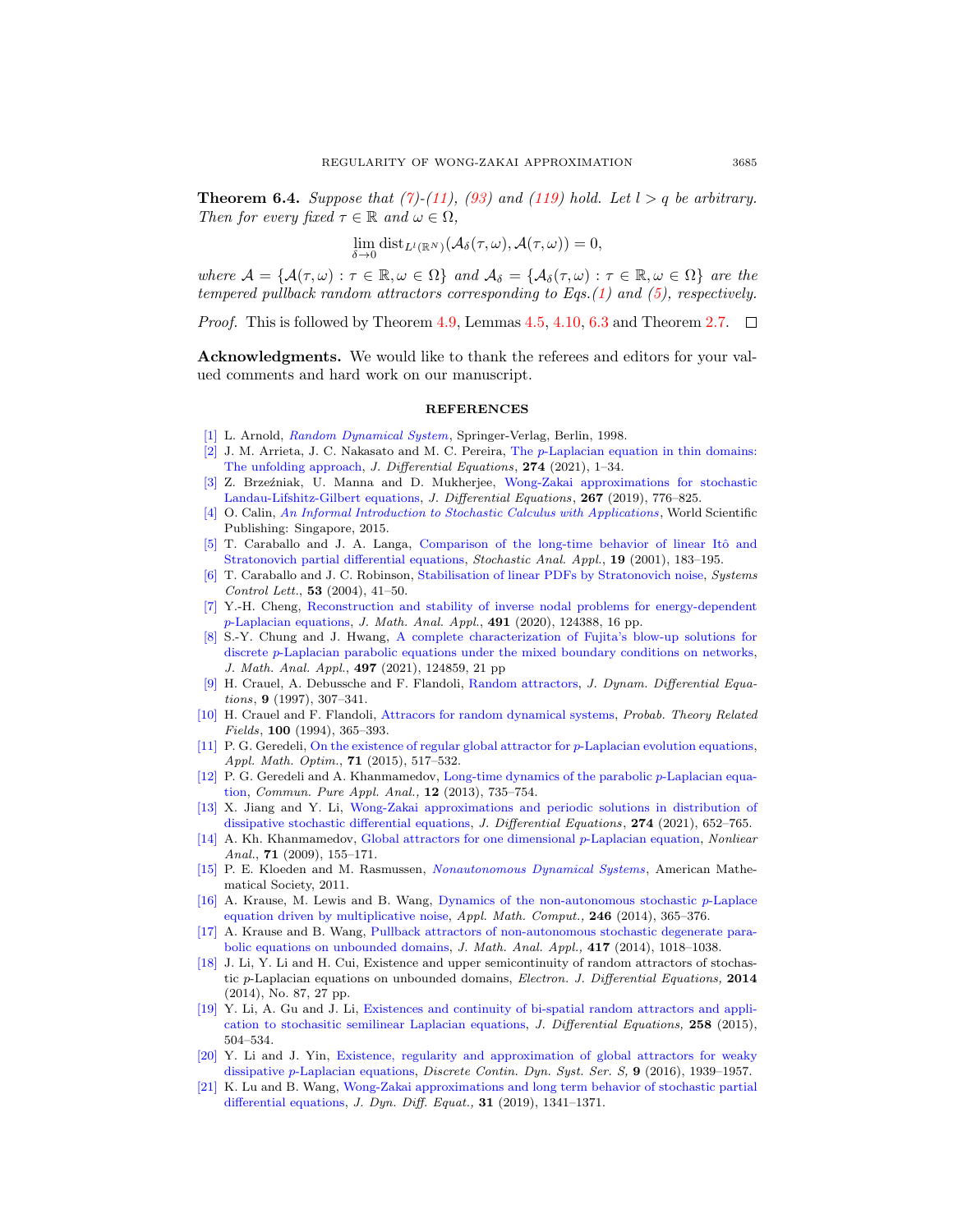**Theorem 6.4.** *Suppose that (7)-(11), (93) and (119) hold. Let $l > q$ be arbitrary. Then for every fixed $\tau \in \mathbb{R}$ and $\omega \in \Omega$,*

$$\lim_{\delta \to 0} \operatorname{dist}_{L^l(\mathbb{R}^N)}(\mathcal{A}_\delta(\tau, \omega), \mathcal{A}(\tau, \omega)) = 0,$$

*where $\mathcal{A} = \{\mathcal{A}(\tau, \omega) : \tau \in \mathbb{R}, \omega \in \Omega\}$ and $\mathcal{A}_\delta = \{\mathcal{A}_\delta(\tau, \omega) : \tau \in \mathbb{R}, \omega \in \Omega\}$ are the tempered pullback random attractors corresponding to Eqs.(1) and (5), respectively.*

*Proof.* This is followed by Theorem 4.9, Lemmas 4.5, 4.10, 6.3 and Theorem 2.7. $\square$

**Acknowledgments.** We would like to thank the referees and editors for your valued comments and hard work on our manuscript.

## REFERENCES

[1] L. Arnold, *Random Dynamical System*, Springer-Verlag, Berlin, 1998.

[2] J. M. Arrieta, J. C. Nakasato and M. C. Pereira, The $p$-Laplacian equation in thin domains: The unfolding approach, *J. Differential Equations*, **274** (2021), 1–34.

[3] Z. Brzeźniak, U. Manna and D. Mukherjee, Wong-Zakai approximations for stochastic Landau-Lifshitz-Gilbert equations, *J. Differential Equations*, **267** (2019), 776–825.

[4] O. Calin, *An Informal Introduction to Stochastic Calculus with Applications*, World Scientific Publishing: Singapore, 2015.

[5] T. Caraballo and J. A. Langa, Comparison of the long-time behavior of linear Itô and Stratonovich partial differential equations, *Stochastic Anal. Appl.*, **19** (2001), 183–195.

[6] T. Caraballo and J. C. Robinson, Stabilisation of linear PDFs by Stratonovich noise, *Systems Control Lett.*, **53** (2004), 41–50.

[7] Y.-H. Cheng, Reconstruction and stability of inverse nodal problems for energy-dependent $p$-Laplacian equations, *J. Math. Anal. Appl.*, **491** (2020), 124388, 16 pp.

[8] S.-Y. Chung and J. Hwang, A complete characterization of Fujita's blow-up solutions for discrete $p$-Laplacian parabolic equations under the mixed boundary conditions on networks, *J. Math. Anal. Appl.*, **497** (2021), 124859, 21 pp

[9] H. Crauel, A. Debussche and F. Flandoli, Random attractors, *J. Dynam. Differential Equations*, **9** (1997), 307–341.

[10] H. Crauel and F. Flandoli, Attracors for random dynamical systems, *Probab. Theory Related Fields*, **100** (1994), 365–393.

[11] P. G. Geredeli, On the existence of regular global attractor for $p$-Laplacian evolution equations, *Appl. Math. Optim.*, **71** (2015), 517–532.

[12] P. G. Geredeli and A. Khanmamedov, Long-time dynamics of the parabolic $p$-Laplacian equation, *Commun. Pure Appl. Anal.,* **12** (2013), 735–754.

[13] X. Jiang and Y. Li, Wong-Zakai approximations and periodic solutions in distribution of dissipative stochastic differential equations, *J. Differential Equations*, **274** (2021), 652–765.

[14] A. Kh. Khanmamedov, Global attractors for one dimensional $p$-Laplacian equation, *Nonliear Anal.*, **71** (2009), 155–171.

[15] P. E. Kloeden and M. Rasmussen, *Nonautonomous Dynamical Systems*, American Mathematical Society, 2011.

[16] A. Krause, M. Lewis and B. Wang, Dynamics of the non-autonomous stochastic $p$-Laplace equation driven by multiplicative noise, *Appl. Math. Comput.,* **246** (2014), 365–376.

[17] A. Krause and B. Wang, Pullback attractors of non-autonomous stochastic degenerate parabolic equations on unbounded domains, *J. Math. Anal. Appl.*, **417** (2014), 1018–1038.

[18] J. Li, Y. Li and H. Cui, Existence and upper semicontinuity of random attractors of stochastic $p$-Laplacian equations on unbounded domains, *Electron. J. Differential Equations,* **2014** (2014), No. 87, 27 pp.

[19] Y. Li, A. Gu and J. Li, Existences and continuity of bi-spatial random attractors and application to stochasitic semilinear Laplacian equations, *J. Differential Equations,* **258** (2015), 504–534.

[20] Y. Li and J. Yin, Existence, regularity and approximation of global attractors for weaky dissipative $p$-Laplacian equations, *Discrete Contin. Dyn. Syst. Ser. S,* **9** (2016), 1939–1957.

[21] K. Lu and B. Wang, Wong-Zakai approximations and long term behavior of stochastic partial differential equations, *J. Dyn. Diff. Equat.,* **31** (2019), 1341–1371.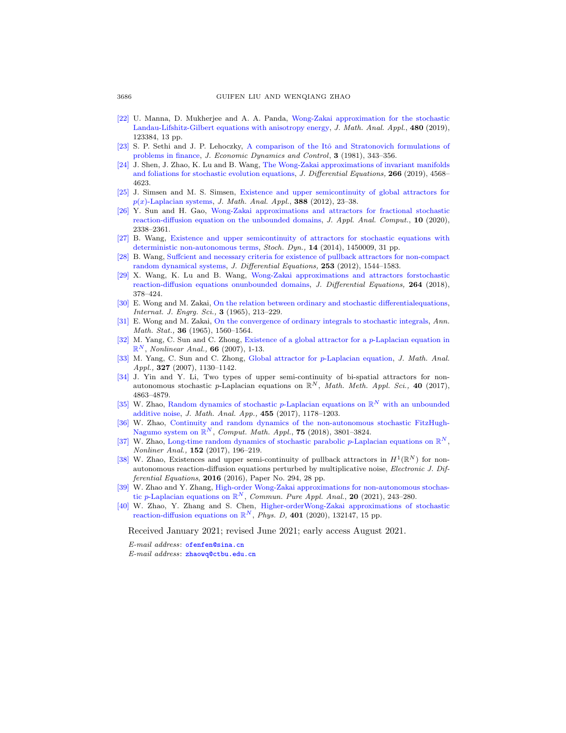[22] U. Manna, D. Mukherjee and A. A. Panda, Wong-Zakai approximation for the stochastic Landau-Lifshitz-Gilbert equations with anisotropy energy, *J. Math. Anal. Appl.*, **480** (2019), 123384, 13 pp.

[23] S. P. Sethi and J. P. Lehoczky, A comparison of the Itô and Stratonovich formulations of problems in finance, *J. Economic Dynamics and Control*, **3** (1981), 343–356.

[24] J. Shen, J. Zhao, K. Lu and B. Wang, The Wong-Zakai approximations of invariant manifolds and foliations for stochastic evolution equations, *J. Differential Equations,* **266** (2019), 4568–4623.

[25] J. Simsen and M. S. Simsen, Existence and upper semicontinuity of global attractors for $p(x)$-Laplacian systems, *J. Math. Anal. Appl.*, **388** (2012), 23–38.

[26] Y. Sun and H. Gao, Wong-Zakai approximations and attractors for fractional stochastic reaction-diffusion equation on the unbounded domains, *J. Appl. Anal. Comput.*, **10** (2020), 2338–2361.

[27] B. Wang, Existence and upper semicontinuity of attractors for stochastic equations with deterministic non-autonomous terms, *Stoch. Dyn.,* **14** (2014), 1450009, 31 pp.

[28] B. Wang, Suffcient and necessary criteria for existence of pullback attractors for non-compact random dynamical systems, *J. Differential Equations,* **253** (2012), 1544–1583.

[29] X. Wang, K. Lu and B. Wang, Wong-Zakai approximations and attractors forstochastic reaction-diffusion equations onunbounded domains, *J. Differential Equations,* **264** (2018), 378–424.

[30] E. Wong and M. Zakai, On the relation between ordinary and stochastic differentialequations, *Internat. J. Engrg. Sci.,* **3** (1965), 213–229.

[31] E. Wong and M. Zakai, On the convergence of ordinary integrals to stochastic integrals, *Ann. Math. Stat.,* **36** (1965), 1560–1564.

[32] M. Yang, C. Sun and C. Zhong, Existence of a global attractor for a $p$-Laplacian equation in $\mathbb{R}^N$, *Nonlinear Anal.,* **66** (2007), 1-13.

[33] M. Yang, C. Sun and C. Zhong, Global attractor for $p$-Laplacian equation, *J. Math. Anal. Appl.,* **327** (2007), 1130–1142.

[34] J. Yin and Y. Li, Two types of upper semi-continuity of bi-spatial attractors for non-autonomous stochastic $p$-Laplacian equations on $\mathbb{R}^N$, *Math. Meth. Appl. Sci.,* **40** (2017), 4863–4879.

[35] W. Zhao, Random dynamics of stochastic $p$-Laplacian equations on $\mathbb{R}^N$ with an unbounded additive noise, *J. Math. Anal. App.,* **455** (2017), 1178–1203.

[36] W. Zhao, Continuity and random dynamics of the non-autonomous stochastic FitzHugh-Nagumo system on $\mathbb{R}^N$, *Comput. Math. Appl.*, **75** (2018), 3801–3824.

[37] W. Zhao, Long-time random dynamics of stochastic parabolic $p$-Laplacian equations on $\mathbb{R}^N$, *Nonliner Anal.,* **152** (2017), 196–219.

[38] W. Zhao, Existences and upper semi-continuity of pullback attractors in $H^1(\mathbb{R}^N)$ for non-autonomous reaction-diffusion equations perturbed by multiplicative noise, *Electronic J. Differential Equations*, **2016** (2016), Paper No. 294, 28 pp.

[39] W. Zhao and Y. Zhang, High-order Wong-Zakai approximations for non-autonomous stochastic $p$-Laplacian equations on $\mathbb{R}^N$, *Commun. Pure Appl. Anal.*, **20** (2021), 243–280.

[40] W. Zhao, Y. Zhang and S. Chen, Higher-orderWong-Zakai approximations of stochastic reaction-diffusion equations on $\mathbb{R}^N$, *Phys. D,* **401** (2020), 132147, 15 pp.

Received January 2021; revised June 2021; early access August 2021.

*E-mail address*: ofenfen@sina.cn
*E-mail address*: zhaowq@ctbu.edu.cn